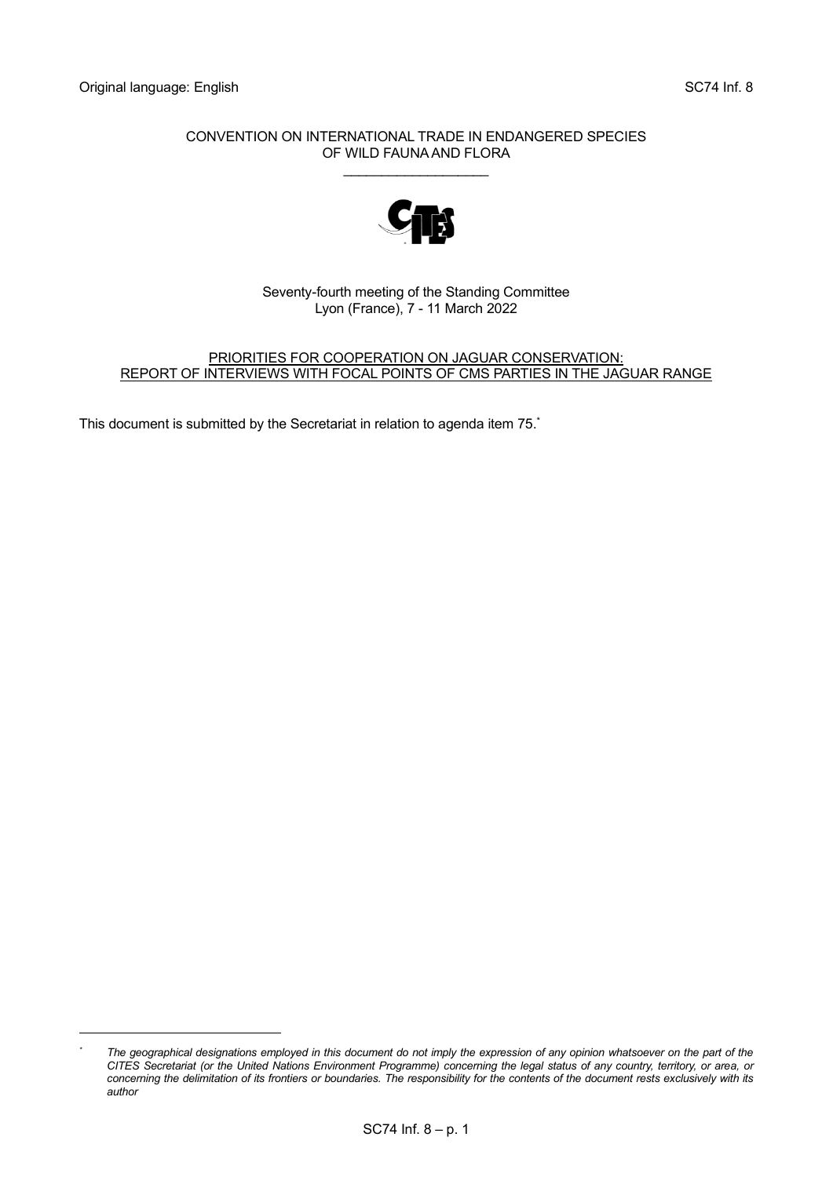Original language: English

SC74 Inf. 8

CONVENTION ON INTERNATIONAL TRADE IN ENDANGERED SPECIES OF WILD FAUNA AND FLORA

Seventy-fourth meeting of the Standing Committee
Lyon (France), 7 - 11 March 2022

# PRIORITIES FOR COOPERATION ON JAGUAR CONSERVATION: REPORT OF INTERVIEWS WITH FOCAL POINTS OF CMS PARTIES IN THE JAGUAR RANGE

This document is submitted by the Secretariat in relation to agenda item 75.*

* *The geographical designations employed in this document do not imply the expression of any opinion whatsoever on the part of the CITES Secretariat (or the United Nations Environment Programme) concerning the legal status of any country, territory, or area, or concerning the delimitation of its frontiers or boundaries. The responsibility for the contents of the document rests exclusively with its author*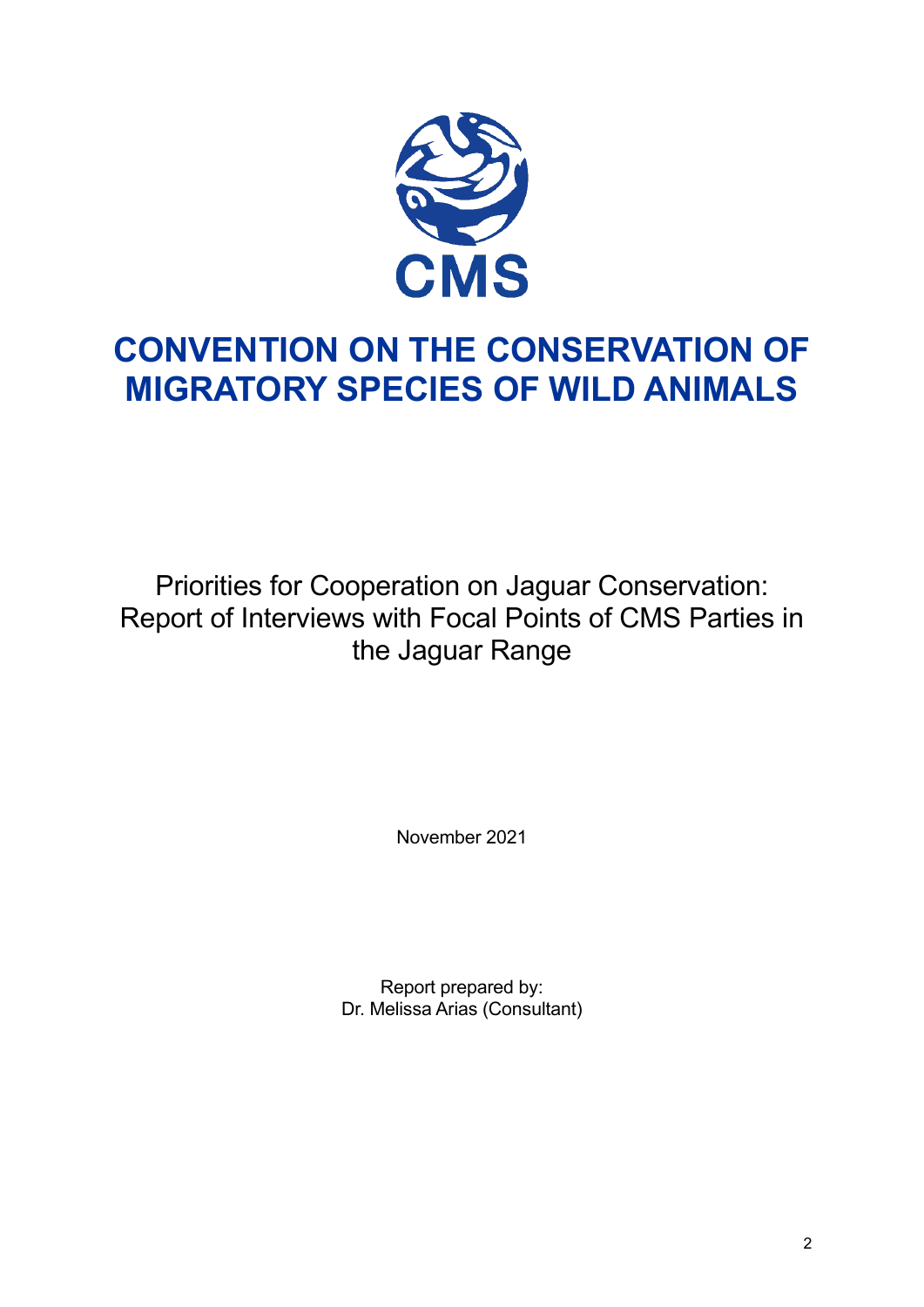CMS

# CONVENTION ON THE CONSERVATION OF MIGRATORY SPECIES OF WILD ANIMALS

Priorities for Cooperation on Jaguar Conservation: Report of Interviews with Focal Points of CMS Parties in the Jaguar Range

November 2021

Report prepared by:
Dr. Melissa Arias (Consultant)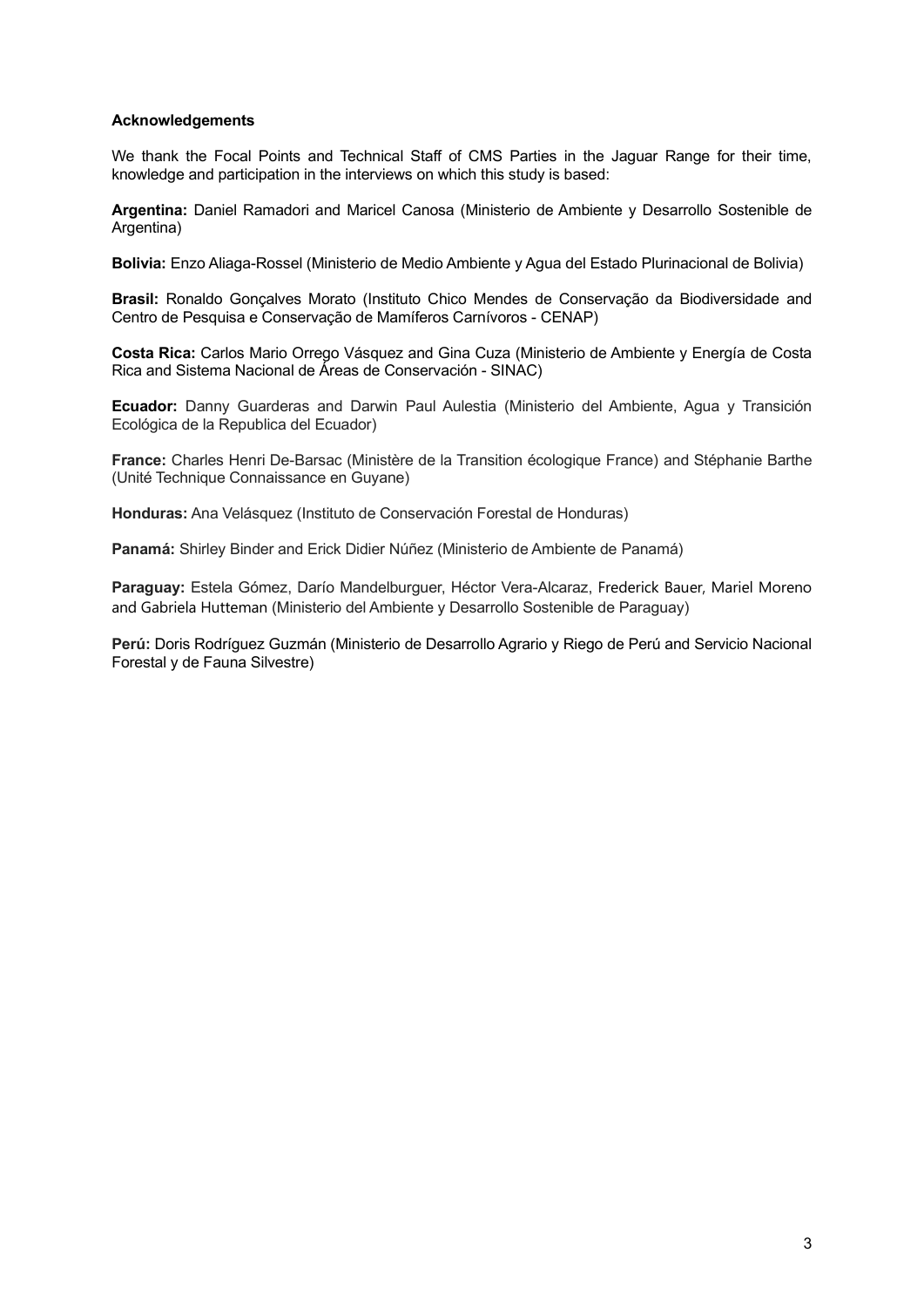**Acknowledgements**

We thank the Focal Points and Technical Staff of CMS Parties in the Jaguar Range for their time, knowledge and participation in the interviews on which this study is based:

**Argentina:** Daniel Ramadori and Maricel Canosa (Ministerio de Ambiente y Desarrollo Sostenible de Argentina)

**Bolivia:** Enzo Aliaga-Rossel (Ministerio de Medio Ambiente y Agua del Estado Plurinacional de Bolivia)

**Brasil:** Ronaldo Gonçalves Morato (Instituto Chico Mendes de Conservação da Biodiversidade and Centro de Pesquisa e Conservação de Mamíferos Carnívoros - CENAP)

**Costa Rica:** Carlos Mario Orrego Vásquez and Gina Cuza (Ministerio de Ambiente y Energía de Costa Rica and Sistema Nacional de Áreas de Conservación - SINAC)

**Ecuador:** Danny Guarderas and Darwin Paul Aulestia (Ministerio del Ambiente, Agua y Transición Ecológica de la Republica del Ecuador)

**France:** Charles Henri De-Barsac (Ministère de la Transition écologique France) and Stéphanie Barthe (Unité Technique Connaissance en Guyane)

**Honduras:** Ana Velásquez (Instituto de Conservación Forestal de Honduras)

**Panamá:** Shirley Binder and Erick Didier Núñez (Ministerio de Ambiente de Panamá)

**Paraguay:** Estela Gómez, Darío Mandelburguer, Héctor Vera-Alcaraz, Frederick Bauer, Mariel Moreno and Gabriela Hutteman (Ministerio del Ambiente y Desarrollo Sostenible de Paraguay)

**Perú:** Doris Rodríguez Guzmán (Ministerio de Desarrollo Agrario y Riego de Perú and Servicio Nacional Forestal y de Fauna Silvestre)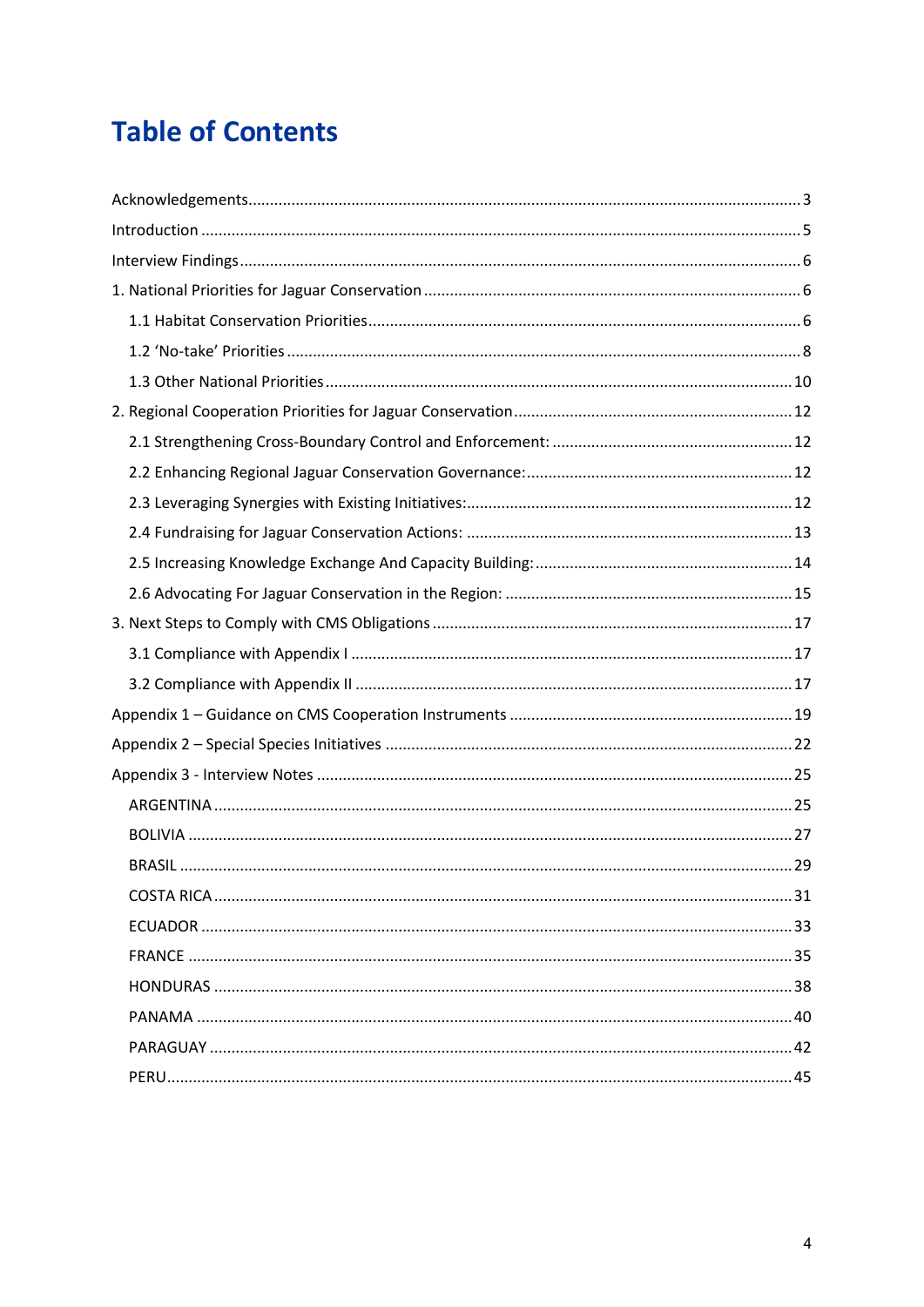# Table of Contents

Acknowledgements.......................................................................................................................3
Introduction ..................................................................................................................................5
Interview Findings.........................................................................................................................6
1. National Priorities for Jaguar Conservation ...............................................................................6
   1.1 Habitat Conservation Priorities..............................................................................................6
   1.2 'No-take' Priorities ...............................................................................................................8
   1.3 Other National Priorities.....................................................................................................10
2. Regional Cooperation Priorities for Jaguar Conservation .........................................................12
   2.1 Strengthening Cross-Boundary Control and Enforcement: ...................................................12
   2.2 Enhancing Regional Jaguar Conservation Governance:.........................................................12
   2.3 Leveraging Synergies with Existing Initiatives:......................................................................12
   2.4 Fundraising for Jaguar Conservation Actions: ......................................................................13
   2.5 Increasing Knowledge Exchange And Capacity Building:.......................................................14
   2.6 Advocating For Jaguar Conservation in the Region: ..............................................................15
3. Next Steps to Comply with CMS Obligations ............................................................................17
   3.1 Compliance with Appendix I ...............................................................................................17
   3.2 Compliance with Appendix II ..............................................................................................17
Appendix 1 – Guidance on CMS Cooperation Instruments ...........................................................19
Appendix 2 – Special Species Initiatives .......................................................................................22
Appendix 3 - Interview Notes ......................................................................................................25
   ARGENTINA ...........................................................................................................................25
   BOLIVIA .................................................................................................................................27
   BRASIL ...................................................................................................................................29
   COSTA RICA ...........................................................................................................................31
   ECUADOR ..............................................................................................................................33
   FRANCE .................................................................................................................................35
   HONDURAS ...........................................................................................................................38
   PANAMA ...............................................................................................................................40
   PARAGUAY ............................................................................................................................42
   PERU......................................................................................................................................45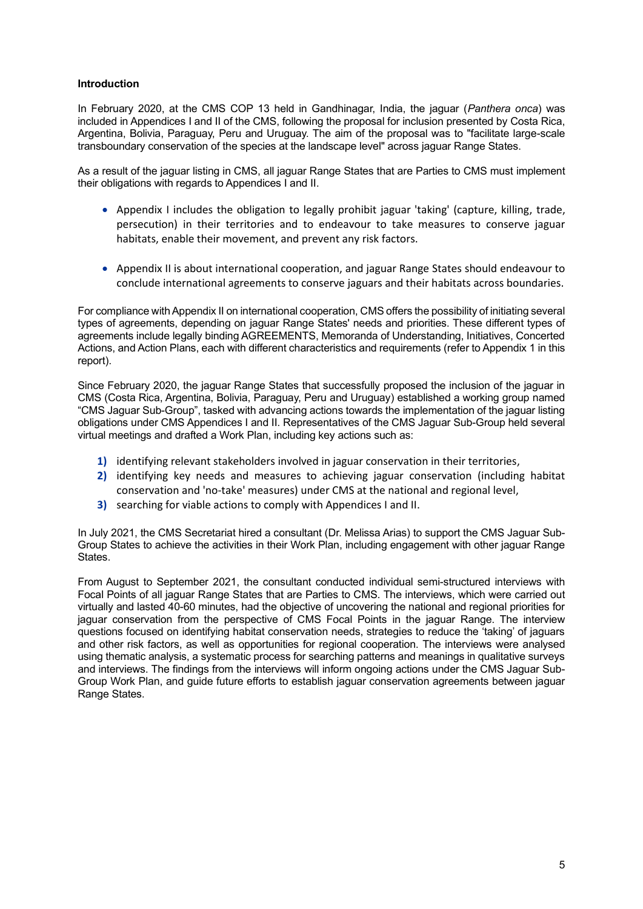**Introduction**

In February 2020, at the CMS COP 13 held in Gandhinagar, India, the jaguar (*Panthera onca*) was included in Appendices I and II of the CMS, following the proposal for inclusion presented by Costa Rica, Argentina, Bolivia, Paraguay, Peru and Uruguay. The aim of the proposal was to "facilitate large-scale transboundary conservation of the species at the landscape level" across jaguar Range States.

As a result of the jaguar listing in CMS, all jaguar Range States that are Parties to CMS must implement their obligations with regards to Appendices I and II.

- Appendix I includes the obligation to legally prohibit jaguar 'taking' (capture, killing, trade, persecution) in their territories and to endeavour to take measures to conserve jaguar habitats, enable their movement, and prevent any risk factors.
- Appendix II is about international cooperation, and jaguar Range States should endeavour to conclude international agreements to conserve jaguars and their habitats across boundaries.

For compliance with Appendix II on international cooperation, CMS offers the possibility of initiating several types of agreements, depending on jaguar Range States' needs and priorities. These different types of agreements include legally binding AGREEMENTS, Memoranda of Understanding, Initiatives, Concerted Actions, and Action Plans, each with different characteristics and requirements (refer to Appendix 1 in this report).

Since February 2020, the jaguar Range States that successfully proposed the inclusion of the jaguar in CMS (Costa Rica, Argentina, Bolivia, Paraguay, Peru and Uruguay) established a working group named "CMS Jaguar Sub-Group", tasked with advancing actions towards the implementation of the jaguar listing obligations under CMS Appendices I and II. Representatives of the CMS Jaguar Sub-Group held several virtual meetings and drafted a Work Plan, including key actions such as:

1) identifying relevant stakeholders involved in jaguar conservation in their territories,
2) identifying key needs and measures to achieving jaguar conservation (including habitat conservation and 'no-take' measures) under CMS at the national and regional level,
3) searching for viable actions to comply with Appendices I and II.

In July 2021, the CMS Secretariat hired a consultant (Dr. Melissa Arias) to support the CMS Jaguar Sub-Group States to achieve the activities in their Work Plan, including engagement with other jaguar Range States.

From August to September 2021, the consultant conducted individual semi-structured interviews with Focal Points of all jaguar Range States that are Parties to CMS. The interviews, which were carried out virtually and lasted 40-60 minutes, had the objective of uncovering the national and regional priorities for jaguar conservation from the perspective of CMS Focal Points in the jaguar Range. The interview questions focused on identifying habitat conservation needs, strategies to reduce the 'taking' of jaguars and other risk factors, as well as opportunities for regional cooperation. The interviews were analysed using thematic analysis, a systematic process for searching patterns and meanings in qualitative surveys and interviews. The findings from the interviews will inform ongoing actions under the CMS Jaguar Sub-Group Work Plan, and guide future efforts to establish jaguar conservation agreements between jaguar Range States.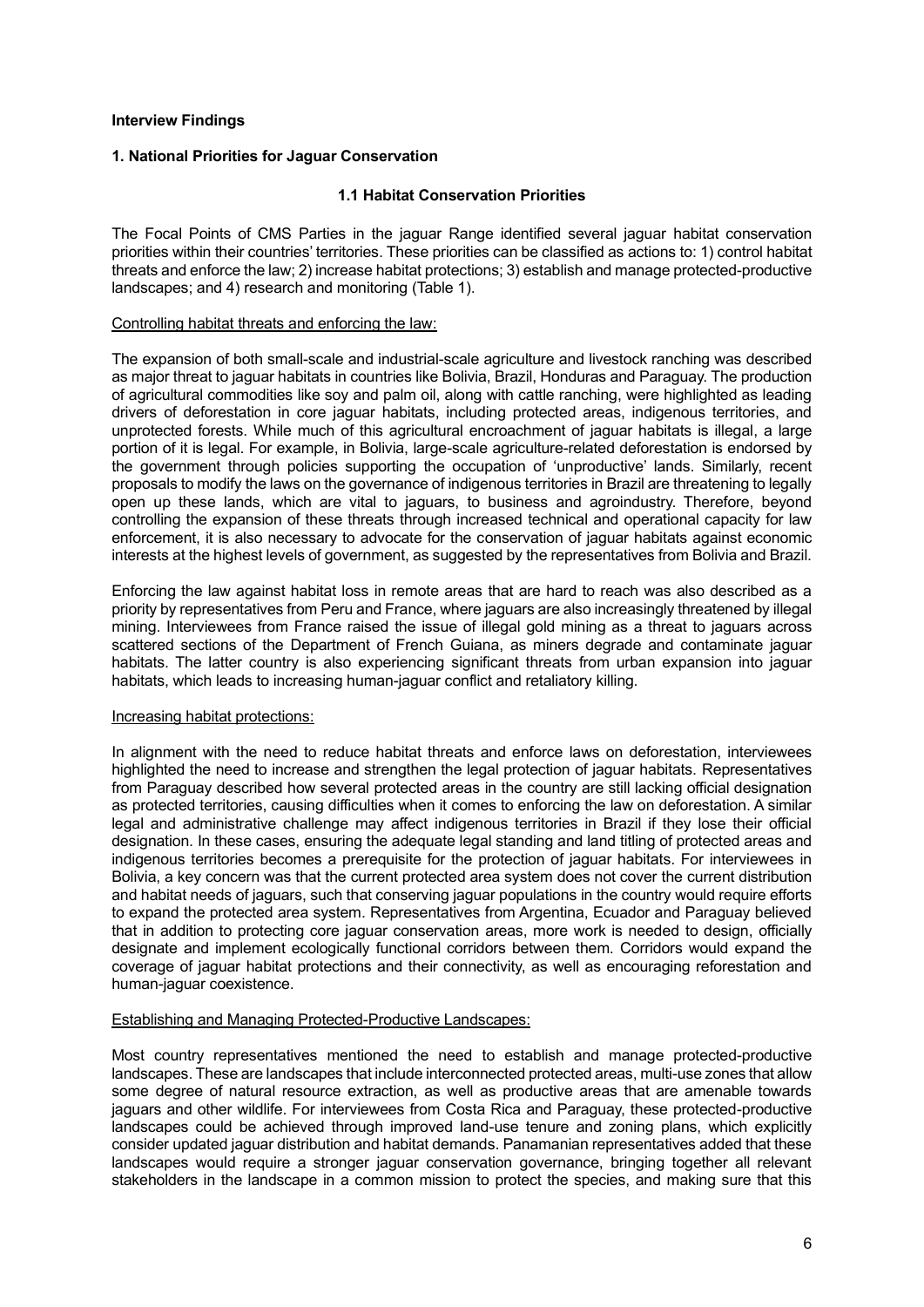**Interview Findings**

**1. National Priorities for Jaguar Conservation**

**1.1 Habitat Conservation Priorities**

The Focal Points of CMS Parties in the jaguar Range identified several jaguar habitat conservation priorities within their countries' territories. These priorities can be classified as actions to: 1) control habitat threats and enforce the law; 2) increase habitat protections; 3) establish and manage protected-productive landscapes; and 4) research and monitoring (Table 1).

<u>Controlling habitat threats and enforcing the law:</u>

The expansion of both small-scale and industrial-scale agriculture and livestock ranching was described as major threat to jaguar habitats in countries like Bolivia, Brazil, Honduras and Paraguay. The production of agricultural commodities like soy and palm oil, along with cattle ranching, were highlighted as leading drivers of deforestation in core jaguar habitats, including protected areas, indigenous territories, and unprotected forests. While much of this agricultural encroachment of jaguar habitats is illegal, a large portion of it is legal. For example, in Bolivia, large-scale agriculture-related deforestation is endorsed by the government through policies supporting the occupation of 'unproductive' lands. Similarly, recent proposals to modify the laws on the governance of indigenous territories in Brazil are threatening to legally open up these lands, which are vital to jaguars, to business and agroindustry. Therefore, beyond controlling the expansion of these threats through increased technical and operational capacity for law enforcement, it is also necessary to advocate for the conservation of jaguar habitats against economic interests at the highest levels of government, as suggested by the representatives from Bolivia and Brazil.

Enforcing the law against habitat loss in remote areas that are hard to reach was also described as a priority by representatives from Peru and France, where jaguars are also increasingly threatened by illegal mining. Interviewees from France raised the issue of illegal gold mining as a threat to jaguars across scattered sections of the Department of French Guiana, as miners degrade and contaminate jaguar habitats. The latter country is also experiencing significant threats from urban expansion into jaguar habitats, which leads to increasing human-jaguar conflict and retaliatory killing.

<u>Increasing habitat protections:</u>

In alignment with the need to reduce habitat threats and enforce laws on deforestation, interviewees highlighted the need to increase and strengthen the legal protection of jaguar habitats. Representatives from Paraguay described how several protected areas in the country are still lacking official designation as protected territories, causing difficulties when it comes to enforcing the law on deforestation. A similar legal and administrative challenge may affect indigenous territories in Brazil if they lose their official designation. In these cases, ensuring the adequate legal standing and land titling of protected areas and indigenous territories becomes a prerequisite for the protection of jaguar habitats. For interviewees in Bolivia, a key concern was that the current protected area system does not cover the current distribution and habitat needs of jaguars, such that conserving jaguar populations in the country would require efforts to expand the protected area system. Representatives from Argentina, Ecuador and Paraguay believed that in addition to protecting core jaguar conservation areas, more work is needed to design, officially designate and implement ecologically functional corridors between them. Corridors would expand the coverage of jaguar habitat protections and their connectivity, as well as encouraging reforestation and human-jaguar coexistence.

<u>Establishing and Managing Protected-Productive Landscapes:</u>

Most country representatives mentioned the need to establish and manage protected-productive landscapes. These are landscapes that include interconnected protected areas, multi-use zones that allow some degree of natural resource extraction, as well as productive areas that are amenable towards jaguars and other wildlife. For interviewees from Costa Rica and Paraguay, these protected-productive landscapes could be achieved through improved land-use tenure and zoning plans, which explicitly consider updated jaguar distribution and habitat demands. Panamanian representatives added that these landscapes would require a stronger jaguar conservation governance, bringing together all relevant stakeholders in the landscape in a common mission to protect the species, and making sure that this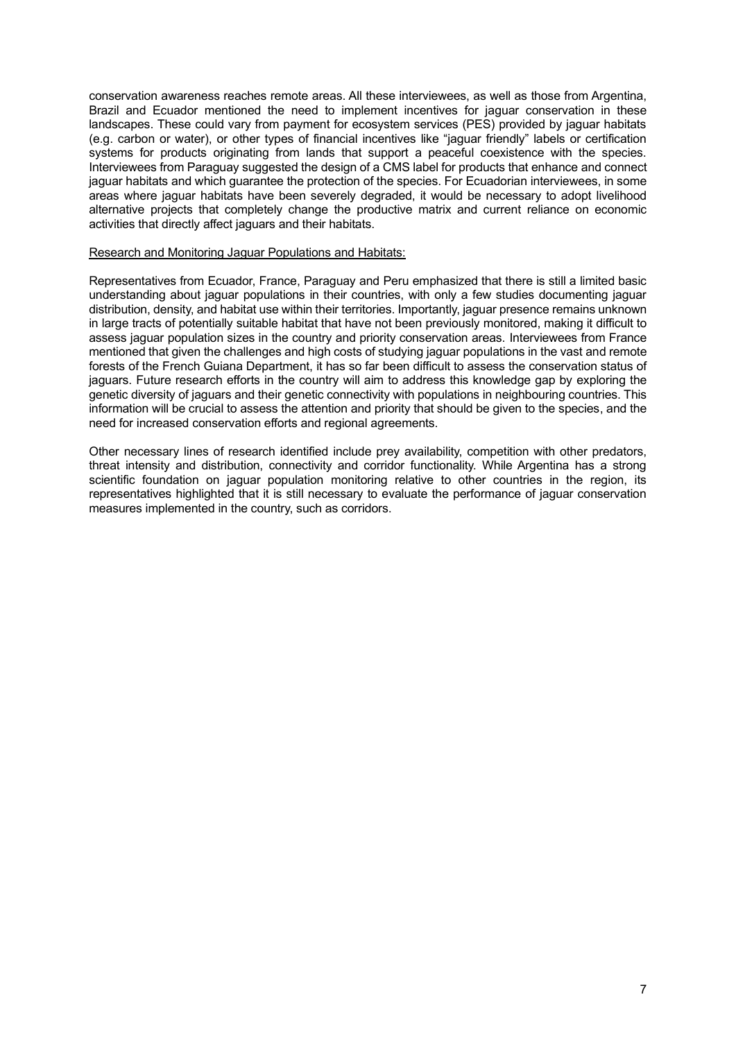conservation awareness reaches remote areas. All these interviewees, as well as those from Argentina, Brazil and Ecuador mentioned the need to implement incentives for jaguar conservation in these landscapes. These could vary from payment for ecosystem services (PES) provided by jaguar habitats (e.g. carbon or water), or other types of financial incentives like "jaguar friendly" labels or certification systems for products originating from lands that support a peaceful coexistence with the species. Interviewees from Paraguay suggested the design of a CMS label for products that enhance and connect jaguar habitats and which guarantee the protection of the species. For Ecuadorian interviewees, in some areas where jaguar habitats have been severely degraded, it would be necessary to adopt livelihood alternative projects that completely change the productive matrix and current reliance on economic activities that directly affect jaguars and their habitats.

<u>Research and Monitoring Jaguar Populations and Habitats:</u>

Representatives from Ecuador, France, Paraguay and Peru emphasized that there is still a limited basic understanding about jaguar populations in their countries, with only a few studies documenting jaguar distribution, density, and habitat use within their territories. Importantly, jaguar presence remains unknown in large tracts of potentially suitable habitat that have not been previously monitored, making it difficult to assess jaguar population sizes in the country and priority conservation areas. Interviewees from France mentioned that given the challenges and high costs of studying jaguar populations in the vast and remote forests of the French Guiana Department, it has so far been difficult to assess the conservation status of jaguars. Future research efforts in the country will aim to address this knowledge gap by exploring the genetic diversity of jaguars and their genetic connectivity with populations in neighbouring countries. This information will be crucial to assess the attention and priority that should be given to the species, and the need for increased conservation efforts and regional agreements.

Other necessary lines of research identified include prey availability, competition with other predators, threat intensity and distribution, connectivity and corridor functionality. While Argentina has a strong scientific foundation on jaguar population monitoring relative to other countries in the region, its representatives highlighted that it is still necessary to evaluate the performance of jaguar conservation measures implemented in the country, such as corridors.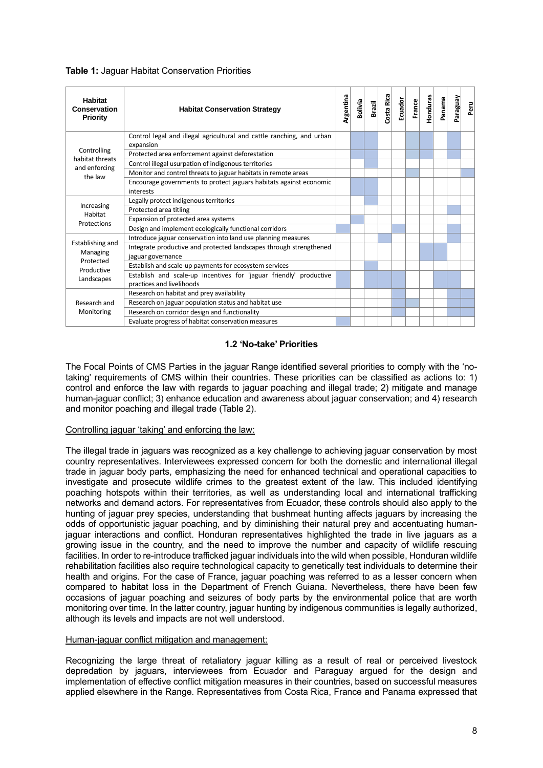**Table 1:** Jaguar Habitat Conservation Priorities

| Habitat Conservation Priority | Habitat Conservation Strategy | Argentina | Bolivia | Brazil | Costa Rica | Ecuador | France | Honduras | Panama | Paraguay | Peru |
|---|---|---|---|---|---|---|---|---|---|---|---|
| Controlling habitat threats and enforcing the law | Control legal and illegal agricultural and cattle ranching, and urban expansion | | X | X | | | X | X | | X | |
| | Protected area enforcement against deforestation | | X | X | | | X | X | | X | |
| | Control illegal usurpation of indigenous territories | | | X | | | | | | | |
| | Monitor and control threats to jaguar habitats in remote areas | | | | | | X | | | | X |
| | Encourage governments to protect jaguars habitats against economic interests | | X | X | | | | | | | |
| Increasing Habitat Protections | Legally protect indigenous territories | | | X | | | | | | | |
| | Protected area titling | | | | | | | | | X | |
| | Expansion of protected area systems | | X | | | | | | | X | |
| | Design and implement ecologically functional corridors | X | | | | X | | | | X | |
| Establishing and Managing Protected Productive Landscapes | Introduce jaguar conservation into land use planning measures | | | | X | | | | | X | |
| | Integrate productive and protected landscapes through strengthened jaguar governance | | | | | | | X | X | | |
| | Establish and scale-up payments for ecosystem services | | | X | | | | | | | |
| | Establish and scale-up incentives for 'jaguar friendly' productive practices and livelihoods | X | | X | X | X | | | X | X | |
| Research and Monitoring | Research on habitat and prey availability | | | | | X | | | | X | X |
| | Research on jaguar population status and habitat use | | | | | X | X | | | X | X |
| | Research on corridor design and functionality | | | | | X | | | | X | X |
| | Evaluate progress of habitat conservation measures | X | | | | | | | | | |

### 1.2 'No-take' Priorities

The Focal Points of CMS Parties in the jaguar Range identified several priorities to comply with the 'no-taking' requirements of CMS within their countries. These priorities can be classified as actions to: 1) control and enforce the law with regards to jaguar poaching and illegal trade; 2) mitigate and manage human-jaguar conflict; 3) enhance education and awareness about jaguar conservation; and 4) research and monitor poaching and illegal trade (Table 2).

Controlling jaguar 'taking' and enforcing the law:

The illegal trade in jaguars was recognized as a key challenge to achieving jaguar conservation by most country representatives. Interviewees expressed concern for both the domestic and international illegal trade in jaguar body parts, emphasizing the need for enhanced technical and operational capacities to investigate and prosecute wildlife crimes to the greatest extent of the law. This included identifying poaching hotspots within their territories, as well as understanding local and international trafficking networks and demand actors. For representatives from Ecuador, these controls should also apply to the hunting of jaguar prey species, understanding that bushmeat hunting affects jaguars by increasing the odds of opportunistic jaguar poaching, and by diminishing their natural prey and accentuating human-jaguar interactions and conflict. Honduran representatives highlighted the trade in live jaguars as a growing issue in the country, and the need to improve the number and capacity of wildlife rescuing facilities. In order to re-introduce trafficked jaguar individuals into the wild when possible, Honduran wildlife rehabilitation facilities also require technological capacity to genetically test individuals to determine their health and origins. For the case of France, jaguar poaching was referred to as a lesser concern when compared to habitat loss in the Department of French Guiana. Nevertheless, there have been few occasions of jaguar poaching and seizures of body parts by the environmental police that are worth monitoring over time. In the latter country, jaguar hunting by indigenous communities is legally authorized, although its levels and impacts are not well understood.

Human-jaguar conflict mitigation and management:

Recognizing the large threat of retaliatory jaguar killing as a result of real or perceived livestock depredation by jaguars, interviewees from Ecuador and Paraguay argued for the design and implementation of effective conflict mitigation measures in their countries, based on successful measures applied elsewhere in the Range. Representatives from Costa Rica, France and Panama expressed that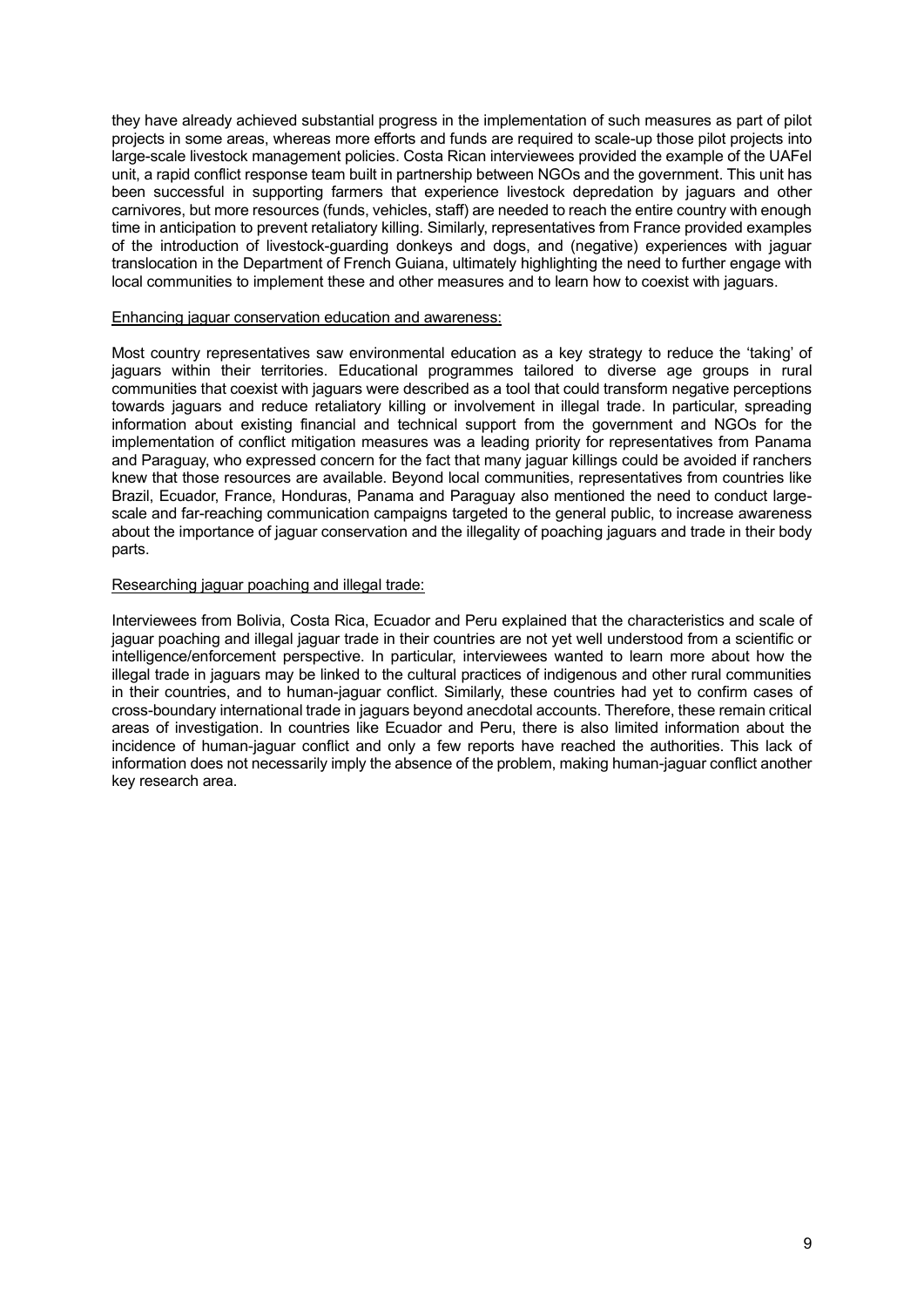they have already achieved substantial progress in the implementation of such measures as part of pilot projects in some areas, whereas more efforts and funds are required to scale-up those pilot projects into large-scale livestock management policies. Costa Rican interviewees provided the example of the UAFel unit, a rapid conflict response team built in partnership between NGOs and the government. This unit has been successful in supporting farmers that experience livestock depredation by jaguars and other carnivores, but more resources (funds, vehicles, staff) are needed to reach the entire country with enough time in anticipation to prevent retaliatory killing. Similarly, representatives from France provided examples of the introduction of livestock-guarding donkeys and dogs, and (negative) experiences with jaguar translocation in the Department of French Guiana, ultimately highlighting the need to further engage with local communities to implement these and other measures and to learn how to coexist with jaguars.

Enhancing jaguar conservation education and awareness:

Most country representatives saw environmental education as a key strategy to reduce the 'taking' of jaguars within their territories. Educational programmes tailored to diverse age groups in rural communities that coexist with jaguars were described as a tool that could transform negative perceptions towards jaguars and reduce retaliatory killing or involvement in illegal trade. In particular, spreading information about existing financial and technical support from the government and NGOs for the implementation of conflict mitigation measures was a leading priority for representatives from Panama and Paraguay, who expressed concern for the fact that many jaguar killings could be avoided if ranchers knew that those resources are available. Beyond local communities, representatives from countries like Brazil, Ecuador, France, Honduras, Panama and Paraguay also mentioned the need to conduct large-scale and far-reaching communication campaigns targeted to the general public, to increase awareness about the importance of jaguar conservation and the illegality of poaching jaguars and trade in their body parts.

Researching jaguar poaching and illegal trade:

Interviewees from Bolivia, Costa Rica, Ecuador and Peru explained that the characteristics and scale of jaguar poaching and illegal jaguar trade in their countries are not yet well understood from a scientific or intelligence/enforcement perspective. In particular, interviewees wanted to learn more about how the illegal trade in jaguars may be linked to the cultural practices of indigenous and other rural communities in their countries, and to human-jaguar conflict. Similarly, these countries had yet to confirm cases of cross-boundary international trade in jaguars beyond anecdotal accounts. Therefore, these remain critical areas of investigation. In countries like Ecuador and Peru, there is also limited information about the incidence of human-jaguar conflict and only a few reports have reached the authorities. This lack of information does not necessarily imply the absence of the problem, making human-jaguar conflict another key research area.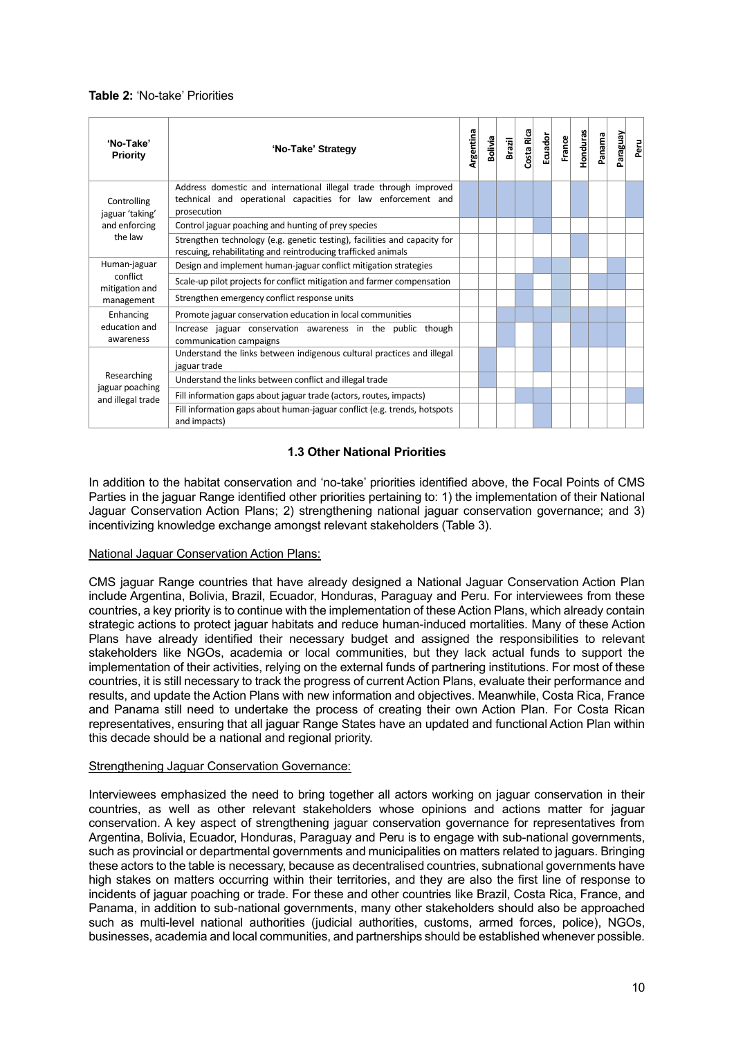**Table 2:** 'No-take' Priorities

| 'No-Take' Priority | 'No-Take' Strategy | Argentina | Bolivia | Brazil | Costa Rica | Ecuador | France | Honduras | Panama | Paraguay | Peru |
|---|---|---|---|---|---|---|---|---|---|---|---|
| Controlling jaguar 'taking' and enforcing the law | Address domestic and international illegal trade through improved technical and operational capacities for law enforcement and prosecution | X | X | X | X | X | | X | | | X |
| | Control jaguar poaching and hunting of prey species | | | | | X | | | | | |
| | Strengthen technology (e.g. genetic testing), facilities and capacity for rescuing, rehabilitating and reintroducing trafficked animals | | | | | | | X | | | |
| Human-jaguar conflict mitigation and management | Design and implement human-jaguar conflict mitigation strategies | | | | | X | X | | | X | |
| | Scale-up pilot projects for conflict mitigation and farmer compensation | | | | X | | X | | X | X | |
| | Strengthen emergency conflict response units | | | | X | | X | | | | |
| Enhancing education and awareness | Promote jaguar conservation education in local communities | | | X | X | X | X | X | X | X | |
| | Increase jaguar conservation awareness in the public though communication campaigns | | | X | | | | X | X | X | |
| Researching jaguar poaching and illegal trade | Understand the links between indigenous cultural practices and illegal jaguar trade | | X | | | X | | | | | |
| | Understand the links between conflict and illegal trade | | X | | | | | | | | |
| | Fill information gaps about jaguar trade (actors, routes, impacts) | | | | X | X | | | | | X |
| | Fill information gaps about human-jaguar conflict (e.g. trends, hotspots and impacts) | | | | | X | | | | | |

### 1.3 Other National Priorities

In addition to the habitat conservation and 'no-take' priorities identified above, the Focal Points of CMS Parties in the jaguar Range identified other priorities pertaining to: 1) the implementation of their National Jaguar Conservation Action Plans; 2) strengthening national jaguar conservation governance; and 3) incentivizing knowledge exchange amongst relevant stakeholders (Table 3).

National Jaguar Conservation Action Plans:

CMS jaguar Range countries that have already designed a National Jaguar Conservation Action Plan include Argentina, Bolivia, Brazil, Ecuador, Honduras, Paraguay and Peru. For interviewees from these countries, a key priority is to continue with the implementation of these Action Plans, which already contain strategic actions to protect jaguar habitats and reduce human-induced mortalities. Many of these Action Plans have already identified their necessary budget and assigned the responsibilities to relevant stakeholders like NGOs, academia or local communities, but they lack actual funds to support the implementation of their activities, relying on the external funds of partnering institutions. For most of these countries, it is still necessary to track the progress of current Action Plans, evaluate their performance and results, and update the Action Plans with new information and objectives. Meanwhile, Costa Rica, France and Panama still need to undertake the process of creating their own Action Plan. For Costa Rican representatives, ensuring that all jaguar Range States have an updated and functional Action Plan within this decade should be a national and regional priority.

Strengthening Jaguar Conservation Governance:

Interviewees emphasized the need to bring together all actors working on jaguar conservation in their countries, as well as other relevant stakeholders whose opinions and actions matter for jaguar conservation. A key aspect of strengthening jaguar conservation governance for representatives from Argentina, Bolivia, Ecuador, Honduras, Paraguay and Peru is to engage with sub-national governments, such as provincial or departmental governments and municipalities on matters related to jaguars. Bringing these actors to the table is necessary, because as decentralised countries, subnational governments have high stakes on matters occurring within their territories, and they are also the first line of response to incidents of jaguar poaching or trade. For these and other countries like Brazil, Costa Rica, France, and Panama, in addition to sub-national governments, many other stakeholders should also be approached such as multi-level national authorities (judicial authorities, customs, armed forces, police), NGOs, businesses, academia and local communities, and partnerships should be established whenever possible.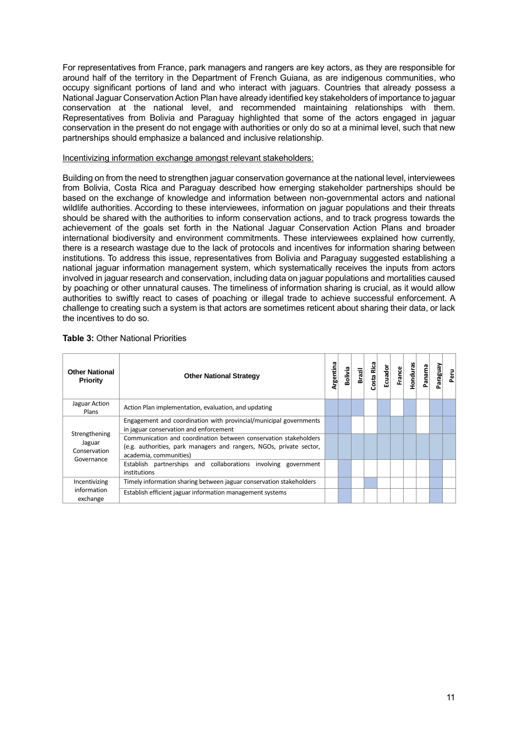For representatives from France, park managers and rangers are key actors, as they are responsible for around half of the territory in the Department of French Guiana, as are indigenous communities, who occupy significant portions of land and who interact with jaguars. Countries that already possess a National Jaguar Conservation Action Plan have already identified key stakeholders of importance to jaguar conservation at the national level, and recommended maintaining relationships with them. Representatives from Bolivia and Paraguay highlighted that some of the actors engaged in jaguar conservation in the present do not engage with authorities or only do so at a minimal level, such that new partnerships should emphasize a balanced and inclusive relationship.

<u>Incentivizing information exchange amongst relevant stakeholders:</u>

Building on from the need to strengthen jaguar conservation governance at the national level, interviewees from Bolivia, Costa Rica and Paraguay described how emerging stakeholder partnerships should be based on the exchange of knowledge and information between non-governmental actors and national wildlife authorities. According to these interviewees, information on jaguar populations and their threats should be shared with the authorities to inform conservation actions, and to track progress towards the achievement of the goals set forth in the National Jaguar Conservation Action Plans and broader international biodiversity and environment commitments. These interviewees explained how currently, there is a research wastage due to the lack of protocols and incentives for information sharing between institutions. To address this issue, representatives from Bolivia and Paraguay suggested establishing a national jaguar information management system, which systematically receives the inputs from actors involved in jaguar research and conservation, including data on jaguar populations and mortalities caused by poaching or other unnatural causes. The timeliness of information sharing is crucial, as it would allow authorities to swiftly react to cases of poaching or illegal trade to achieve successful enforcement. A challenge to creating such a system is that actors are sometimes reticent about sharing their data, or lack the incentives to do so.

**Table 3:** Other National Priorities

| Other National Priority | Other National Strategy | Argentina | Bolivia | Brazil | Costa Rica | Ecuador | France | Honduras | Panama | Paraguay | Peru |
|---|---|---|---|---|---|---|---|---|---|---|---|
| Jaguar Action Plans | Action Plan implementation, evaluation, and updating | X | X | X | | X | | X | | X | X |
| Strengthening Jaguar Conservation Governance | Engagement and coordination with provincial/municipal governments in jaguar conservation and enforcement | X | X | | | X | X | X | | X | X |
| | Communication and coordination between conservation stakeholders (e.g. authorities, park managers and rangers, NGOs, private sector, academia, communities) | X | X | X | X | X | X | X | X | X | X |
| | Establish partnerships and collaborations involving government institutions | | X | | | | | | | X | |
| Incentivizing information exchange | Timely information sharing between jaguar conservation stakeholders | | X | | X | | | | | X | |
| | Establish efficient jaguar information management systems | | X | | | | | | | X | |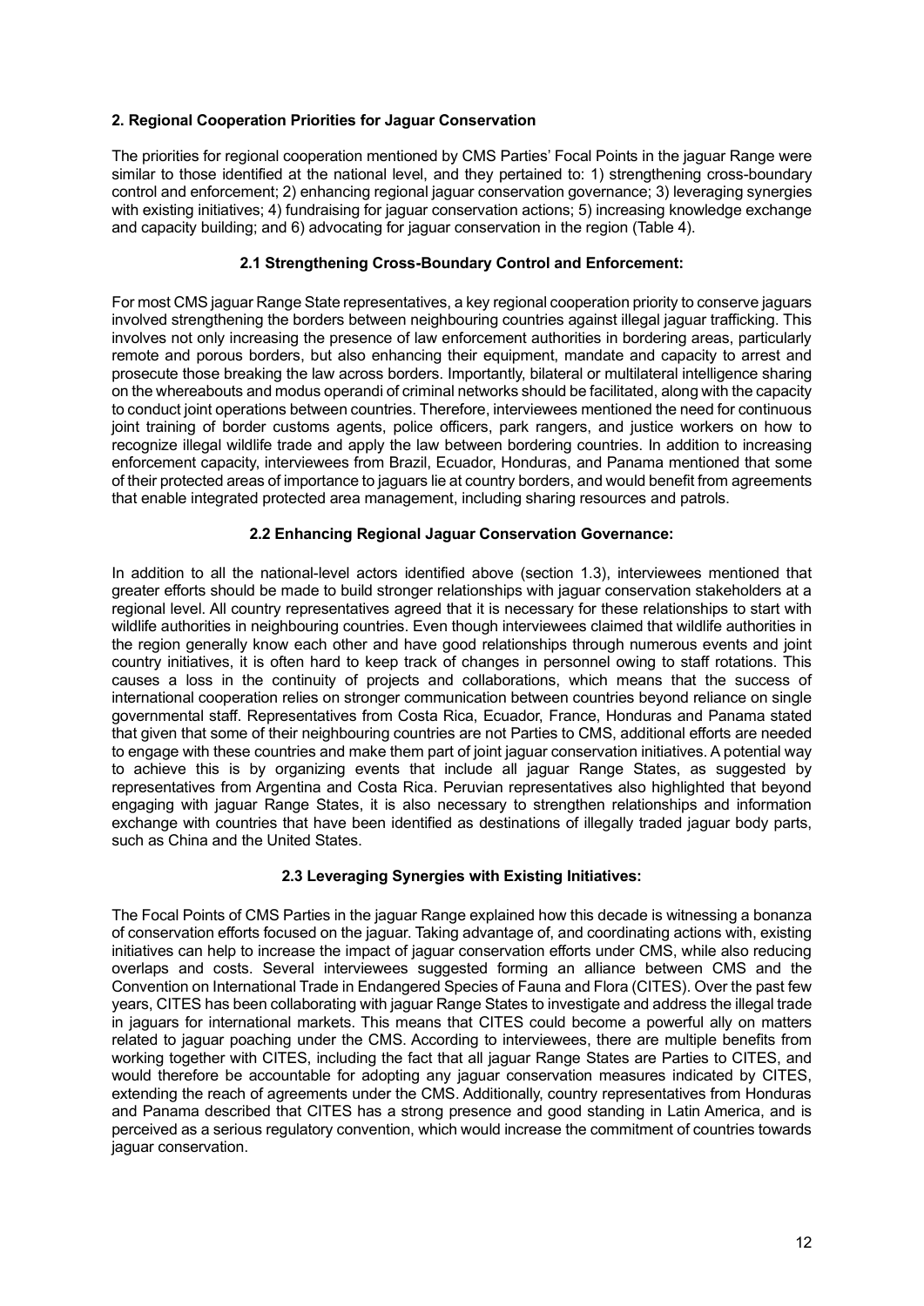## 2. Regional Cooperation Priorities for Jaguar Conservation

The priorities for regional cooperation mentioned by CMS Parties' Focal Points in the jaguar Range were similar to those identified at the national level, and they pertained to: 1) strengthening cross-boundary control and enforcement; 2) enhancing regional jaguar conservation governance; 3) leveraging synergies with existing initiatives; 4) fundraising for jaguar conservation actions; 5) increasing knowledge exchange and capacity building; and 6) advocating for jaguar conservation in the region (Table 4).

### 2.1 Strengthening Cross-Boundary Control and Enforcement:

For most CMS jaguar Range State representatives, a key regional cooperation priority to conserve jaguars involved strengthening the borders between neighbouring countries against illegal jaguar trafficking. This involves not only increasing the presence of law enforcement authorities in bordering areas, particularly remote and porous borders, but also enhancing their equipment, mandate and capacity to arrest and prosecute those breaking the law across borders. Importantly, bilateral or multilateral intelligence sharing on the whereabouts and modus operandi of criminal networks should be facilitated, along with the capacity to conduct joint operations between countries. Therefore, interviewees mentioned the need for continuous joint training of border customs agents, police officers, park rangers, and justice workers on how to recognize illegal wildlife trade and apply the law between bordering countries. In addition to increasing enforcement capacity, interviewees from Brazil, Ecuador, Honduras, and Panama mentioned that some of their protected areas of importance to jaguars lie at country borders, and would benefit from agreements that enable integrated protected area management, including sharing resources and patrols.

### 2.2 Enhancing Regional Jaguar Conservation Governance:

In addition to all the national-level actors identified above (section 1.3), interviewees mentioned that greater efforts should be made to build stronger relationships with jaguar conservation stakeholders at a regional level. All country representatives agreed that it is necessary for these relationships to start with wildlife authorities in neighbouring countries. Even though interviewees claimed that wildlife authorities in the region generally know each other and have good relationships through numerous events and joint country initiatives, it is often hard to keep track of changes in personnel owing to staff rotations. This causes a loss in the continuity of projects and collaborations, which means that the success of international cooperation relies on stronger communication between countries beyond reliance on single governmental staff. Representatives from Costa Rica, Ecuador, France, Honduras and Panama stated that given that some of their neighbouring countries are not Parties to CMS, additional efforts are needed to engage with these countries and make them part of joint jaguar conservation initiatives. A potential way to achieve this is by organizing events that include all jaguar Range States, as suggested by representatives from Argentina and Costa Rica. Peruvian representatives also highlighted that beyond engaging with jaguar Range States, it is also necessary to strengthen relationships and information exchange with countries that have been identified as destinations of illegally traded jaguar body parts, such as China and the United States.

### 2.3 Leveraging Synergies with Existing Initiatives:

The Focal Points of CMS Parties in the jaguar Range explained how this decade is witnessing a bonanza of conservation efforts focused on the jaguar. Taking advantage of, and coordinating actions with, existing initiatives can help to increase the impact of jaguar conservation efforts under CMS, while also reducing overlaps and costs. Several interviewees suggested forming an alliance between CMS and the Convention on International Trade in Endangered Species of Fauna and Flora (CITES). Over the past few years, CITES has been collaborating with jaguar Range States to investigate and address the illegal trade in jaguars for international markets. This means that CITES could become a powerful ally on matters related to jaguar poaching under the CMS. According to interviewees, there are multiple benefits from working together with CITES, including the fact that all jaguar Range States are Parties to CITES, and would therefore be accountable for adopting any jaguar conservation measures indicated by CITES, extending the reach of agreements under the CMS. Additionally, country representatives from Honduras and Panama described that CITES has a strong presence and good standing in Latin America, and is perceived as a serious regulatory convention, which would increase the commitment of countries towards jaguar conservation.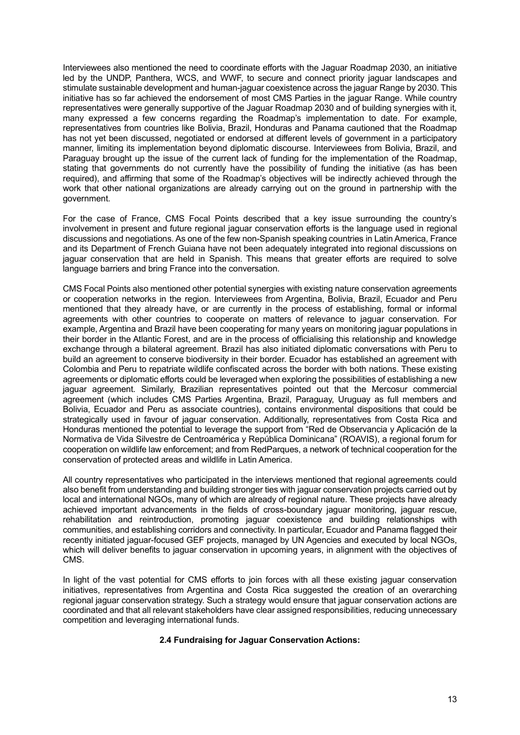Interviewees also mentioned the need to coordinate efforts with the Jaguar Roadmap 2030, an initiative led by the UNDP, Panthera, WCS, and WWF, to secure and connect priority jaguar landscapes and stimulate sustainable development and human-jaguar coexistence across the jaguar Range by 2030. This initiative has so far achieved the endorsement of most CMS Parties in the jaguar Range. While country representatives were generally supportive of the Jaguar Roadmap 2030 and of building synergies with it, many expressed a few concerns regarding the Roadmap's implementation to date. For example, representatives from countries like Bolivia, Brazil, Honduras and Panama cautioned that the Roadmap has not yet been discussed, negotiated or endorsed at different levels of government in a participatory manner, limiting its implementation beyond diplomatic discourse. Interviewees from Bolivia, Brazil, and Paraguay brought up the issue of the current lack of funding for the implementation of the Roadmap, stating that governments do not currently have the possibility of funding the initiative (as has been required), and affirming that some of the Roadmap's objectives will be indirectly achieved through the work that other national organizations are already carrying out on the ground in partnership with the government.

For the case of France, CMS Focal Points described that a key issue surrounding the country's involvement in present and future regional jaguar conservation efforts is the language used in regional discussions and negotiations. As one of the few non-Spanish speaking countries in Latin America, France and its Department of French Guiana have not been adequately integrated into regional discussions on jaguar conservation that are held in Spanish. This means that greater efforts are required to solve language barriers and bring France into the conversation.

CMS Focal Points also mentioned other potential synergies with existing nature conservation agreements or cooperation networks in the region. Interviewees from Argentina, Bolivia, Brazil, Ecuador and Peru mentioned that they already have, or are currently in the process of establishing, formal or informal agreements with other countries to cooperate on matters of relevance to jaguar conservation. For example, Argentina and Brazil have been cooperating for many years on monitoring jaguar populations in their border in the Atlantic Forest, and are in the process of officialising this relationship and knowledge exchange through a bilateral agreement. Brazil has also initiated diplomatic conversations with Peru to build an agreement to conserve biodiversity in their border. Ecuador has established an agreement with Colombia and Peru to repatriate wildlife confiscated across the border with both nations. These existing agreements or diplomatic efforts could be leveraged when exploring the possibilities of establishing a new jaguar agreement. Similarly, Brazilian representatives pointed out that the Mercosur commercial agreement (which includes CMS Parties Argentina, Brazil, Paraguay, Uruguay as full members and Bolivia, Ecuador and Peru as associate countries), contains environmental dispositions that could be strategically used in favour of jaguar conservation. Additionally, representatives from Costa Rica and Honduras mentioned the potential to leverage the support from "Red de Observancia y Aplicación de la Normativa de Vida Silvestre de Centroamérica y República Dominicana" (ROAVIS), a regional forum for cooperation on wildlife law enforcement; and from RedParques, a network of technical cooperation for the conservation of protected areas and wildlife in Latin America.

All country representatives who participated in the interviews mentioned that regional agreements could also benefit from understanding and building stronger ties with jaguar conservation projects carried out by local and international NGOs, many of which are already of regional nature. These projects have already achieved important advancements in the fields of cross-boundary jaguar monitoring, jaguar rescue, rehabilitation and reintroduction, promoting jaguar coexistence and building relationships with communities, and establishing corridors and connectivity. In particular, Ecuador and Panama flagged their recently initiated jaguar-focused GEF projects, managed by UN Agencies and executed by local NGOs, which will deliver benefits to jaguar conservation in upcoming years, in alignment with the objectives of CMS.

In light of the vast potential for CMS efforts to join forces with all these existing jaguar conservation initiatives, representatives from Argentina and Costa Rica suggested the creation of an overarching regional jaguar conservation strategy. Such a strategy would ensure that jaguar conservation actions are coordinated and that all relevant stakeholders have clear assigned responsibilities, reducing unnecessary competition and leveraging international funds.

### 2.4 Fundraising for Jaguar Conservation Actions: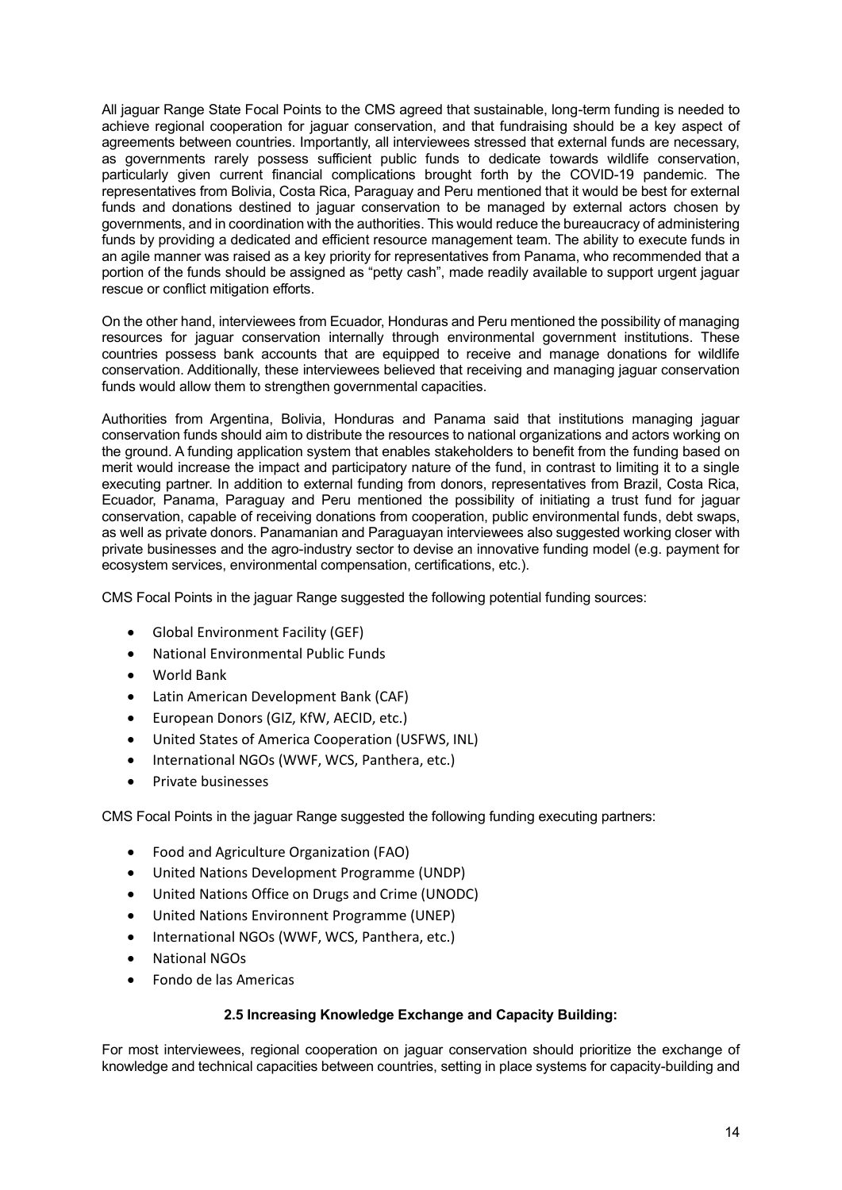All jaguar Range State Focal Points to the CMS agreed that sustainable, long-term funding is needed to achieve regional cooperation for jaguar conservation, and that fundraising should be a key aspect of agreements between countries. Importantly, all interviewees stressed that external funds are necessary, as governments rarely possess sufficient public funds to dedicate towards wildlife conservation, particularly given current financial complications brought forth by the COVID-19 pandemic. The representatives from Bolivia, Costa Rica, Paraguay and Peru mentioned that it would be best for external funds and donations destined to jaguar conservation to be managed by external actors chosen by governments, and in coordination with the authorities. This would reduce the bureaucracy of administering funds by providing a dedicated and efficient resource management team. The ability to execute funds in an agile manner was raised as a key priority for representatives from Panama, who recommended that a portion of the funds should be assigned as "petty cash", made readily available to support urgent jaguar rescue or conflict mitigation efforts.

On the other hand, interviewees from Ecuador, Honduras and Peru mentioned the possibility of managing resources for jaguar conservation internally through environmental government institutions. These countries possess bank accounts that are equipped to receive and manage donations for wildlife conservation. Additionally, these interviewees believed that receiving and managing jaguar conservation funds would allow them to strengthen governmental capacities.

Authorities from Argentina, Bolivia, Honduras and Panama said that institutions managing jaguar conservation funds should aim to distribute the resources to national organizations and actors working on the ground. A funding application system that enables stakeholders to benefit from the funding based on merit would increase the impact and participatory nature of the fund, in contrast to limiting it to a single executing partner. In addition to external funding from donors, representatives from Brazil, Costa Rica, Ecuador, Panama, Paraguay and Peru mentioned the possibility of initiating a trust fund for jaguar conservation, capable of receiving donations from cooperation, public environmental funds, debt swaps, as well as private donors. Panamanian and Paraguayan interviewees also suggested working closer with private businesses and the agro-industry sector to devise an innovative funding model (e.g. payment for ecosystem services, environmental compensation, certifications, etc.).

CMS Focal Points in the jaguar Range suggested the following potential funding sources:

- Global Environment Facility (GEF)
- National Environmental Public Funds
- World Bank
- Latin American Development Bank (CAF)
- European Donors (GIZ, KfW, AECID, etc.)
- United States of America Cooperation (USFWS, INL)
- International NGOs (WWF, WCS, Panthera, etc.)
- Private businesses

CMS Focal Points in the jaguar Range suggested the following funding executing partners:

- Food and Agriculture Organization (FAO)
- United Nations Development Programme (UNDP)
- United Nations Office on Drugs and Crime (UNODC)
- United Nations Environnent Programme (UNEP)
- International NGOs (WWF, WCS, Panthera, etc.)
- National NGOs
- Fondo de las Americas

### 2.5 Increasing Knowledge Exchange and Capacity Building:

For most interviewees, regional cooperation on jaguar conservation should prioritize the exchange of knowledge and technical capacities between countries, setting in place systems for capacity-building and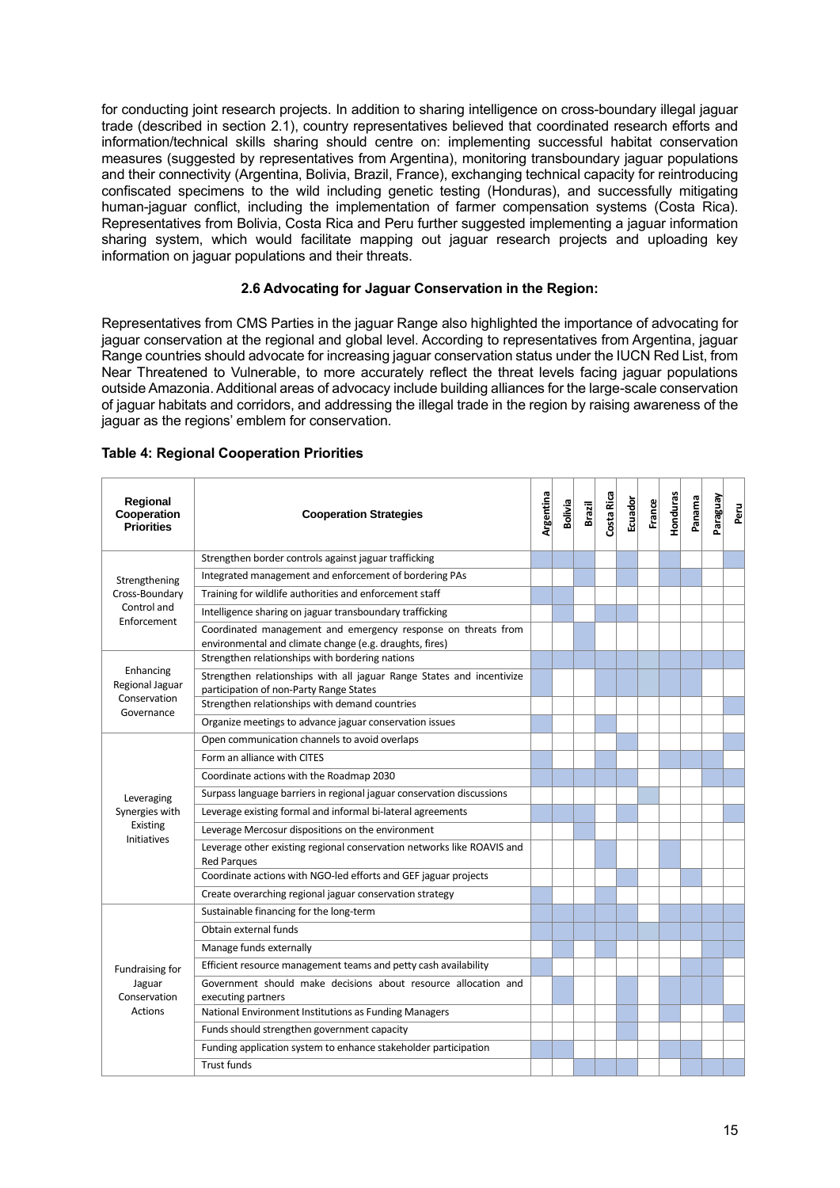for conducting joint research projects. In addition to sharing intelligence on cross-boundary illegal jaguar trade (described in section 2.1), country representatives believed that coordinated research efforts and information/technical skills sharing should centre on: implementing successful habitat conservation measures (suggested by representatives from Argentina), monitoring transboundary jaguar populations and their connectivity (Argentina, Bolivia, Brazil, France), exchanging technical capacity for reintroducing confiscated specimens to the wild including genetic testing (Honduras), and successfully mitigating human-jaguar conflict, including the implementation of farmer compensation systems (Costa Rica). Representatives from Bolivia, Costa Rica and Peru further suggested implementing a jaguar information sharing system, which would facilitate mapping out jaguar research projects and uploading key information on jaguar populations and their threats.

### 2.6 Advocating for Jaguar Conservation in the Region:

Representatives from CMS Parties in the jaguar Range also highlighted the importance of advocating for jaguar conservation at the regional and global level. According to representatives from Argentina, jaguar Range countries should advocate for increasing jaguar conservation status under the IUCN Red List, from Near Threatened to Vulnerable, to more accurately reflect the threat levels facing jaguar populations outside Amazonia. Additional areas of advocacy include building alliances for the large-scale conservation of jaguar habitats and corridors, and addressing the illegal trade in the region by raising awareness of the jaguar as the regions' emblem for conservation.

**Table 4: Regional Cooperation Priorities**

| Regional Cooperation Priorities | Cooperation Strategies | Argentina | Bolivia | Brazil | Costa Rica | Ecuador | France | Honduras | Panama | Paraguay | Peru |
|---|---|---|---|---|---|---|---|---|---|---|---|
| Strengthening Cross-Boundary Control and Enforcement | Strengthen border controls against jaguar trafficking | X | X | X | | X | | X | | | X |
| | Integrated management and enforcement of bordering PAs | | | | | | | X | X | | |
| | Training for wildlife authorities and enforcement staff | X | X | | | | | | | | |
| | Intelligence sharing on jaguar transboundary trafficking | | X | | X | X | | | | | |
| | Coordinated management and emergency response on threats from environmental and climate change (e.g. draughts, fires) | | | X | | | | | | | |
| Enhancing Regional Jaguar Conservation Governance | Strengthen relationships with bordering nations | X | X | X | X | X | X | X | X | X | X |
| | Strengthen relationships with all jaguar Range States and incentivize participation of non-Party Range States | X | | | X | X | X | X | X | | |
| | Strengthen relationships with demand countries | | | | | | | | | | X |
| | Organize meetings to advance jaguar conservation issues | X | | | X | | | | | | |
| Leveraging Synergies with Existing Initiatives | Open communication channels to avoid overlaps | | | | | X | | | | | X |
| | Form an alliance with CITES | X | | | X | | | X | X | X | |
| | Coordinate actions with the Roadmap 2030 | X | X | X | X | X | | | | X | X |
| | Surpass language barriers in regional jaguar conservation discussions | | | | | | X | | | | |
| | Leverage existing formal and informal bi-lateral agreements | X | X | X | | X | | | | | X |
| | Leverage Mercosur dispositions on the environment | | | X | | | | | | | |
| | Leverage other existing regional conservation networks like ROAVIS and Red Parques | | | | X | | | X | | | |
| | Coordinate actions with NGO-led efforts and GEF jaguar projects | | | | | X | | | X | | |
| | Create overarching regional jaguar conservation strategy | X | | | X | | | | | | |
| Fundraising for Jaguar Conservation Actions | Sustainable financing for the long-term | X | X | X | X | X | | X | X | X | X |
| | Obtain external funds | X | X | X | X | X | X | X | X | X | X |
| | Manage funds externally | | X | | X | | | | | X | X |
| | Efficient resource management teams and petty cash availability | X | | | | | | | X | X | |
| | Government should make decisions about resource allocation and executing partners | | X | | | X | | X | X | X | |
| | National Environment Institutions as Funding Managers | | | | | X | | X | | | X |
| | Funds should strengthen government capacity | | | | | X | | | | | |
| | Funding application system to enhance stakeholder participation | X | X | | | | | X | X | | |
| | Trust funds | | | X | X | X | | X | X | X | X |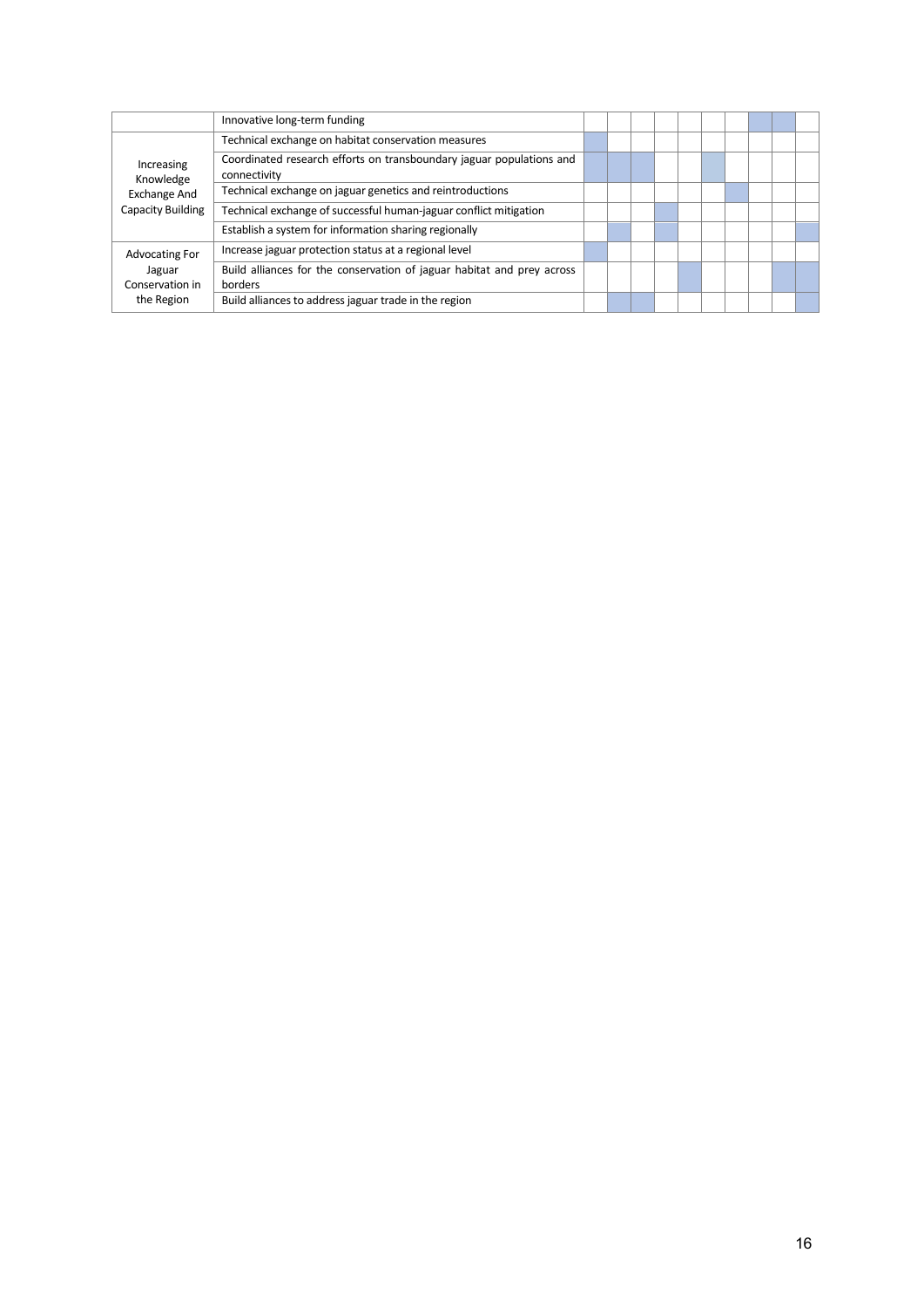| | | | | | | | | | | | |
|---|---|---|---|---|---|---|---|---|---|---|---|
| | Innovative long-term funding | | | | | | | | ■ | ■ | |
| Increasing Knowledge Exchange And Capacity Building | Technical exchange on habitat conservation measures | ■ | | | | | | | | | |
| | Coordinated research efforts on transboundary jaguar populations and connectivity | ■ | ■ | ■ | | | ■ | | | | |
| | Technical exchange on jaguar genetics and reintroductions | | | | | | | ■ | | | |
| | Technical exchange of successful human-jaguar conflict mitigation | | | | ■ | | | | | | |
| | Establish a system for information sharing regionally | | ■ | | ■ | | | | | | ■ |
| Advocating For Jaguar Conservation in the Region | Increase jaguar protection status at a regional level | ■ | | | | | | | | | |
| | Build alliances for the conservation of jaguar habitat and prey across borders | | | | | ■ | | | | ■ | ■ |
| | Build alliances to address jaguar trade in the region | | ■ | ■ | | | | | | | ■ |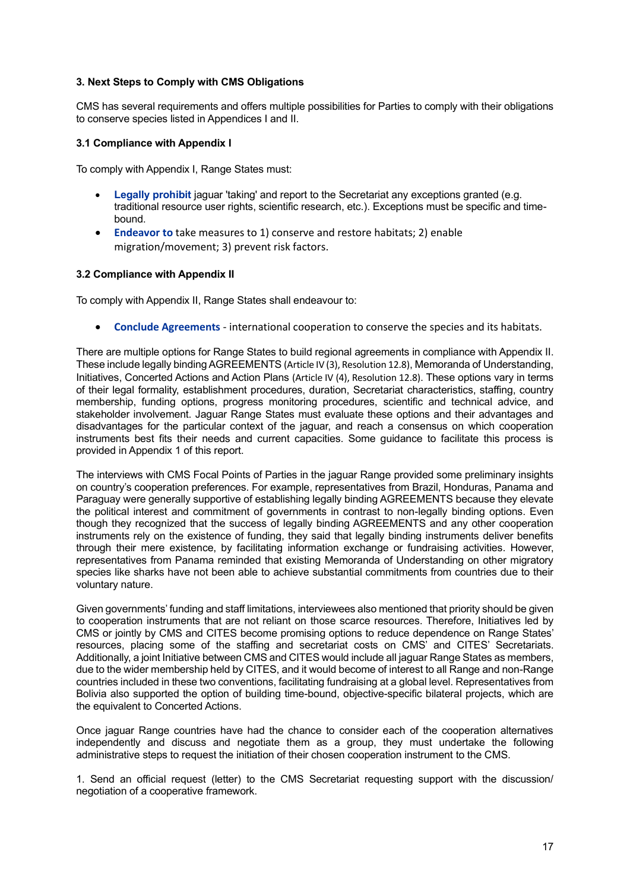### 3. Next Steps to Comply with CMS Obligations

CMS has several requirements and offers multiple possibilities for Parties to comply with their obligations to conserve species listed in Appendices I and II.

#### 3.1 Compliance with Appendix I

To comply with Appendix I, Range States must:

- **Legally prohibit** jaguar 'taking' and report to the Secretariat any exceptions granted (e.g. traditional resource user rights, scientific research, etc.). Exceptions must be specific and time-bound.
- **Endeavor to** take measures to 1) conserve and restore habitats; 2) enable migration/movement; 3) prevent risk factors.

#### 3.2 Compliance with Appendix II

To comply with Appendix II, Range States shall endeavour to:

- **Conclude Agreements** - international cooperation to conserve the species and its habitats.

There are multiple options for Range States to build regional agreements in compliance with Appendix II. These include legally binding AGREEMENTS (Article IV (3), Resolution 12.8), Memoranda of Understanding, Initiatives, Concerted Actions and Action Plans (Article IV (4), Resolution 12.8). These options vary in terms of their legal formality, establishment procedures, duration, Secretariat characteristics, staffing, country membership, funding options, progress monitoring procedures, scientific and technical advice, and stakeholder involvement. Jaguar Range States must evaluate these options and their advantages and disadvantages for the particular context of the jaguar, and reach a consensus on which cooperation instruments best fits their needs and current capacities. Some guidance to facilitate this process is provided in Appendix 1 of this report.

The interviews with CMS Focal Points of Parties in the jaguar Range provided some preliminary insights on country's cooperation preferences. For example, representatives from Brazil, Honduras, Panama and Paraguay were generally supportive of establishing legally binding AGREEMENTS because they elevate the political interest and commitment of governments in contrast to non-legally binding options. Even though they recognized that the success of legally binding AGREEMENTS and any other cooperation instruments rely on the existence of funding, they said that legally binding instruments deliver benefits through their mere existence, by facilitating information exchange or fundraising activities. However, representatives from Panama reminded that existing Memoranda of Understanding on other migratory species like sharks have not been able to achieve substantial commitments from countries due to their voluntary nature.

Given governments' funding and staff limitations, interviewees also mentioned that priority should be given to cooperation instruments that are not reliant on those scarce resources. Therefore, Initiatives led by CMS or jointly by CMS and CITES become promising options to reduce dependence on Range States' resources, placing some of the staffing and secretariat costs on CMS' and CITES' Secretariats. Additionally, a joint Initiative between CMS and CITES would include all jaguar Range States as members, due to the wider membership held by CITES, and it would become of interest to all Range and non-Range countries included in these two conventions, facilitating fundraising at a global level. Representatives from Bolivia also supported the option of building time-bound, objective-specific bilateral projects, which are the equivalent to Concerted Actions.

Once jaguar Range countries have had the chance to consider each of the cooperation alternatives independently and discuss and negotiate them as a group, they must undertake the following administrative steps to request the initiation of their chosen cooperation instrument to the CMS.

1. Send an official request (letter) to the CMS Secretariat requesting support with the discussion/ negotiation of a cooperative framework.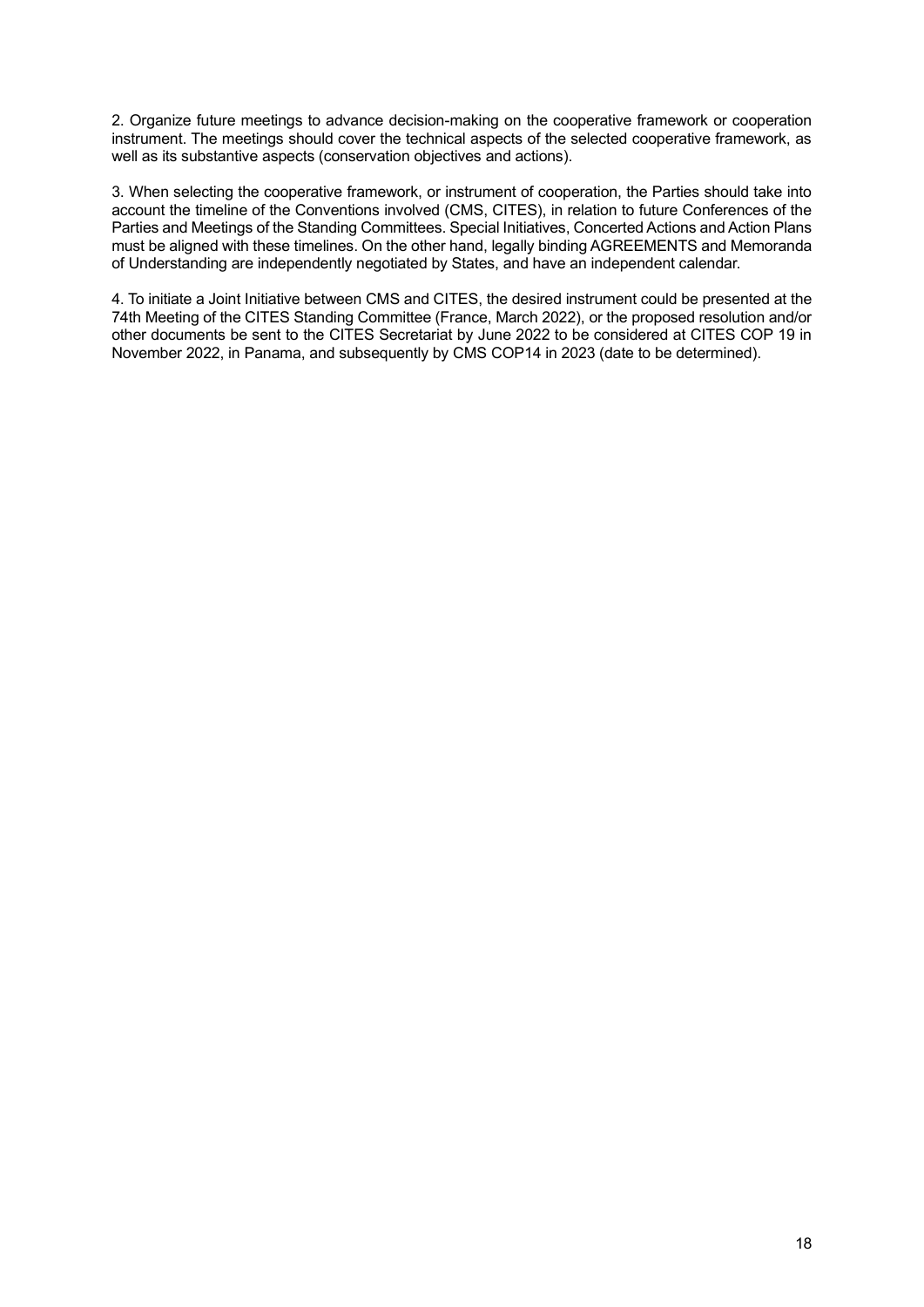2. Organize future meetings to advance decision-making on the cooperative framework or cooperation instrument. The meetings should cover the technical aspects of the selected cooperative framework, as well as its substantive aspects (conservation objectives and actions).

3. When selecting the cooperative framework, or instrument of cooperation, the Parties should take into account the timeline of the Conventions involved (CMS, CITES), in relation to future Conferences of the Parties and Meetings of the Standing Committees. Special Initiatives, Concerted Actions and Action Plans must be aligned with these timelines. On the other hand, legally binding AGREEMENTS and Memoranda of Understanding are independently negotiated by States, and have an independent calendar.

4. To initiate a Joint Initiative between CMS and CITES, the desired instrument could be presented at the 74th Meeting of the CITES Standing Committee (France, March 2022), or the proposed resolution and/or other documents be sent to the CITES Secretariat by June 2022 to be considered at CITES COP 19 in November 2022, in Panama, and subsequently by CMS COP14 in 2023 (date to be determined).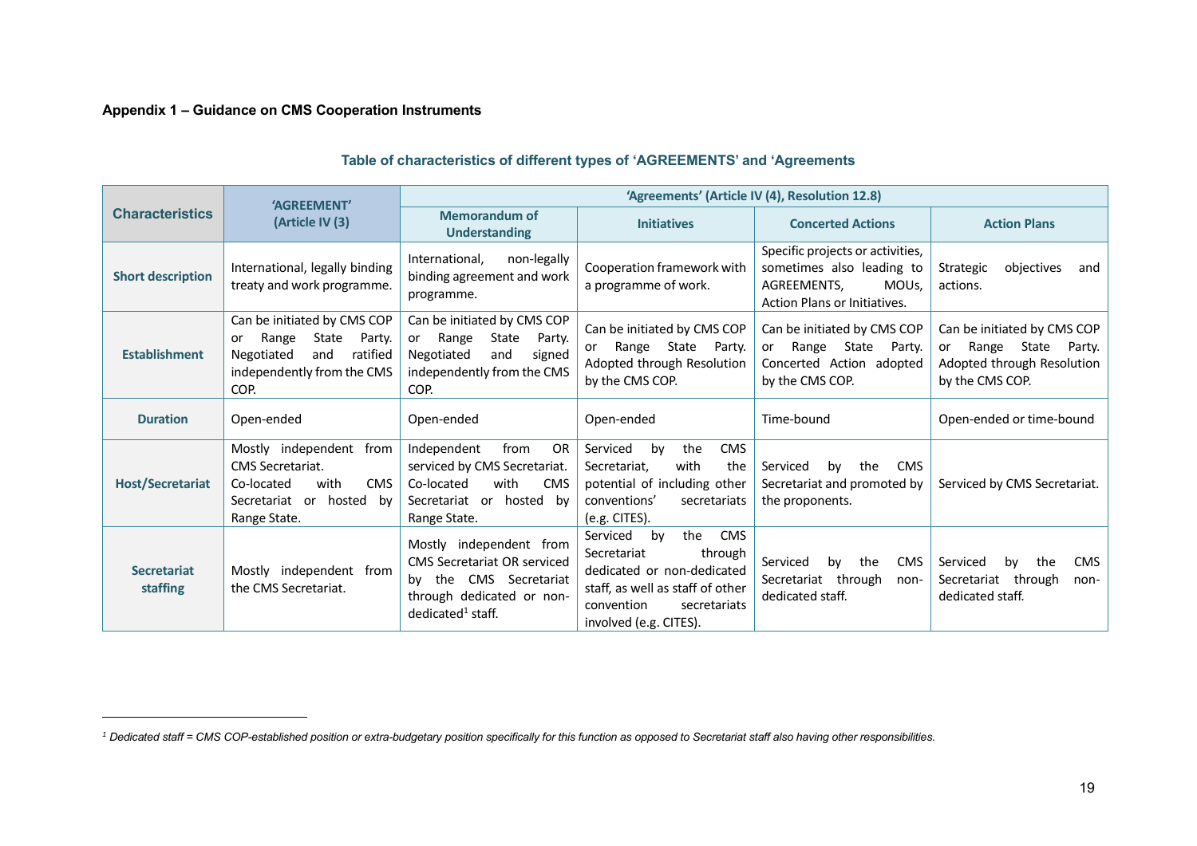**Appendix 1 – Guidance on CMS Cooperation Instruments**

### Table of characteristics of different types of 'AGREEMENTS' and 'Agreements

| Characteristics | 'AGREEMENT' (Article IV (3) | 'Agreements' (Article IV (4), Resolution 12.8) | | | |
|---|---|---|---|---|---|
| | | Memorandum of Understanding | Initiatives | Concerted Actions | Action Plans |
| **Short description** | International, legally binding treaty and work programme. | International, non-legally binding agreement and work programme. | Cooperation framework with a programme of work. | Specific projects or activities, sometimes also leading to AGREEMENTS, MOUs, Action Plans or Initiatives. | Strategic objectives and actions. |
| **Establishment** | Can be initiated by CMS COP or Range State Party. Negotiated and ratified independently from the CMS COP. | Can be initiated by CMS COP or Range State Party. Negotiated and signed independently from the CMS COP. | Can be initiated by CMS COP or Range State Party. Adopted through Resolution by the CMS COP. | Can be initiated by CMS COP or Range State Party. Concerted Action adopted by the CMS COP. | Can be initiated by CMS COP or Range State Party. Adopted through Resolution by the CMS COP. |
| **Duration** | Open-ended | Open-ended | Open-ended | Time-bound | Open-ended or time-bound |
| **Host/Secretariat** | Mostly independent from CMS Secretariat. Co-located with CMS Secretariat or hosted by Range State. | Independent from OR serviced by CMS Secretariat. Co-located with CMS Secretariat or hosted by Range State. | Serviced by the CMS Secretariat, with the potential of including other conventions' secretariats (e.g. CITES). | Serviced by the CMS Secretariat and promoted by the proponents. | Serviced by CMS Secretariat. |
| **Secretariat staffing** | Mostly independent from the CMS Secretariat. | Mostly independent from CMS Secretariat OR serviced by the CMS Secretariat through dedicated or non-dedicated[1] staff. | Serviced by the CMS Secretariat through dedicated or non-dedicated staff, as well as staff of other convention secretariats involved (e.g. CITES). | Serviced by the CMS Secretariat through non-dedicated staff. | Serviced by the CMS Secretariat through non-dedicated staff. |

[1] *Dedicated staff = CMS COP-established position or extra-budgetary position specifically for this function as opposed to Secretariat staff also having other responsibilities.*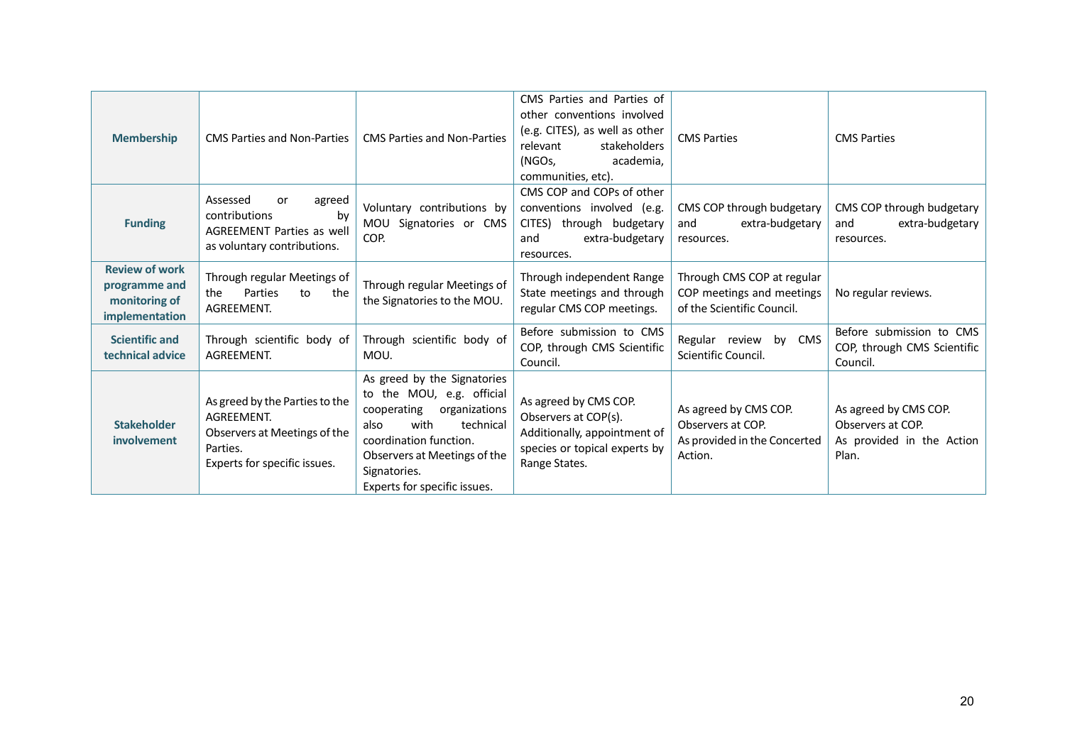| | | | | | |
|---|---|---|---|---|---|
| **Membership** | CMS Parties and Non-Parties | CMS Parties and Non-Parties | CMS Parties and Parties of other conventions involved (e.g. CITES), as well as other relevant stakeholders (NGOs, academia, communities, etc). | CMS Parties | CMS Parties |
| **Funding** | Assessed or agreed contributions by AGREEMENT Parties as well as voluntary contributions. | Voluntary contributions by MOU Signatories or CMS COP. | CMS COP and COPs of other conventions involved (e.g. CITES) through budgetary and extra-budgetary resources. | CMS COP through budgetary and extra-budgetary resources. | CMS COP through budgetary and extra-budgetary resources. |
| **Review of work programme and monitoring of implementation** | Through regular Meetings of the Parties to the AGREEMENT. | Through regular Meetings of the Signatories to the MOU. | Through independent Range State meetings and through regular CMS COP meetings. | Through CMS COP at regular COP meetings and meetings of the Scientific Council. | No regular reviews. |
| **Scientific and technical advice** | Through scientific body of AGREEMENT. | Through scientific body of MOU. | Before submission to CMS COP, through CMS Scientific Council. | Regular review by CMS Scientific Council. | Before submission to CMS COP, through CMS Scientific Council. |
| **Stakeholder involvement** | As greed by the Parties to the AGREEMENT.<br>Observers at Meetings of the Parties.<br>Experts for specific issues. | As greed by the Signatories to the MOU, e.g. official cooperating organizations also with technical coordination function.<br>Observers at Meetings of the Signatories.<br>Experts for specific issues. | As agreed by CMS COP.<br>Observers at COP(s).<br>Additionally, appointment of species or topical experts by Range States. | As agreed by CMS COP.<br>Observers at COP.<br>As provided in the Concerted Action. | As agreed by CMS COP.<br>Observers at COP.<br>As provided in the Action Plan. |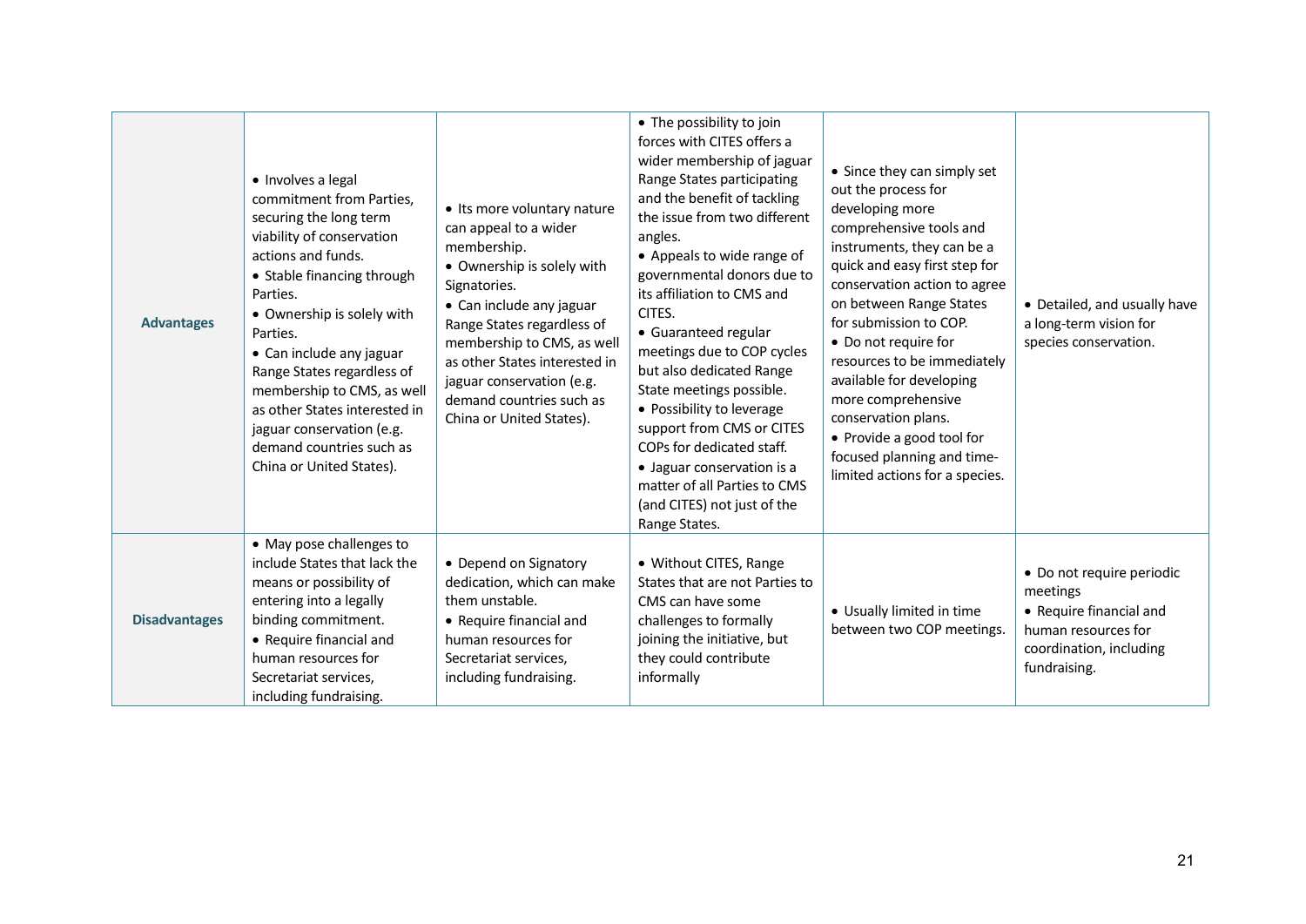| | | | | | |
|---|---|---|---|---|---|
| **Advantages** | • Involves a legal commitment from Parties, securing the long term viability of conservation actions and funds.<br>• Stable financing through Parties.<br>• Ownership is solely with Parties.<br>• Can include any jaguar Range States regardless of membership to CMS, as well as other States interested in jaguar conservation (e.g. demand countries such as China or United States). | • Its more voluntary nature can appeal to a wider membership.<br>• Ownership is solely with Signatories.<br>• Can include any jaguar Range States regardless of membership to CMS, as well as other States interested in jaguar conservation (e.g. demand countries such as China or United States). | • The possibility to join forces with CITES offers a wider membership of jaguar Range States participating and the benefit of tackling the issue from two different angles.<br>• Appeals to wide range of governmental donors due to its affiliation to CMS and CITES.<br>• Guaranteed regular meetings due to COP cycles but also dedicated Range State meetings possible.<br>• Possibility to leverage support from CMS or CITES COPs for dedicated staff.<br>• Jaguar conservation is a matter of all Parties to CMS (and CITES) not just of the Range States. | • Since they can simply set out the process for developing more comprehensive tools and instruments, they can be a quick and easy first step for conservation action to agree on between Range States for submission to COP.<br>• Do not require for resources to be immediately available for developing more comprehensive conservation plans.<br>• Provide a good tool for focused planning and time-limited actions for a species. | • Detailed, and usually have a long-term vision for species conservation. |
| **Disadvantages** | • May pose challenges to include States that lack the means or possibility of entering into a legally binding commitment.<br>• Require financial and human resources for Secretariat services, including fundraising. | • Depend on Signatory dedication, which can make them unstable.<br>• Require financial and human resources for Secretariat services, including fundraising. | • Without CITES, Range States that are not Parties to CMS can have some challenges to formally joining the initiative, but they could contribute informally | • Usually limited in time between two COP meetings. | • Do not require periodic meetings<br>• Require financial and human resources for coordination, including fundraising. |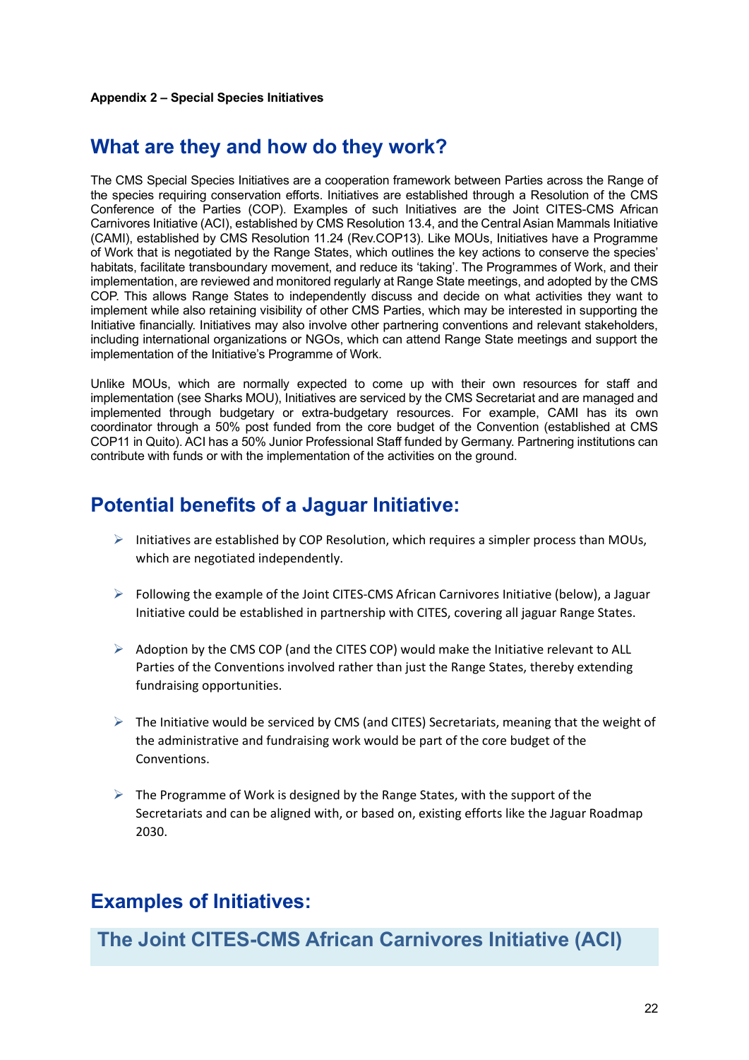**Appendix 2 – Special Species Initiatives**

## What are they and how do they work?

The CMS Special Species Initiatives are a cooperation framework between Parties across the Range of the species requiring conservation efforts. Initiatives are established through a Resolution of the CMS Conference of the Parties (COP). Examples of such Initiatives are the Joint CITES-CMS African Carnivores Initiative (ACI), established by CMS Resolution 13.4, and the Central Asian Mammals Initiative (CAMI), established by CMS Resolution 11.24 (Rev.COP13). Like MOUs, Initiatives have a Programme of Work that is negotiated by the Range States, which outlines the key actions to conserve the species' habitats, facilitate transboundary movement, and reduce its 'taking'. The Programmes of Work, and their implementation, are reviewed and monitored regularly at Range State meetings, and adopted by the CMS COP. This allows Range States to independently discuss and decide on what activities they want to implement while also retaining visibility of other CMS Parties, which may be interested in supporting the Initiative financially. Initiatives may also involve other partnering conventions and relevant stakeholders, including international organizations or NGOs, which can attend Range State meetings and support the implementation of the Initiative's Programme of Work.

Unlike MOUs, which are normally expected to come up with their own resources for staff and implementation (see Sharks MOU), Initiatives are serviced by the CMS Secretariat and are managed and implemented through budgetary or extra-budgetary resources. For example, CAMI has its own coordinator through a 50% post funded from the core budget of the Convention (established at CMS COP11 in Quito). ACI has a 50% Junior Professional Staff funded by Germany. Partnering institutions can contribute with funds or with the implementation of the activities on the ground.

## Potential benefits of a Jaguar Initiative:

- Initiatives are established by COP Resolution, which requires a simpler process than MOUs, which are negotiated independently.
- Following the example of the Joint CITES-CMS African Carnivores Initiative (below), a Jaguar Initiative could be established in partnership with CITES, covering all jaguar Range States.
- Adoption by the CMS COP (and the CITES COP) would make the Initiative relevant to ALL Parties of the Conventions involved rather than just the Range States, thereby extending fundraising opportunities.
- The Initiative would be serviced by CMS (and CITES) Secretariats, meaning that the weight of the administrative and fundraising work would be part of the core budget of the Conventions.
- The Programme of Work is designed by the Range States, with the support of the Secretariats and can be aligned with, or based on, existing efforts like the Jaguar Roadmap 2030.

## Examples of Initiatives:

### The Joint CITES-CMS African Carnivores Initiative (ACI)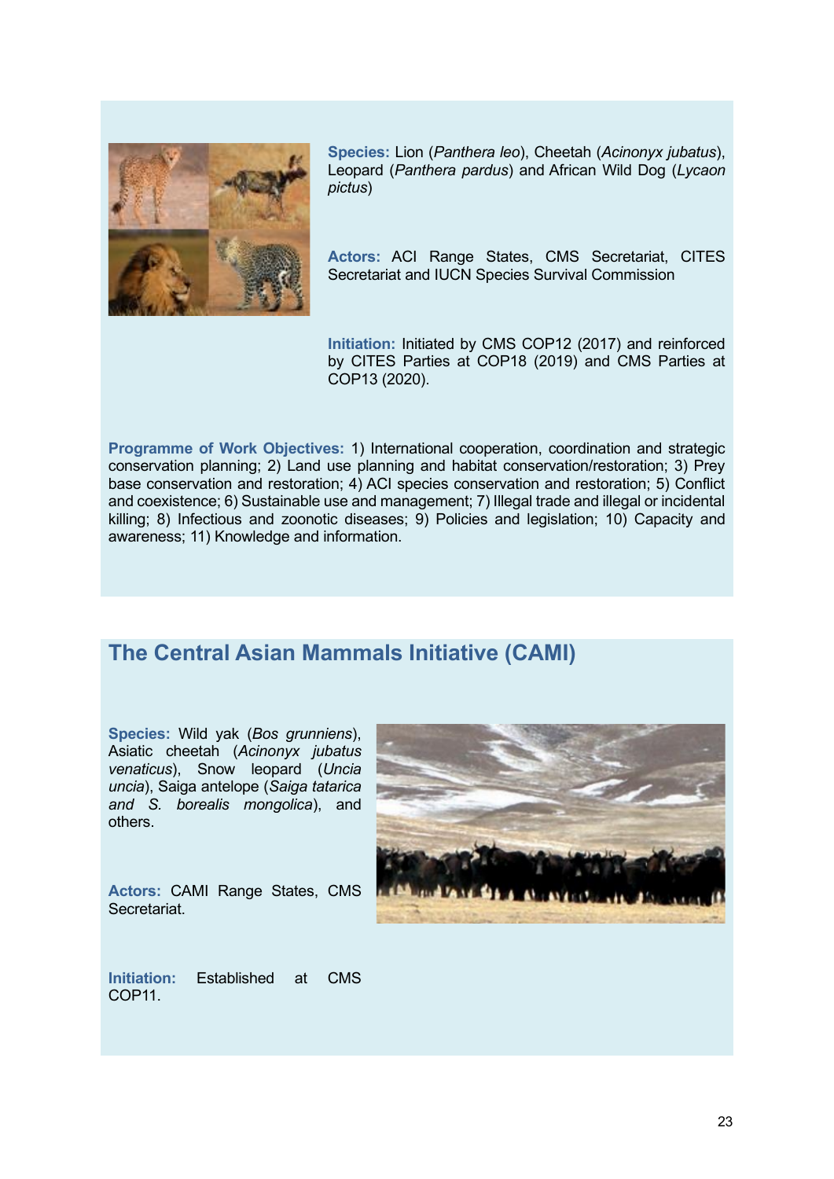**Species:** Lion (*Panthera leo*), Cheetah (*Acinonyx jubatus*), Leopard (*Panthera pardus*) and African Wild Dog (*Lycaon pictus*)

**Actors:** ACI Range States, CMS Secretariat, CITES Secretariat and IUCN Species Survival Commission

**Initiation:** Initiated by CMS COP12 (2017) and reinforced by CITES Parties at COP18 (2019) and CMS Parties at COP13 (2020).

**Programme of Work Objectives:** 1) International cooperation, coordination and strategic conservation planning; 2) Land use planning and habitat conservation/restoration; 3) Prey base conservation and restoration; 4) ACI species conservation and restoration; 5) Conflict and coexistence; 6) Sustainable use and management; 7) Illegal trade and illegal or incidental killing; 8) Infectious and zoonotic diseases; 9) Policies and legislation; 10) Capacity and awareness; 11) Knowledge and information.

## The Central Asian Mammals Initiative (CAMI)

**Species:** Wild yak (*Bos grunniens*), Asiatic cheetah (*Acinonyx jubatus venaticus*), Snow leopard (*Uncia uncia*), Saiga antelope (*Saiga tatarica and S. borealis mongolica*), and others.

**Actors:** CAMI Range States, CMS Secretariat.

**Initiation:** Established at CMS COP11.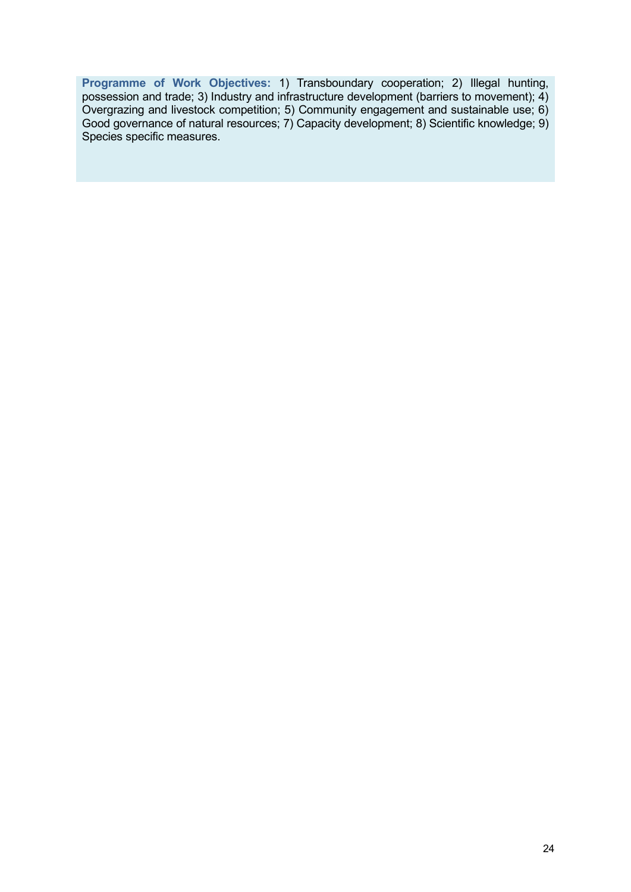**Programme of Work Objectives:** 1) Transboundary cooperation; 2) Illegal hunting, possession and trade; 3) Industry and infrastructure development (barriers to movement); 4) Overgrazing and livestock competition; 5) Community engagement and sustainable use; 6) Good governance of natural resources; 7) Capacity development; 8) Scientific knowledge; 9) Species specific measures.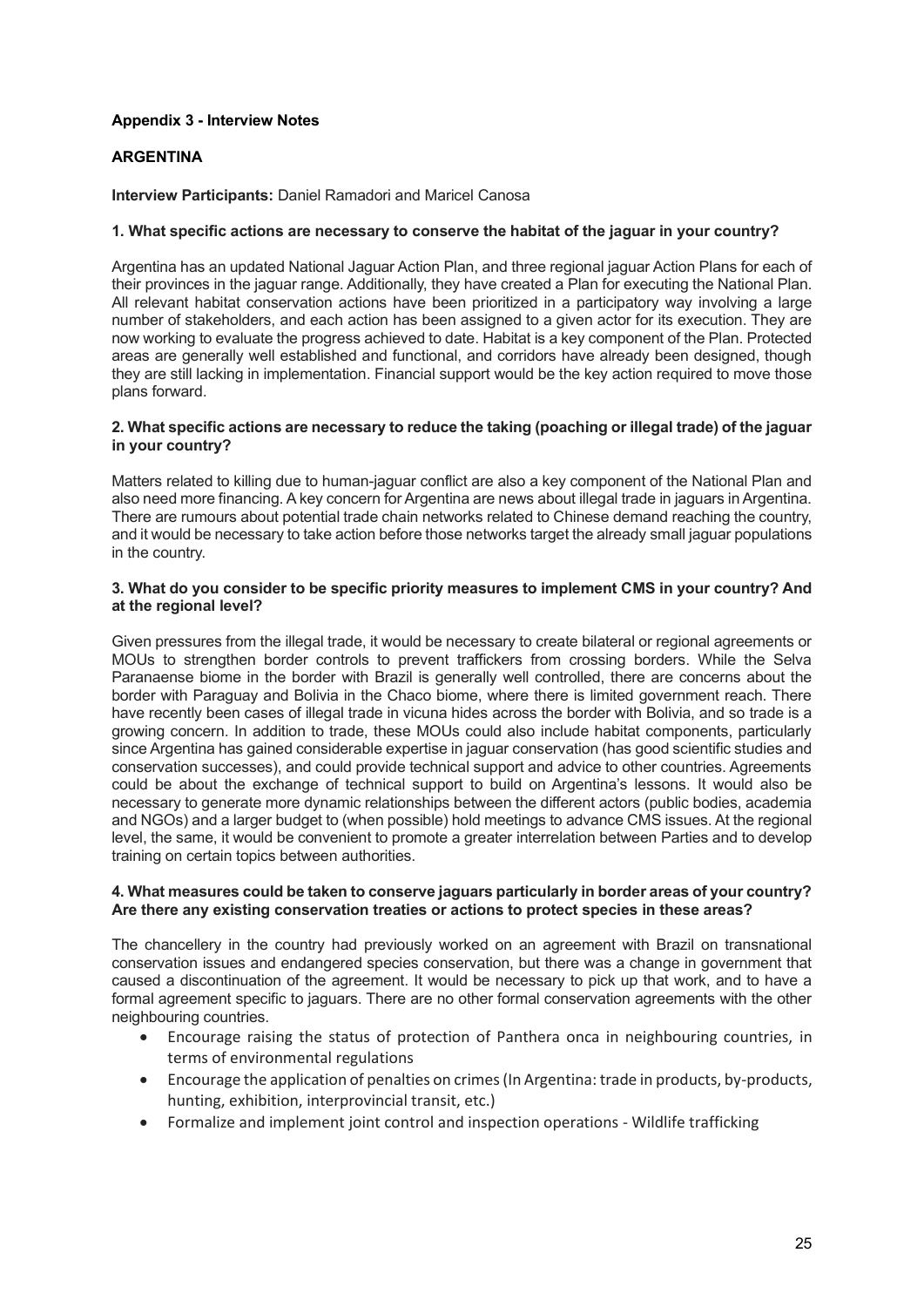**Appendix 3 - Interview Notes**

**ARGENTINA**

**Interview Participants:** Daniel Ramadori and Maricel Canosa

**1. What specific actions are necessary to conserve the habitat of the jaguar in your country?**

Argentina has an updated National Jaguar Action Plan, and three regional jaguar Action Plans for each of their provinces in the jaguar range. Additionally, they have created a Plan for executing the National Plan. All relevant habitat conservation actions have been prioritized in a participatory way involving a large number of stakeholders, and each action has been assigned to a given actor for its execution. They are now working to evaluate the progress achieved to date. Habitat is a key component of the Plan. Protected areas are generally well established and functional, and corridors have already been designed, though they are still lacking in implementation. Financial support would be the key action required to move those plans forward.

**2. What specific actions are necessary to reduce the taking (poaching or illegal trade) of the jaguar in your country?**

Matters related to killing due to human-jaguar conflict are also a key component of the National Plan and also need more financing. A key concern for Argentina are news about illegal trade in jaguars in Argentina. There are rumours about potential trade chain networks related to Chinese demand reaching the country, and it would be necessary to take action before those networks target the already small jaguar populations in the country.

**3. What do you consider to be specific priority measures to implement CMS in your country? And at the regional level?**

Given pressures from the illegal trade, it would be necessary to create bilateral or regional agreements or MOUs to strengthen border controls to prevent traffickers from crossing borders. While the Selva Paranaense biome in the border with Brazil is generally well controlled, there are concerns about the border with Paraguay and Bolivia in the Chaco biome, where there is limited government reach. There have recently been cases of illegal trade in vicuna hides across the border with Bolivia, and so trade is a growing concern. In addition to trade, these MOUs could also include habitat components, particularly since Argentina has gained considerable expertise in jaguar conservation (has good scientific studies and conservation successes), and could provide technical support and advice to other countries. Agreements could be about the exchange of technical support to build on Argentina's lessons. It would also be necessary to generate more dynamic relationships between the different actors (public bodies, academia and NGOs) and a larger budget to (when possible) hold meetings to advance CMS issues. At the regional level, the same, it would be convenient to promote a greater interrelation between Parties and to develop training on certain topics between authorities.

**4. What measures could be taken to conserve jaguars particularly in border areas of your country? Are there any existing conservation treaties or actions to protect species in these areas?**

The chancellery in the country had previously worked on an agreement with Brazil on transnational conservation issues and endangered species conservation, but there was a change in government that caused a discontinuation of the agreement. It would be necessary to pick up that work, and to have a formal agreement specific to jaguars. There are no other formal conservation agreements with the other neighbouring countries.

- Encourage raising the status of protection of Panthera onca in neighbouring countries, in terms of environmental regulations
- Encourage the application of penalties on crimes (In Argentina: trade in products, by-products, hunting, exhibition, interprovincial transit, etc.)
- Formalize and implement joint control and inspection operations - Wildlife trafficking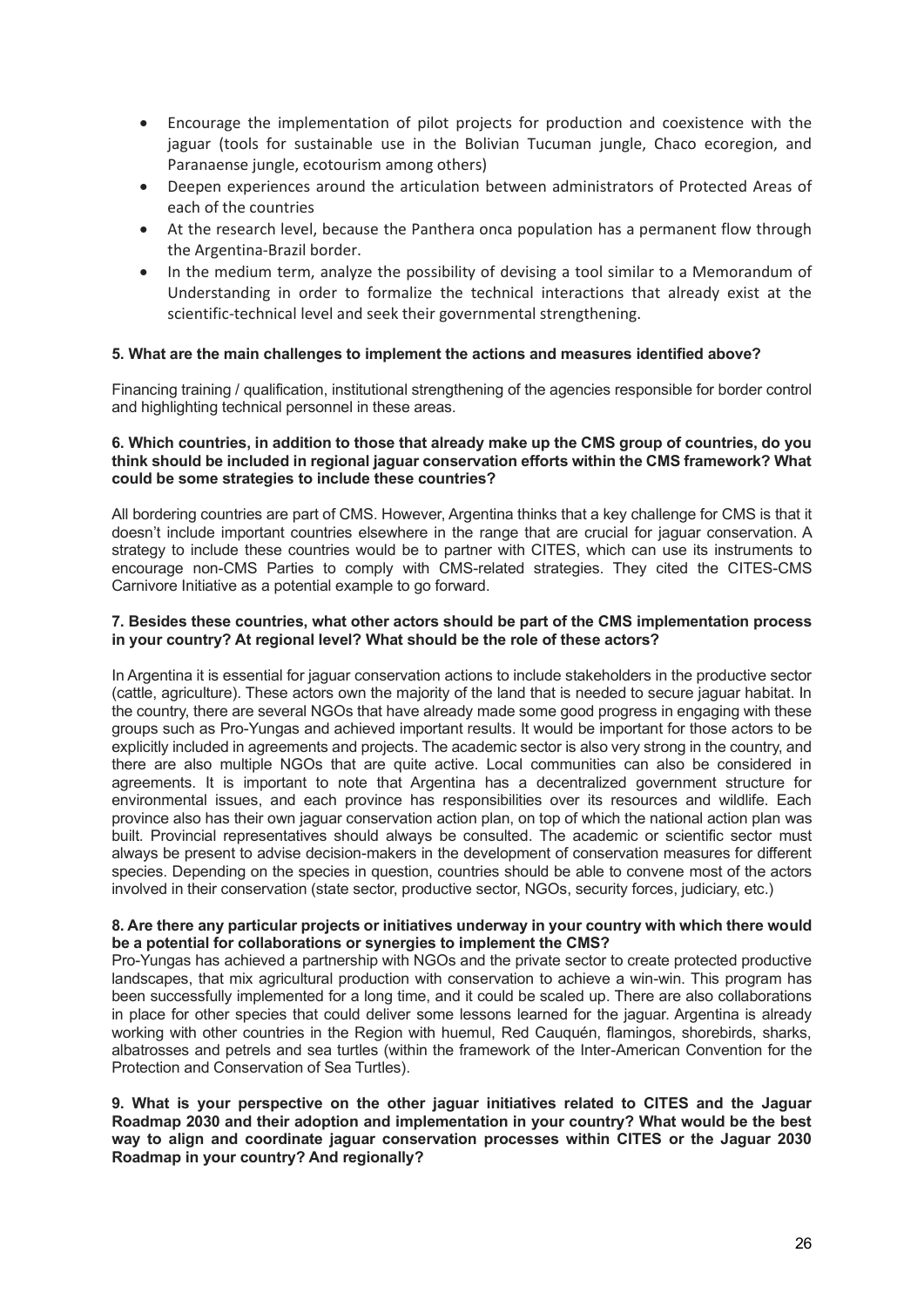- Encourage the implementation of pilot projects for production and coexistence with the jaguar (tools for sustainable use in the Bolivian Tucuman jungle, Chaco ecoregion, and Paranaense jungle, ecotourism among others)
- Deepen experiences around the articulation between administrators of Protected Areas of each of the countries
- At the research level, because the Panthera onca population has a permanent flow through the Argentina-Brazil border.
- In the medium term, analyze the possibility of devising a tool similar to a Memorandum of Understanding in order to formalize the technical interactions that already exist at the scientific-technical level and seek their governmental strengthening.

**5. What are the main challenges to implement the actions and measures identified above?**

Financing training / qualification, institutional strengthening of the agencies responsible for border control and highlighting technical personnel in these areas.

**6. Which countries, in addition to those that already make up the CMS group of countries, do you think should be included in regional jaguar conservation efforts within the CMS framework? What could be some strategies to include these countries?**

All bordering countries are part of CMS. However, Argentina thinks that a key challenge for CMS is that it doesn't include important countries elsewhere in the range that are crucial for jaguar conservation. A strategy to include these countries would be to partner with CITES, which can use its instruments to encourage non-CMS Parties to comply with CMS-related strategies. They cited the CITES-CMS Carnivore Initiative as a potential example to go forward.

**7. Besides these countries, what other actors should be part of the CMS implementation process in your country? At regional level? What should be the role of these actors?**

In Argentina it is essential for jaguar conservation actions to include stakeholders in the productive sector (cattle, agriculture). These actors own the majority of the land that is needed to secure jaguar habitat. In the country, there are several NGOs that have already made some good progress in engaging with these groups such as Pro-Yungas and achieved important results. It would be important for those actors to be explicitly included in agreements and projects. The academic sector is also very strong in the country, and there are also multiple NGOs that are quite active. Local communities can also be considered in agreements. It is important to note that Argentina has a decentralized government structure for environmental issues, and each province has responsibilities over its resources and wildlife. Each province also has their own jaguar conservation action plan, on top of which the national action plan was built. Provincial representatives should always be consulted. The academic or scientific sector must always be present to advise decision-makers in the development of conservation measures for different species. Depending on the species in question, countries should be able to convene most of the actors involved in their conservation (state sector, productive sector, NGOs, security forces, judiciary, etc.)

**8. Are there any particular projects or initiatives underway in your country with which there would be a potential for collaborations or synergies to implement the CMS?**

Pro-Yungas has achieved a partnership with NGOs and the private sector to create protected productive landscapes, that mix agricultural production with conservation to achieve a win-win. This program has been successfully implemented for a long time, and it could be scaled up. There are also collaborations in place for other species that could deliver some lessons learned for the jaguar. Argentina is already working with other countries in the Region with huemul, Red Cauquén, flamingos, shorebirds, sharks, albatrosses and petrels and sea turtles (within the framework of the Inter-American Convention for the Protection and Conservation of Sea Turtles).

**9. What is your perspective on the other jaguar initiatives related to CITES and the Jaguar Roadmap 2030 and their adoption and implementation in your country? What would be the best way to align and coordinate jaguar conservation processes within CITES or the Jaguar 2030 Roadmap in your country? And regionally?**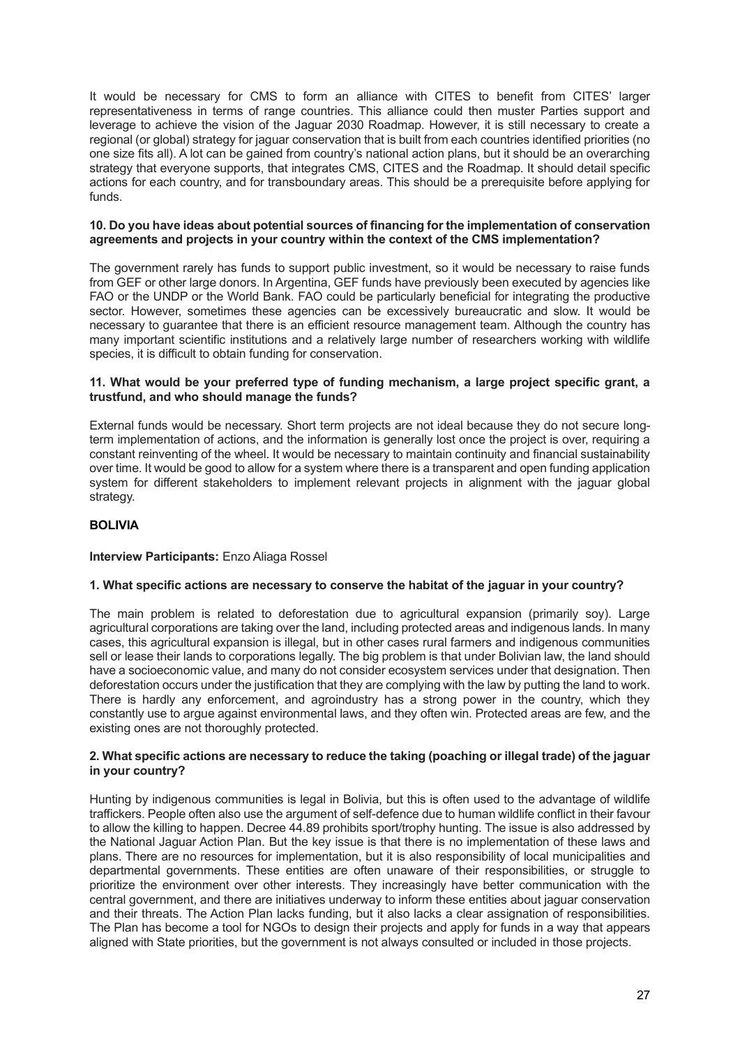It would be necessary for CMS to form an alliance with CITES to benefit from CITES' larger representativeness in terms of range countries. This alliance could then muster Parties support and leverage to achieve the vision of the Jaguar 2030 Roadmap. However, it is still necessary to create a regional (or global) strategy for jaguar conservation that is built from each countries identified priorities (no one size fits all). A lot can be gained from country's national action plans, but it should be an overarching strategy that everyone supports, that integrates CMS, CITES and the Roadmap. It should detail specific actions for each country, and for transboundary areas. This should be a prerequisite before applying for funds.

**10. Do you have ideas about potential sources of financing for the implementation of conservation agreements and projects in your country within the context of the CMS implementation?**

The government rarely has funds to support public investment, so it would be necessary to raise funds from GEF or other large donors. In Argentina, GEF funds have previously been executed by agencies like FAO or the UNDP or the World Bank. FAO could be particularly beneficial for integrating the productive sector. However, sometimes these agencies can be excessively bureaucratic and slow. It would be necessary to guarantee that there is an efficient resource management team. Although the country has many important scientific institutions and a relatively large number of researchers working with wildlife species, it is difficult to obtain funding for conservation.

**11. What would be your preferred type of funding mechanism, a large project specific grant, a trustfund, and who should manage the funds?**

External funds would be necessary. Short term projects are not ideal because they do not secure long-term implementation of actions, and the information is generally lost once the project is over, requiring a constant reinventing of the wheel. It would be necessary to maintain continuity and financial sustainability over time. It would be good to allow for a system where there is a transparent and open funding application system for different stakeholders to implement relevant projects in alignment with the jaguar global strategy.

**BOLIVIA**

**Interview Participants:** Enzo Aliaga Rossel

**1. What specific actions are necessary to conserve the habitat of the jaguar in your country?**

The main problem is related to deforestation due to agricultural expansion (primarily soy). Large agricultural corporations are taking over the land, including protected areas and indigenous lands. In many cases, this agricultural expansion is illegal, but in other cases rural farmers and indigenous communities sell or lease their lands to corporations legally. The big problem is that under Bolivian law, the land should have a socioeconomic value, and many do not consider ecosystem services under that designation. Then deforestation occurs under the justification that they are complying with the law by putting the land to work. There is hardly any enforcement, and agroindustry has a strong power in the country, which they constantly use to argue against environmental laws, and they often win. Protected areas are few, and the existing ones are not thoroughly protected.

**2. What specific actions are necessary to reduce the taking (poaching or illegal trade) of the jaguar in your country?**

Hunting by indigenous communities is legal in Bolivia, but this is often used to the advantage of wildlife traffickers. People often also use the argument of self-defence due to human wildlife conflict in their favour to allow the killing to happen. Decree 44.89 prohibits sport/trophy hunting. The issue is also addressed by the National Jaguar Action Plan. But the key issue is that there is no implementation of these laws and plans. There are no resources for implementation, but it is also responsibility of local municipalities and departmental governments. These entities are often unaware of their responsibilities, or struggle to prioritize the environment over other interests. They increasingly have better communication with the central government, and there are initiatives underway to inform these entities about jaguar conservation and their threats. The Action Plan lacks funding, but it also lacks a clear assignation of responsibilities. The Plan has become a tool for NGOs to design their projects and apply for funds in a way that appears aligned with State priorities, but the government is not always consulted or included in those projects.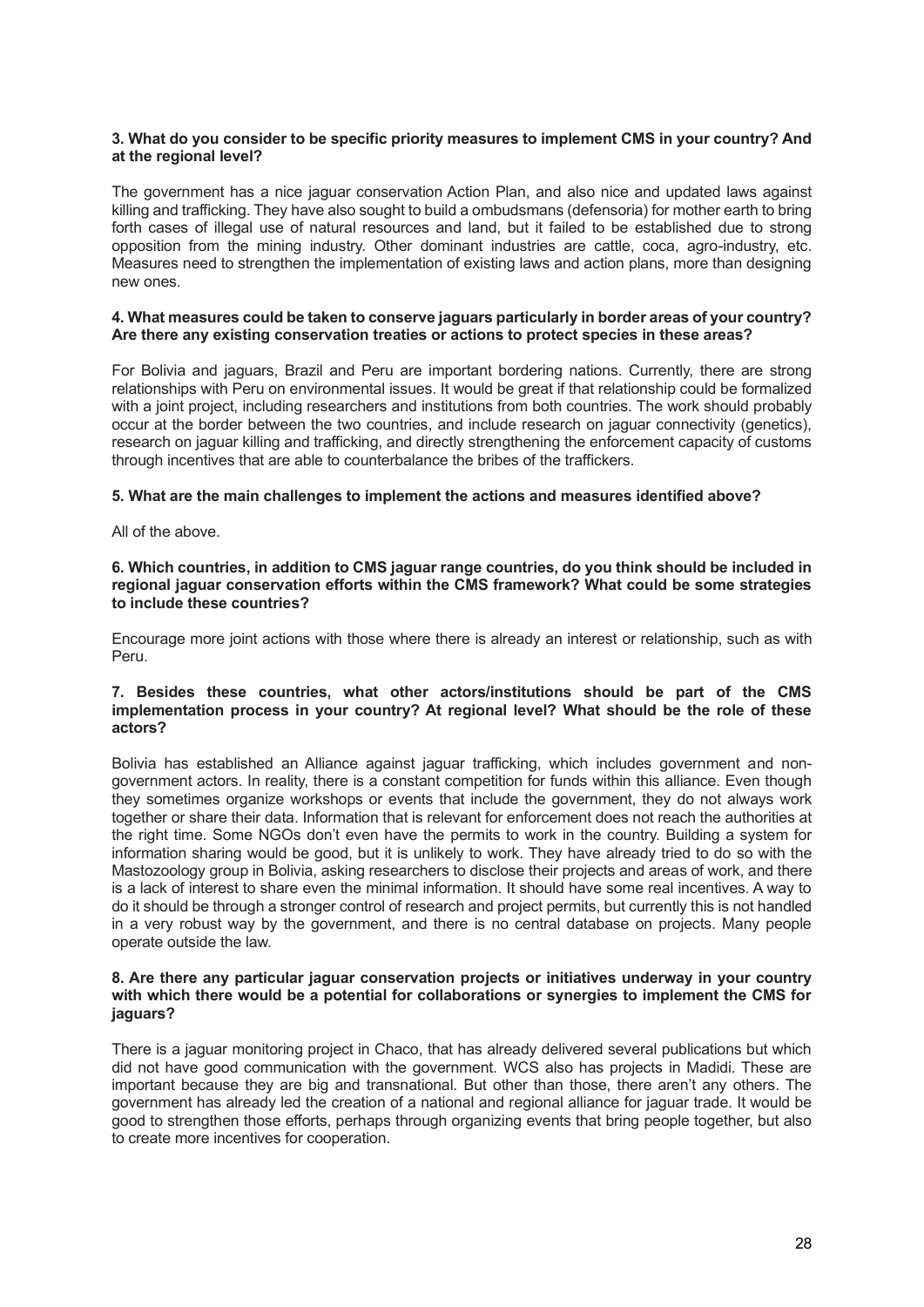**3. What do you consider to be specific priority measures to implement CMS in your country? And at the regional level?**

The government has a nice jaguar conservation Action Plan, and also nice and updated laws against killing and trafficking. They have also sought to build a ombudsmans (defensoria) for mother earth to bring forth cases of illegal use of natural resources and land, but it failed to be established due to strong opposition from the mining industry. Other dominant industries are cattle, coca, agro-industry, etc. Measures need to strengthen the implementation of existing laws and action plans, more than designing new ones.

**4. What measures could be taken to conserve jaguars particularly in border areas of your country? Are there any existing conservation treaties or actions to protect species in these areas?**

For Bolivia and jaguars, Brazil and Peru are important bordering nations. Currently, there are strong relationships with Peru on environmental issues. It would be great if that relationship could be formalized with a joint project, including researchers and institutions from both countries. The work should probably occur at the border between the two countries, and include research on jaguar connectivity (genetics), research on jaguar killing and trafficking, and directly strengthening the enforcement capacity of customs through incentives that are able to counterbalance the bribes of the traffickers.

**5. What are the main challenges to implement the actions and measures identified above?**

All of the above.

**6. Which countries, in addition to CMS jaguar range countries, do you think should be included in regional jaguar conservation efforts within the CMS framework? What could be some strategies to include these countries?**

Encourage more joint actions with those where there is already an interest or relationship, such as with Peru.

**7. Besides these countries, what other actors/institutions should be part of the CMS implementation process in your country? At regional level? What should be the role of these actors?**

Bolivia has established an Alliance against jaguar trafficking, which includes government and non-government actors. In reality, there is a constant competition for funds within this alliance. Even though they sometimes organize workshops or events that include the government, they do not always work together or share their data. Information that is relevant for enforcement does not reach the authorities at the right time. Some NGOs don't even have the permits to work in the country. Building a system for information sharing would be good, but it is unlikely to work. They have already tried to do so with the Mastozoology group in Bolivia, asking researchers to disclose their projects and areas of work, and there is a lack of interest to share even the minimal information. It should have some real incentives. A way to do it should be through a stronger control of research and project permits, but currently this is not handled in a very robust way by the government, and there is no central database on projects. Many people operate outside the law.

**8. Are there any particular jaguar conservation projects or initiatives underway in your country with which there would be a potential for collaborations or synergies to implement the CMS for jaguars?**

There is a jaguar monitoring project in Chaco, that has already delivered several publications but which did not have good communication with the government. WCS also has projects in Madidi. These are important because they are big and transnational. But other than those, there aren't any others. The government has already led the creation of a national and regional alliance for jaguar trade. It would be good to strengthen those efforts, perhaps through organizing events that bring people together, but also to create more incentives for cooperation.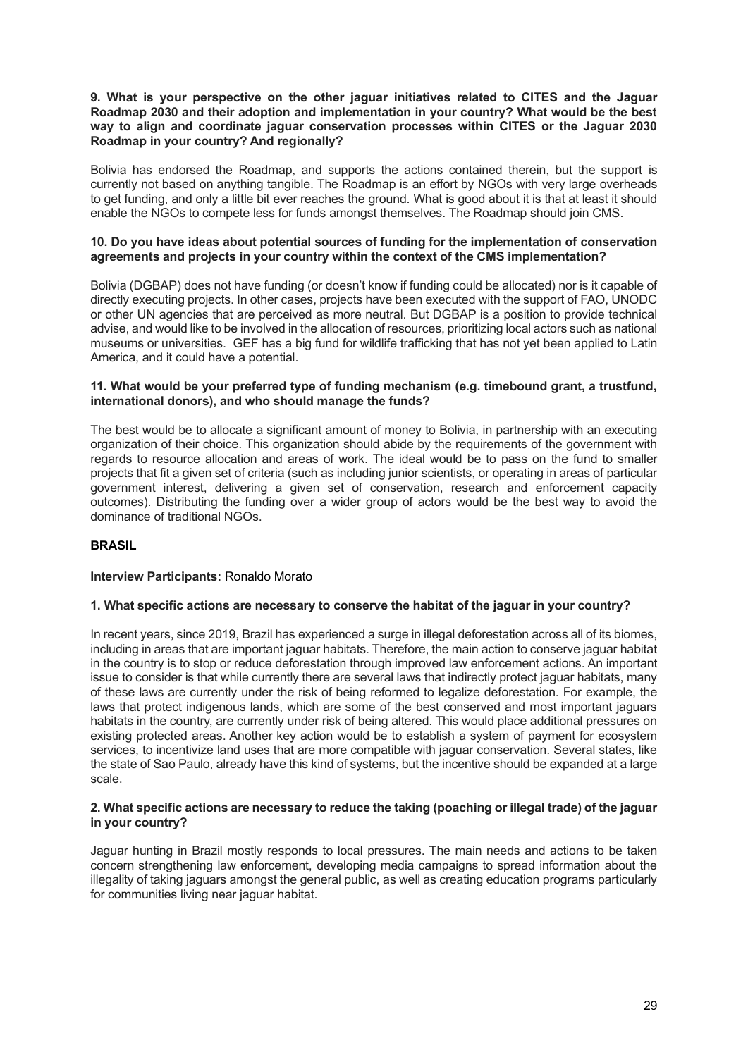**9. What is your perspective on the other jaguar initiatives related to CITES and the Jaguar Roadmap 2030 and their adoption and implementation in your country? What would be the best way to align and coordinate jaguar conservation processes within CITES or the Jaguar 2030 Roadmap in your country? And regionally?**

Bolivia has endorsed the Roadmap, and supports the actions contained therein, but the support is currently not based on anything tangible. The Roadmap is an effort by NGOs with very large overheads to get funding, and only a little bit ever reaches the ground. What is good about it is that at least it should enable the NGOs to compete less for funds amongst themselves. The Roadmap should join CMS.

**10. Do you have ideas about potential sources of funding for the implementation of conservation agreements and projects in your country within the context of the CMS implementation?**

Bolivia (DGBAP) does not have funding (or doesn't know if funding could be allocated) nor is it capable of directly executing projects. In other cases, projects have been executed with the support of FAO, UNODC or other UN agencies that are perceived as more neutral. But DGBAP is a position to provide technical advise, and would like to be involved in the allocation of resources, prioritizing local actors such as national museums or universities. GEF has a big fund for wildlife trafficking that has not yet been applied to Latin America, and it could have a potential.

**11. What would be your preferred type of funding mechanism (e.g. timebound grant, a trustfund, international donors), and who should manage the funds?**

The best would be to allocate a significant amount of money to Bolivia, in partnership with an executing organization of their choice. This organization should abide by the requirements of the government with regards to resource allocation and areas of work. The ideal would be to pass on the fund to smaller projects that fit a given set of criteria (such as including junior scientists, or operating in areas of particular government interest, delivering a given set of conservation, research and enforcement capacity outcomes). Distributing the funding over a wider group of actors would be the best way to avoid the dominance of traditional NGOs.

## BRASIL

**Interview Participants:** Ronaldo Morato

**1. What specific actions are necessary to conserve the habitat of the jaguar in your country?**

In recent years, since 2019, Brazil has experienced a surge in illegal deforestation across all of its biomes, including in areas that are important jaguar habitats. Therefore, the main action to conserve jaguar habitat in the country is to stop or reduce deforestation through improved law enforcement actions. An important issue to consider is that while currently there are several laws that indirectly protect jaguar habitats, many of these laws are currently under the risk of being reformed to legalize deforestation. For example, the laws that protect indigenous lands, which are some of the best conserved and most important jaguars habitats in the country, are currently under risk of being altered. This would place additional pressures on existing protected areas. Another key action would be to establish a system of payment for ecosystem services, to incentivize land uses that are more compatible with jaguar conservation. Several states, like the state of Sao Paulo, already have this kind of systems, but the incentive should be expanded at a large scale.

**2. What specific actions are necessary to reduce the taking (poaching or illegal trade) of the jaguar in your country?**

Jaguar hunting in Brazil mostly responds to local pressures. The main needs and actions to be taken concern strengthening law enforcement, developing media campaigns to spread information about the illegality of taking jaguars amongst the general public, as well as creating education programs particularly for communities living near jaguar habitat.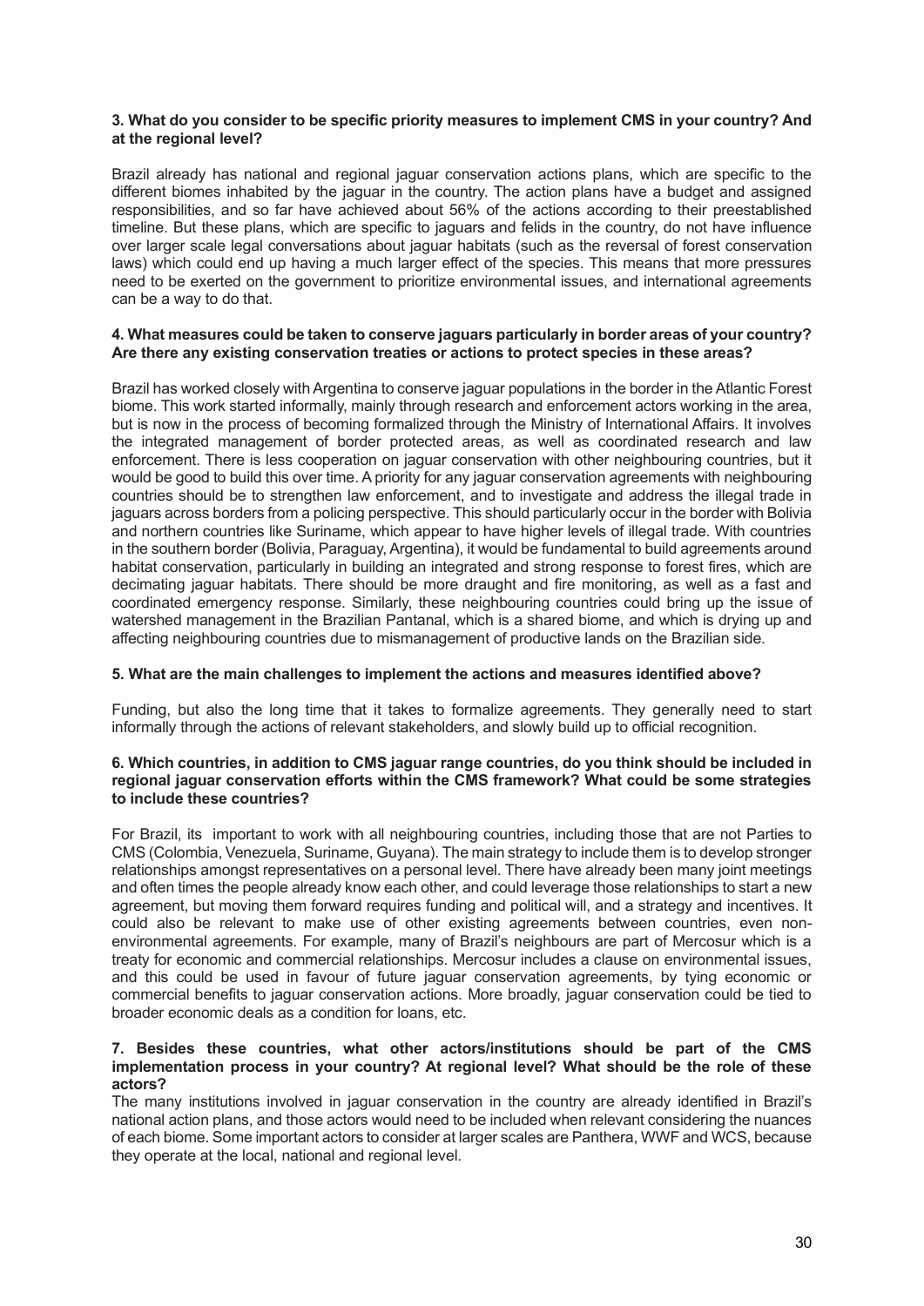**3. What do you consider to be specific priority measures to implement CMS in your country? And at the regional level?**

Brazil already has national and regional jaguar conservation actions plans, which are specific to the different biomes inhabited by the jaguar in the country. The action plans have a budget and assigned responsibilities, and so far have achieved about 56% of the actions according to their preestablished timeline. But these plans, which are specific to jaguars and felids in the country, do not have influence over larger scale legal conversations about jaguar habitats (such as the reversal of forest conservation laws) which could end up having a much larger effect of the species. This means that more pressures need to be exerted on the government to prioritize environmental issues, and international agreements can be a way to do that.

**4. What measures could be taken to conserve jaguars particularly in border areas of your country? Are there any existing conservation treaties or actions to protect species in these areas?**

Brazil has worked closely with Argentina to conserve jaguar populations in the border in the Atlantic Forest biome. This work started informally, mainly through research and enforcement actors working in the area, but is now in the process of becoming formalized through the Ministry of International Affairs. It involves the integrated management of border protected areas, as well as coordinated research and law enforcement. There is less cooperation on jaguar conservation with other neighbouring countries, but it would be good to build this over time. A priority for any jaguar conservation agreements with neighbouring countries should be to strengthen law enforcement, and to investigate and address the illegal trade in jaguars across borders from a policing perspective. This should particularly occur in the border with Bolivia and northern countries like Suriname, which appear to have higher levels of illegal trade. With countries in the southern border (Bolivia, Paraguay, Argentina), it would be fundamental to build agreements around habitat conservation, particularly in building an integrated and strong response to forest fires, which are decimating jaguar habitats. There should be more draught and fire monitoring, as well as a fast and coordinated emergency response. Similarly, these neighbouring countries could bring up the issue of watershed management in the Brazilian Pantanal, which is a shared biome, and which is drying up and affecting neighbouring countries due to mismanagement of productive lands on the Brazilian side.

**5. What are the main challenges to implement the actions and measures identified above?**

Funding, but also the long time that it takes to formalize agreements. They generally need to start informally through the actions of relevant stakeholders, and slowly build up to official recognition.

**6. Which countries, in addition to CMS jaguar range countries, do you think should be included in regional jaguar conservation efforts within the CMS framework? What could be some strategies to include these countries?**

For Brazil, its important to work with all neighbouring countries, including those that are not Parties to CMS (Colombia, Venezuela, Suriname, Guyana). The main strategy to include them is to develop stronger relationships amongst representatives on a personal level. There have already been many joint meetings and often times the people already know each other, and could leverage those relationships to start a new agreement, but moving them forward requires funding and political will, and a strategy and incentives. It could also be relevant to make use of other existing agreements between countries, even non-environmental agreements. For example, many of Brazil's neighbours are part of Mercosur which is a treaty for economic and commercial relationships. Mercosur includes a clause on environmental issues, and this could be used in favour of future jaguar conservation agreements, by tying economic or commercial benefits to jaguar conservation actions. More broadly, jaguar conservation could be tied to broader economic deals as a condition for loans, etc.

**7. Besides these countries, what other actors/institutions should be part of the CMS implementation process in your country? At regional level? What should be the role of these actors?**

The many institutions involved in jaguar conservation in the country are already identified in Brazil's national action plans, and those actors would need to be included when relevant considering the nuances of each biome. Some important actors to consider at larger scales are Panthera, WWF and WCS, because they operate at the local, national and regional level.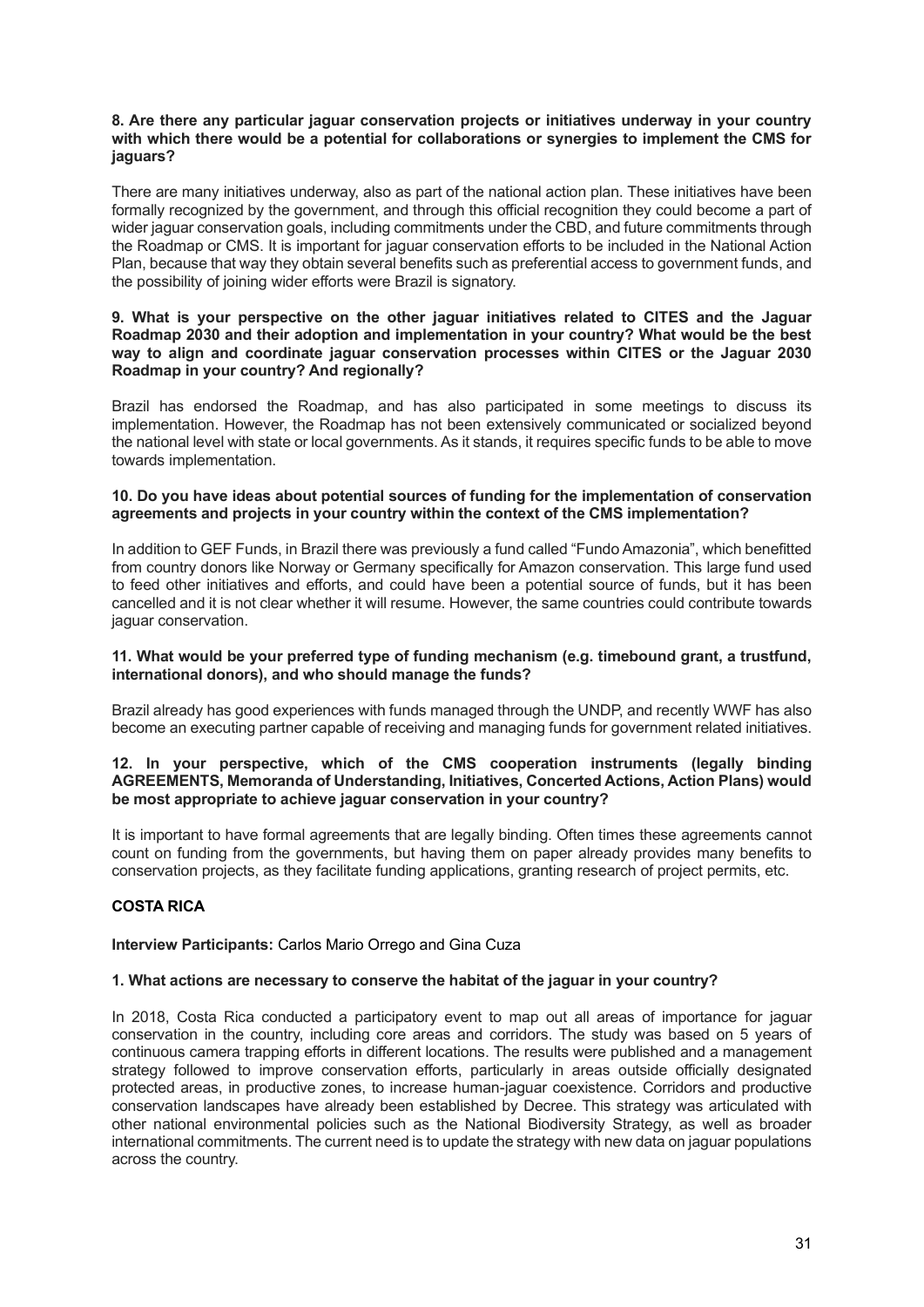**8. Are there any particular jaguar conservation projects or initiatives underway in your country with which there would be a potential for collaborations or synergies to implement the CMS for jaguars?**

There are many initiatives underway, also as part of the national action plan. These initiatives have been formally recognized by the government, and through this official recognition they could become a part of wider jaguar conservation goals, including commitments under the CBD, and future commitments through the Roadmap or CMS. It is important for jaguar conservation efforts to be included in the National Action Plan, because that way they obtain several benefits such as preferential access to government funds, and the possibility of joining wider efforts were Brazil is signatory.

**9. What is your perspective on the other jaguar initiatives related to CITES and the Jaguar Roadmap 2030 and their adoption and implementation in your country? What would be the best way to align and coordinate jaguar conservation processes within CITES or the Jaguar 2030 Roadmap in your country? And regionally?**

Brazil has endorsed the Roadmap, and has also participated in some meetings to discuss its implementation. However, the Roadmap has not been extensively communicated or socialized beyond the national level with state or local governments. As it stands, it requires specific funds to be able to move towards implementation.

**10. Do you have ideas about potential sources of funding for the implementation of conservation agreements and projects in your country within the context of the CMS implementation?**

In addition to GEF Funds, in Brazil there was previously a fund called "Fundo Amazonia", which benefitted from country donors like Norway or Germany specifically for Amazon conservation. This large fund used to feed other initiatives and efforts, and could have been a potential source of funds, but it has been cancelled and it is not clear whether it will resume. However, the same countries could contribute towards jaguar conservation.

**11. What would be your preferred type of funding mechanism (e.g. timebound grant, a trustfund, international donors), and who should manage the funds?**

Brazil already has good experiences with funds managed through the UNDP, and recently WWF has also become an executing partner capable of receiving and managing funds for government related initiatives.

**12. In your perspective, which of the CMS cooperation instruments (legally binding AGREEMENTS, Memoranda of Understanding, Initiatives, Concerted Actions, Action Plans) would be most appropriate to achieve jaguar conservation in your country?**

It is important to have formal agreements that are legally binding. Often times these agreements cannot count on funding from the governments, but having them on paper already provides many benefits to conservation projects, as they facilitate funding applications, granting research of project permits, etc.

## COSTA RICA

**Interview Participants:** Carlos Mario Orrego and Gina Cuza

**1. What actions are necessary to conserve the habitat of the jaguar in your country?**

In 2018, Costa Rica conducted a participatory event to map out all areas of importance for jaguar conservation in the country, including core areas and corridors. The study was based on 5 years of continuous camera trapping efforts in different locations. The results were published and a management strategy followed to improve conservation efforts, particularly in areas outside officially designated protected areas, in productive zones, to increase human-jaguar coexistence. Corridors and productive conservation landscapes have already been established by Decree. This strategy was articulated with other national environmental policies such as the National Biodiversity Strategy, as well as broader international commitments. The current need is to update the strategy with new data on jaguar populations across the country.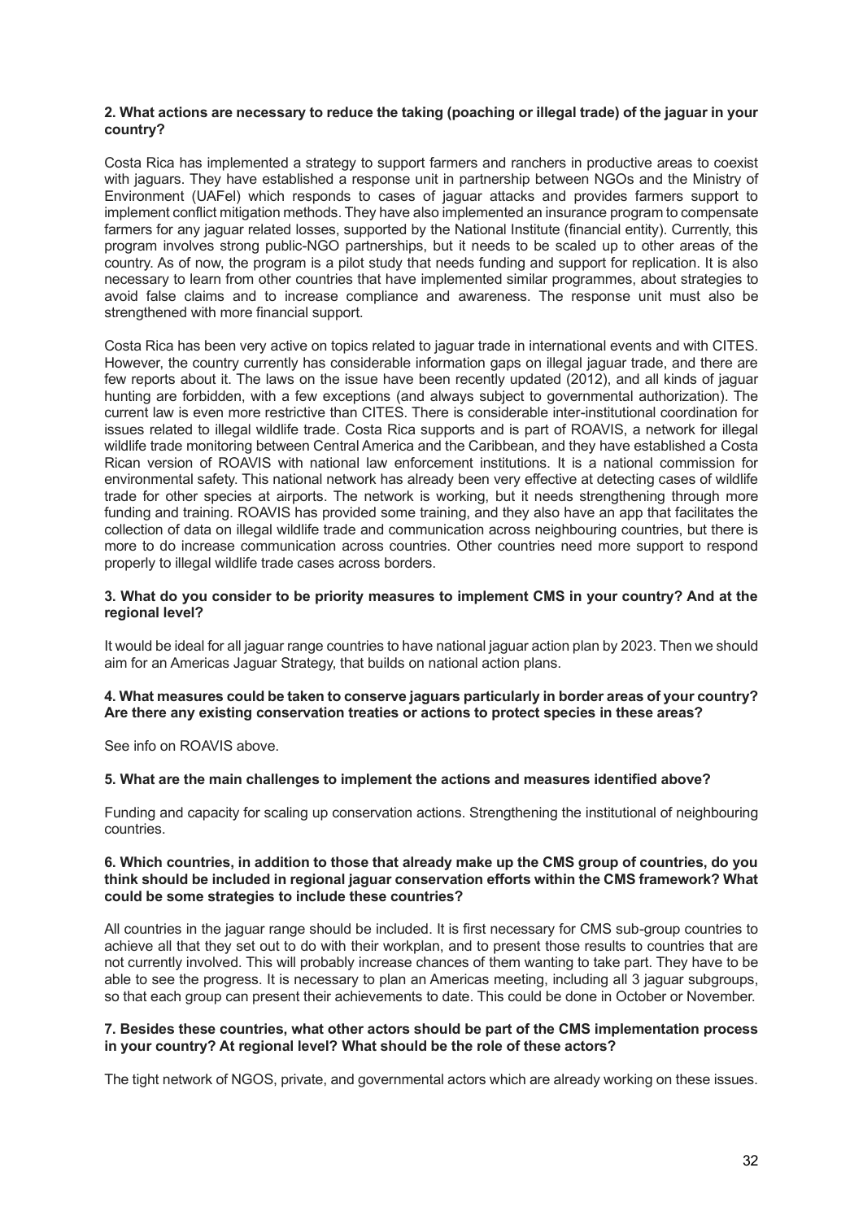**2. What actions are necessary to reduce the taking (poaching or illegal trade) of the jaguar in your country?**

Costa Rica has implemented a strategy to support farmers and ranchers in productive areas to coexist with jaguars. They have established a response unit in partnership between NGOs and the Ministry of Environment (UAFel) which responds to cases of jaguar attacks and provides farmers support to implement conflict mitigation methods. They have also implemented an insurance program to compensate farmers for any jaguar related losses, supported by the National Institute (financial entity). Currently, this program involves strong public-NGO partnerships, but it needs to be scaled up to other areas of the country. As of now, the program is a pilot study that needs funding and support for replication. It is also necessary to learn from other countries that have implemented similar programmes, about strategies to avoid false claims and to increase compliance and awareness. The response unit must also be strengthened with more financial support.

Costa Rica has been very active on topics related to jaguar trade in international events and with CITES. However, the country currently has considerable information gaps on illegal jaguar trade, and there are few reports about it. The laws on the issue have been recently updated (2012), and all kinds of jaguar hunting are forbidden, with a few exceptions (and always subject to governmental authorization). The current law is even more restrictive than CITES. There is considerable inter-institutional coordination for issues related to illegal wildlife trade. Costa Rica supports and is part of ROAVIS, a network for illegal wildlife trade monitoring between Central America and the Caribbean, and they have established a Costa Rican version of ROAVIS with national law enforcement institutions. It is a national commission for environmental safety. This national network has already been very effective at detecting cases of wildlife trade for other species at airports. The network is working, but it needs strengthening through more funding and training. ROAVIS has provided some training, and they also have an app that facilitates the collection of data on illegal wildlife trade and communication across neighbouring countries, but there is more to do increase communication across countries. Other countries need more support to respond properly to illegal wildlife trade cases across borders.

**3. What do you consider to be priority measures to implement CMS in your country? And at the regional level?**

It would be ideal for all jaguar range countries to have national jaguar action plan by 2023. Then we should aim for an Americas Jaguar Strategy, that builds on national action plans.

**4. What measures could be taken to conserve jaguars particularly in border areas of your country? Are there any existing conservation treaties or actions to protect species in these areas?**

See info on ROAVIS above.

**5. What are the main challenges to implement the actions and measures identified above?**

Funding and capacity for scaling up conservation actions. Strengthening the institutional of neighbouring countries.

**6. Which countries, in addition to those that already make up the CMS group of countries, do you think should be included in regional jaguar conservation efforts within the CMS framework? What could be some strategies to include these countries?**

All countries in the jaguar range should be included. It is first necessary for CMS sub-group countries to achieve all that they set out to do with their workplan, and to present those results to countries that are not currently involved. This will probably increase chances of them wanting to take part. They have to be able to see the progress. It is necessary to plan an Americas meeting, including all 3 jaguar subgroups, so that each group can present their achievements to date. This could be done in October or November.

**7. Besides these countries, what other actors should be part of the CMS implementation process in your country? At regional level? What should be the role of these actors?**

The tight network of NGOS, private, and governmental actors which are already working on these issues.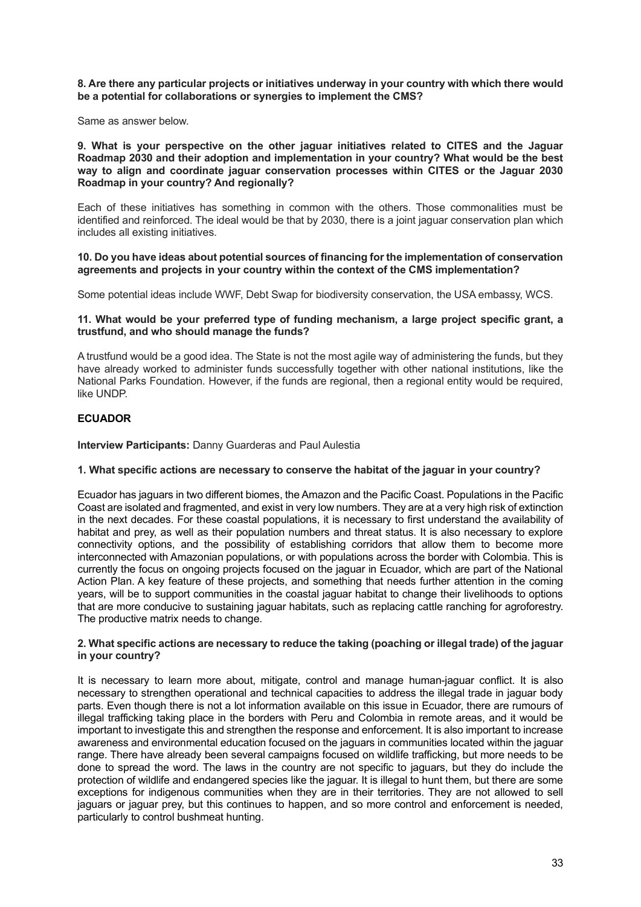**8. Are there any particular projects or initiatives underway in your country with which there would be a potential for collaborations or synergies to implement the CMS?**

Same as answer below.

**9. What is your perspective on the other jaguar initiatives related to CITES and the Jaguar Roadmap 2030 and their adoption and implementation in your country? What would be the best way to align and coordinate jaguar conservation processes within CITES or the Jaguar 2030 Roadmap in your country? And regionally?**

Each of these initiatives has something in common with the others. Those commonalities must be identified and reinforced. The ideal would be that by 2030, there is a joint jaguar conservation plan which includes all existing initiatives.

**10. Do you have ideas about potential sources of financing for the implementation of conservation agreements and projects in your country within the context of the CMS implementation?**

Some potential ideas include WWF, Debt Swap for biodiversity conservation, the USA embassy, WCS.

**11. What would be your preferred type of funding mechanism, a large project specific grant, a trustfund, and who should manage the funds?**

A trustfund would be a good idea. The State is not the most agile way of administering the funds, but they have already worked to administer funds successfully together with other national institutions, like the National Parks Foundation. However, if the funds are regional, then a regional entity would be required, like UNDP.

## ECUADOR

**Interview Participants:** Danny Guarderas and Paul Aulestia

**1. What specific actions are necessary to conserve the habitat of the jaguar in your country?**

Ecuador has jaguars in two different biomes, the Amazon and the Pacific Coast. Populations in the Pacific Coast are isolated and fragmented, and exist in very low numbers. They are at a very high risk of extinction in the next decades. For these coastal populations, it is necessary to first understand the availability of habitat and prey, as well as their population numbers and threat status. It is also necessary to explore connectivity options, and the possibility of establishing corridors that allow them to become more interconnected with Amazonian populations, or with populations across the border with Colombia. This is currently the focus on ongoing projects focused on the jaguar in Ecuador, which are part of the National Action Plan. A key feature of these projects, and something that needs further attention in the coming years, will be to support communities in the coastal jaguar habitat to change their livelihoods to options that are more conducive to sustaining jaguar habitats, such as replacing cattle ranching for agroforestry. The productive matrix needs to change.

**2. What specific actions are necessary to reduce the taking (poaching or illegal trade) of the jaguar in your country?**

It is necessary to learn more about, mitigate, control and manage human-jaguar conflict. It is also necessary to strengthen operational and technical capacities to address the illegal trade in jaguar body parts. Even though there is not a lot information available on this issue in Ecuador, there are rumours of illegal trafficking taking place in the borders with Peru and Colombia in remote areas, and it would be important to investigate this and strengthen the response and enforcement. It is also important to increase awareness and environmental education focused on the jaguars in communities located within the jaguar range. There have already been several campaigns focused on wildlife trafficking, but more needs to be done to spread the word. The laws in the country are not specific to jaguars, but they do include the protection of wildlife and endangered species like the jaguar. It is illegal to hunt them, but there are some exceptions for indigenous communities when they are in their territories. They are not allowed to sell jaguars or jaguar prey, but this continues to happen, and so more control and enforcement is needed, particularly to control bushmeat hunting.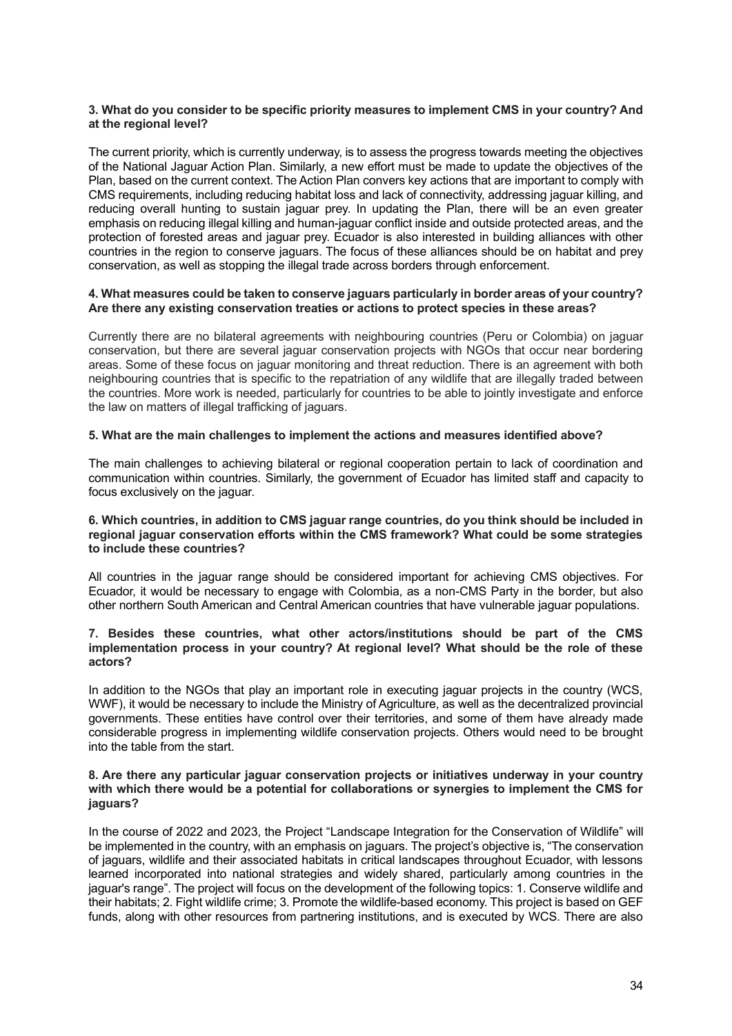**3. What do you consider to be specific priority measures to implement CMS in your country? And at the regional level?**

The current priority, which is currently underway, is to assess the progress towards meeting the objectives of the National Jaguar Action Plan. Similarly, a new effort must be made to update the objectives of the Plan, based on the current context. The Action Plan convers key actions that are important to comply with CMS requirements, including reducing habitat loss and lack of connectivity, addressing jaguar killing, and reducing overall hunting to sustain jaguar prey. In updating the Plan, there will be an even greater emphasis on reducing illegal killing and human-jaguar conflict inside and outside protected areas, and the protection of forested areas and jaguar prey. Ecuador is also interested in building alliances with other countries in the region to conserve jaguars. The focus of these alliances should be on habitat and prey conservation, as well as stopping the illegal trade across borders through enforcement.

**4. What measures could be taken to conserve jaguars particularly in border areas of your country? Are there any existing conservation treaties or actions to protect species in these areas?**

Currently there are no bilateral agreements with neighbouring countries (Peru or Colombia) on jaguar conservation, but there are several jaguar conservation projects with NGOs that occur near bordering areas. Some of these focus on jaguar monitoring and threat reduction. There is an agreement with both neighbouring countries that is specific to the repatriation of any wildlife that are illegally traded between the countries. More work is needed, particularly for countries to be able to jointly investigate and enforce the law on matters of illegal trafficking of jaguars.

**5. What are the main challenges to implement the actions and measures identified above?**

The main challenges to achieving bilateral or regional cooperation pertain to lack of coordination and communication within countries. Similarly, the government of Ecuador has limited staff and capacity to focus exclusively on the jaguar.

**6. Which countries, in addition to CMS jaguar range countries, do you think should be included in regional jaguar conservation efforts within the CMS framework? What could be some strategies to include these countries?**

All countries in the jaguar range should be considered important for achieving CMS objectives. For Ecuador, it would be necessary to engage with Colombia, as a non-CMS Party in the border, but also other northern South American and Central American countries that have vulnerable jaguar populations.

**7. Besides these countries, what other actors/institutions should be part of the CMS implementation process in your country? At regional level? What should be the role of these actors?**

In addition to the NGOs that play an important role in executing jaguar projects in the country (WCS, WWF), it would be necessary to include the Ministry of Agriculture, as well as the decentralized provincial governments. These entities have control over their territories, and some of them have already made considerable progress in implementing wildlife conservation projects. Others would need to be brought into the table from the start.

**8. Are there any particular jaguar conservation projects or initiatives underway in your country with which there would be a potential for collaborations or synergies to implement the CMS for jaguars?**

In the course of 2022 and 2023, the Project "Landscape Integration for the Conservation of Wildlife" will be implemented in the country, with an emphasis on jaguars. The project's objective is, "The conservation of jaguars, wildlife and their associated habitats in critical landscapes throughout Ecuador, with lessons learned incorporated into national strategies and widely shared, particularly among countries in the jaguar's range". The project will focus on the development of the following topics: 1. Conserve wildlife and their habitats; 2. Fight wildlife crime; 3. Promote the wildlife-based economy. This project is based on GEF funds, along with other resources from partnering institutions, and is executed by WCS. There are also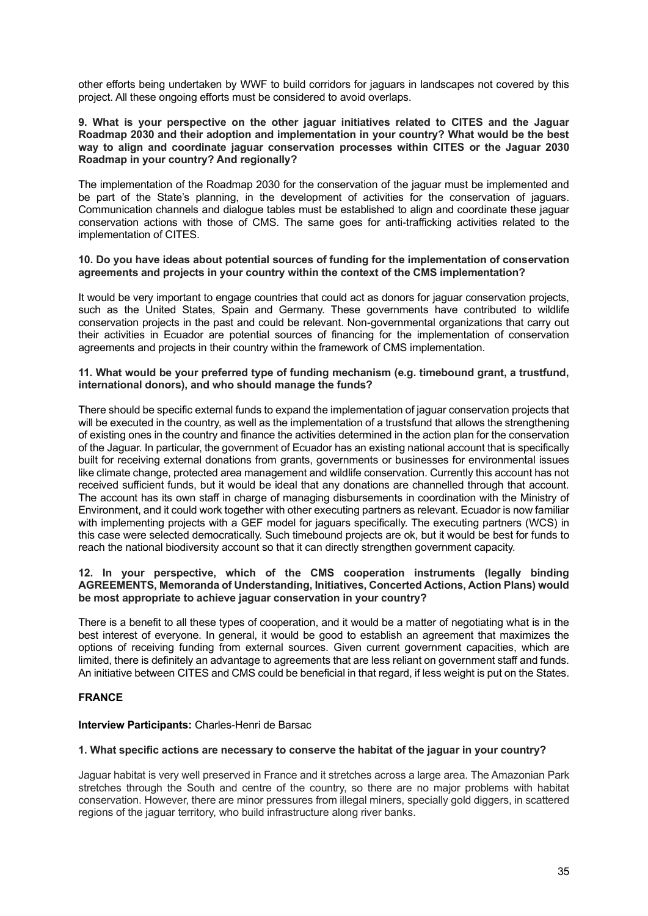other efforts being undertaken by WWF to build corridors for jaguars in landscapes not covered by this project. All these ongoing efforts must be considered to avoid overlaps.

**9. What is your perspective on the other jaguar initiatives related to CITES and the Jaguar Roadmap 2030 and their adoption and implementation in your country? What would be the best way to align and coordinate jaguar conservation processes within CITES or the Jaguar 2030 Roadmap in your country? And regionally?**

The implementation of the Roadmap 2030 for the conservation of the jaguar must be implemented and be part of the State's planning, in the development of activities for the conservation of jaguars. Communication channels and dialogue tables must be established to align and coordinate these jaguar conservation actions with those of CMS. The same goes for anti-trafficking activities related to the implementation of CITES.

**10. Do you have ideas about potential sources of funding for the implementation of conservation agreements and projects in your country within the context of the CMS implementation?**

It would be very important to engage countries that could act as donors for jaguar conservation projects, such as the United States, Spain and Germany. These governments have contributed to wildlife conservation projects in the past and could be relevant. Non-governmental organizations that carry out their activities in Ecuador are potential sources of financing for the implementation of conservation agreements and projects in their country within the framework of CMS implementation.

**11. What would be your preferred type of funding mechanism (e.g. timebound grant, a trustfund, international donors), and who should manage the funds?**

There should be specific external funds to expand the implementation of jaguar conservation projects that will be executed in the country, as well as the implementation of a trustsfund that allows the strengthening of existing ones in the country and finance the activities determined in the action plan for the conservation of the Jaguar. In particular, the government of Ecuador has an existing national account that is specifically built for receiving external donations from grants, governments or businesses for environmental issues like climate change, protected area management and wildlife conservation. Currently this account has not received sufficient funds, but it would be ideal that any donations are channelled through that account. The account has its own staff in charge of managing disbursements in coordination with the Ministry of Environment, and it could work together with other executing partners as relevant. Ecuador is now familiar with implementing projects with a GEF model for jaguars specifically. The executing partners (WCS) in this case were selected democratically. Such timebound projects are ok, but it would be best for funds to reach the national biodiversity account so that it can directly strengthen government capacity.

**12. In your perspective, which of the CMS cooperation instruments (legally binding AGREEMENTS, Memoranda of Understanding, Initiatives, Concerted Actions, Action Plans) would be most appropriate to achieve jaguar conservation in your country?**

There is a benefit to all these types of cooperation, and it would be a matter of negotiating what is in the best interest of everyone. In general, it would be good to establish an agreement that maximizes the options of receiving funding from external sources. Given current government capacities, which are limited, there is definitely an advantage to agreements that are less reliant on government staff and funds. An initiative between CITES and CMS could be beneficial in that regard, if less weight is put on the States.

**FRANCE**

**Interview Participants:** Charles-Henri de Barsac

**1. What specific actions are necessary to conserve the habitat of the jaguar in your country?**

Jaguar habitat is very well preserved in France and it stretches across a large area. The Amazonian Park stretches through the South and centre of the country, so there are no major problems with habitat conservation. However, there are minor pressures from illegal miners, specially gold diggers, in scattered regions of the jaguar territory, who build infrastructure along river banks.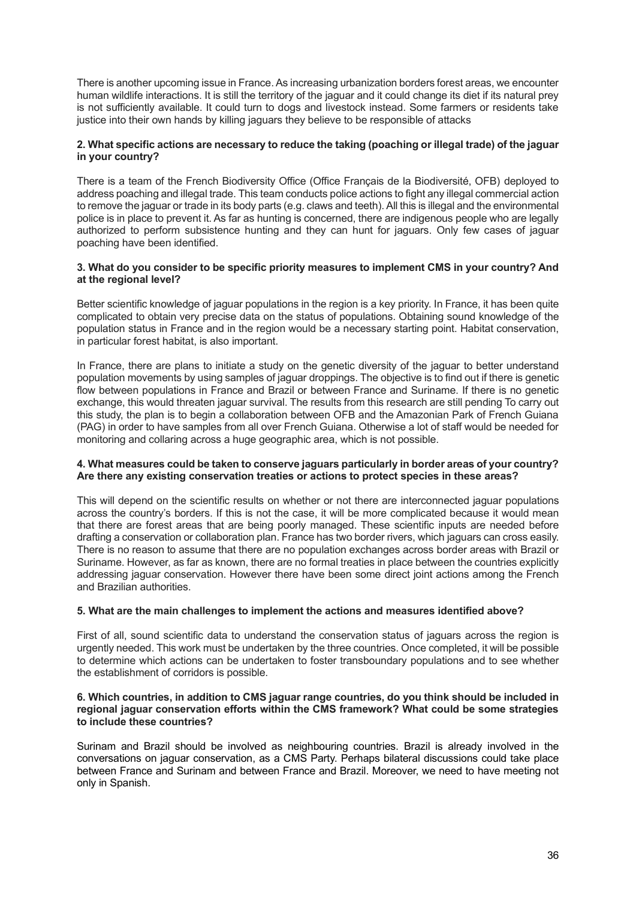There is another upcoming issue in France. As increasing urbanization borders forest areas, we encounter human wildlife interactions. It is still the territory of the jaguar and it could change its diet if its natural prey is not sufficiently available. It could turn to dogs and livestock instead. Some farmers or residents take justice into their own hands by killing jaguars they believe to be responsible of attacks

**2. What specific actions are necessary to reduce the taking (poaching or illegal trade) of the jaguar in your country?**

There is a team of the French Biodiversity Office (Office Français de la Biodiversité, OFB) deployed to address poaching and illegal trade. This team conducts police actions to fight any illegal commercial action to remove the jaguar or trade in its body parts (e.g. claws and teeth). All this is illegal and the environmental police is in place to prevent it. As far as hunting is concerned, there are indigenous people who are legally authorized to perform subsistence hunting and they can hunt for jaguars. Only few cases of jaguar poaching have been identified.

**3. What do you consider to be specific priority measures to implement CMS in your country? And at the regional level?**

Better scientific knowledge of jaguar populations in the region is a key priority. In France, it has been quite complicated to obtain very precise data on the status of populations. Obtaining sound knowledge of the population status in France and in the region would be a necessary starting point. Habitat conservation, in particular forest habitat, is also important.

In France, there are plans to initiate a study on the genetic diversity of the jaguar to better understand population movements by using samples of jaguar droppings. The objective is to find out if there is genetic flow between populations in France and Brazil or between France and Suriname. If there is no genetic exchange, this would threaten jaguar survival. The results from this research are still pending To carry out this study, the plan is to begin a collaboration between OFB and the Amazonian Park of French Guiana (PAG) in order to have samples from all over French Guiana. Otherwise a lot of staff would be needed for monitoring and collaring across a huge geographic area, which is not possible.

**4. What measures could be taken to conserve jaguars particularly in border areas of your country? Are there any existing conservation treaties or actions to protect species in these areas?**

This will depend on the scientific results on whether or not there are interconnected jaguar populations across the country's borders. If this is not the case, it will be more complicated because it would mean that there are forest areas that are being poorly managed. These scientific inputs are needed before drafting a conservation or collaboration plan. France has two border rivers, which jaguars can cross easily. There is no reason to assume that there are no population exchanges across border areas with Brazil or Suriname. However, as far as known, there are no formal treaties in place between the countries explicitly addressing jaguar conservation. However there have been some direct joint actions among the French and Brazilian authorities.

**5. What are the main challenges to implement the actions and measures identified above?**

First of all, sound scientific data to understand the conservation status of jaguars across the region is urgently needed. This work must be undertaken by the three countries. Once completed, it will be possible to determine which actions can be undertaken to foster transboundary populations and to see whether the establishment of corridors is possible.

**6. Which countries, in addition to CMS jaguar range countries, do you think should be included in regional jaguar conservation efforts within the CMS framework? What could be some strategies to include these countries?**

Surinam and Brazil should be involved as neighbouring countries. Brazil is already involved in the conversations on jaguar conservation, as a CMS Party. Perhaps bilateral discussions could take place between France and Surinam and between France and Brazil. Moreover, we need to have meeting not only in Spanish.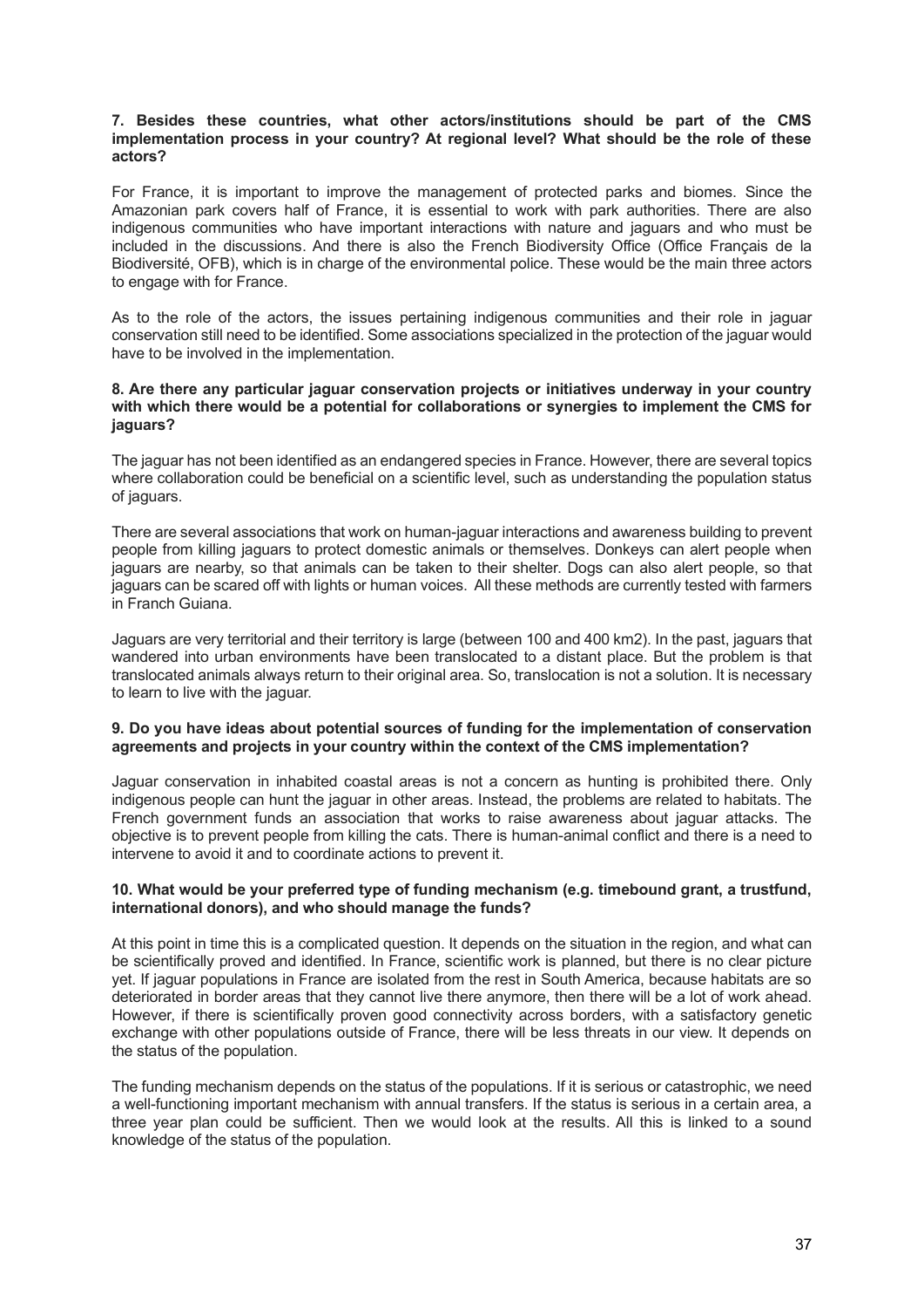**7. Besides these countries, what other actors/institutions should be part of the CMS implementation process in your country? At regional level? What should be the role of these actors?**

For France, it is important to improve the management of protected parks and biomes. Since the Amazonian park covers half of France, it is essential to work with park authorities. There are also indigenous communities who have important interactions with nature and jaguars and who must be included in the discussions. And there is also the French Biodiversity Office (Office Français de la Biodiversité, OFB), which is in charge of the environmental police. These would be the main three actors to engage with for France.

As to the role of the actors, the issues pertaining indigenous communities and their role in jaguar conservation still need to be identified. Some associations specialized in the protection of the jaguar would have to be involved in the implementation.

**8. Are there any particular jaguar conservation projects or initiatives underway in your country with which there would be a potential for collaborations or synergies to implement the CMS for jaguars?**

The jaguar has not been identified as an endangered species in France. However, there are several topics where collaboration could be beneficial on a scientific level, such as understanding the population status of jaguars.

There are several associations that work on human-jaguar interactions and awareness building to prevent people from killing jaguars to protect domestic animals or themselves. Donkeys can alert people when jaguars are nearby, so that animals can be taken to their shelter. Dogs can also alert people, so that jaguars can be scared off with lights or human voices. All these methods are currently tested with farmers in Franch Guiana.

Jaguars are very territorial and their territory is large (between 100 and 400 km2). In the past, jaguars that wandered into urban environments have been translocated to a distant place. But the problem is that translocated animals always return to their original area. So, translocation is not a solution. It is necessary to learn to live with the jaguar.

**9. Do you have ideas about potential sources of funding for the implementation of conservation agreements and projects in your country within the context of the CMS implementation?**

Jaguar conservation in inhabited coastal areas is not a concern as hunting is prohibited there. Only indigenous people can hunt the jaguar in other areas. Instead, the problems are related to habitats. The French government funds an association that works to raise awareness about jaguar attacks. The objective is to prevent people from killing the cats. There is human-animal conflict and there is a need to intervene to avoid it and to coordinate actions to prevent it.

**10. What would be your preferred type of funding mechanism (e.g. timebound grant, a trustfund, international donors), and who should manage the funds?**

At this point in time this is a complicated question. It depends on the situation in the region, and what can be scientifically proved and identified. In France, scientific work is planned, but there is no clear picture yet. If jaguar populations in France are isolated from the rest in South America, because habitats are so deteriorated in border areas that they cannot live there anymore, then there will be a lot of work ahead. However, if there is scientifically proven good connectivity across borders, with a satisfactory genetic exchange with other populations outside of France, there will be less threats in our view. It depends on the status of the population.

The funding mechanism depends on the status of the populations. If it is serious or catastrophic, we need a well-functioning important mechanism with annual transfers. If the status is serious in a certain area, a three year plan could be sufficient. Then we would look at the results. All this is linked to a sound knowledge of the status of the population.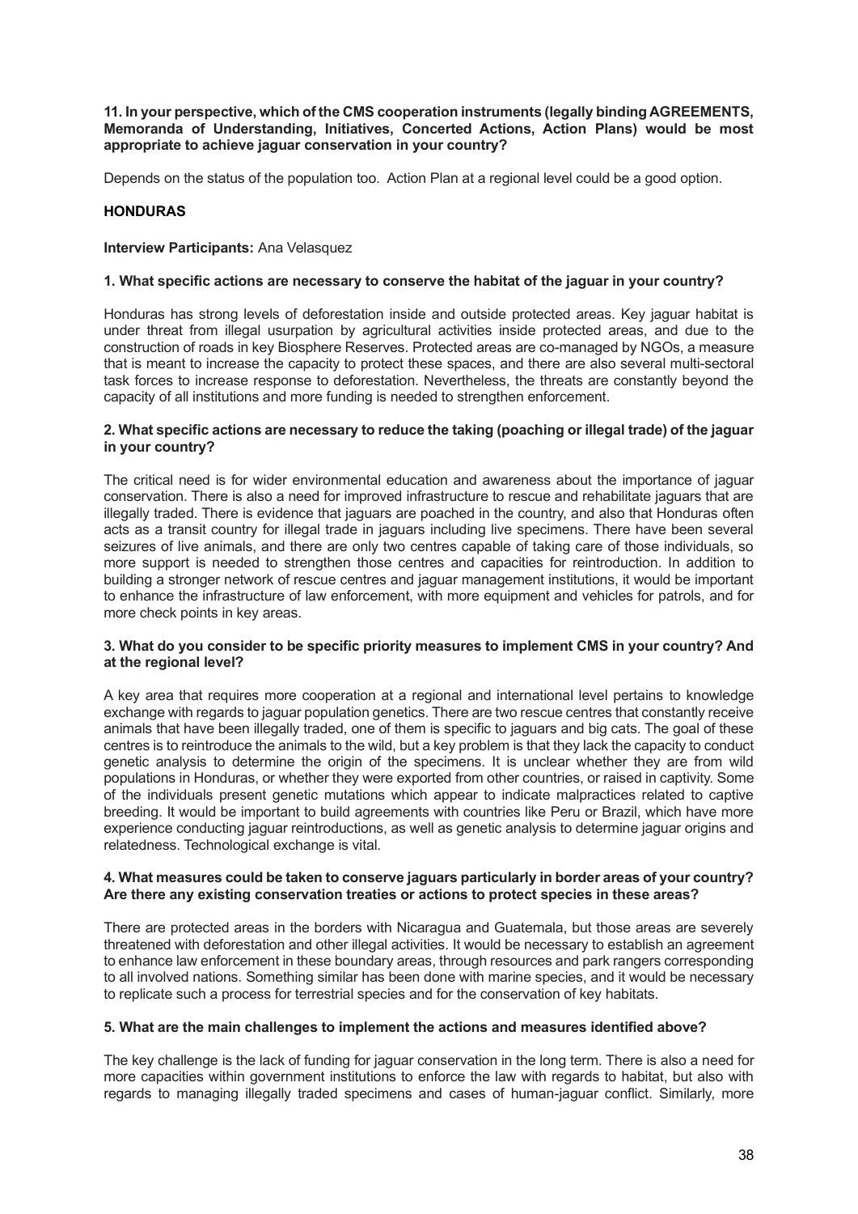**11. In your perspective, which of the CMS cooperation instruments (legally binding AGREEMENTS, Memoranda of Understanding, Initiatives, Concerted Actions, Action Plans) would be most appropriate to achieve jaguar conservation in your country?**

Depends on the status of the population too. Action Plan at a regional level could be a good option.

### HONDURAS

**Interview Participants:** Ana Velasquez

**1. What specific actions are necessary to conserve the habitat of the jaguar in your country?**

Honduras has strong levels of deforestation inside and outside protected areas. Key jaguar habitat is under threat from illegal usurpation by agricultural activities inside protected areas, and due to the construction of roads in key Biosphere Reserves. Protected areas are co-managed by NGOs, a measure that is meant to increase the capacity to protect these spaces, and there are also several multi-sectoral task forces to increase response to deforestation. Nevertheless, the threats are constantly beyond the capacity of all institutions and more funding is needed to strengthen enforcement.

**2. What specific actions are necessary to reduce the taking (poaching or illegal trade) of the jaguar in your country?**

The critical need is for wider environmental education and awareness about the importance of jaguar conservation. There is also a need for improved infrastructure to rescue and rehabilitate jaguars that are illegally traded. There is evidence that jaguars are poached in the country, and also that Honduras often acts as a transit country for illegal trade in jaguars including live specimens. There have been several seizures of live animals, and there are only two centres capable of taking care of those individuals, so more support is needed to strengthen those centres and capacities for reintroduction. In addition to building a stronger network of rescue centres and jaguar management institutions, it would be important to enhance the infrastructure of law enforcement, with more equipment and vehicles for patrols, and for more check points in key areas.

**3. What do you consider to be specific priority measures to implement CMS in your country? And at the regional level?**

A key area that requires more cooperation at a regional and international level pertains to knowledge exchange with regards to jaguar population genetics. There are two rescue centres that constantly receive animals that have been illegally traded, one of them is specific to jaguars and big cats. The goal of these centres is to reintroduce the animals to the wild, but a key problem is that they lack the capacity to conduct genetic analysis to determine the origin of the specimens. It is unclear whether they are from wild populations in Honduras, or whether they were exported from other countries, or raised in captivity. Some of the individuals present genetic mutations which appear to indicate malpractices related to captive breeding. It would be important to build agreements with countries like Peru or Brazil, which have more experience conducting jaguar reintroductions, as well as genetic analysis to determine jaguar origins and relatedness. Technological exchange is vital.

**4. What measures could be taken to conserve jaguars particularly in border areas of your country? Are there any existing conservation treaties or actions to protect species in these areas?**

There are protected areas in the borders with Nicaragua and Guatemala, but those areas are severely threatened with deforestation and other illegal activities. It would be necessary to establish an agreement to enhance law enforcement in these boundary areas, through resources and park rangers corresponding to all involved nations. Something similar has been done with marine species, and it would be necessary to replicate such a process for terrestrial species and for the conservation of key habitats.

**5. What are the main challenges to implement the actions and measures identified above?**

The key challenge is the lack of funding for jaguar conservation in the long term. There is also a need for more capacities within government institutions to enforce the law with regards to habitat, but also with regards to managing illegally traded specimens and cases of human-jaguar conflict. Similarly, more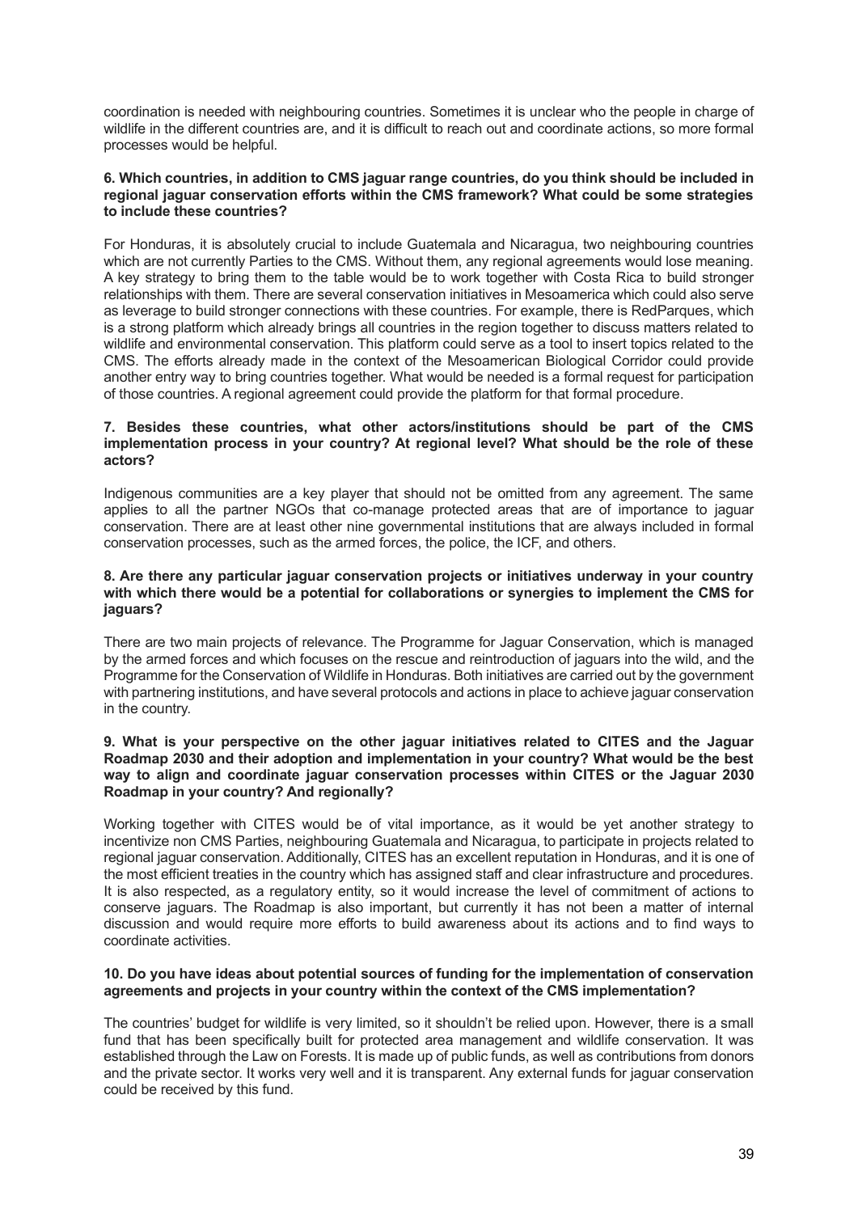coordination is needed with neighbouring countries. Sometimes it is unclear who the people in charge of wildlife in the different countries are, and it is difficult to reach out and coordinate actions, so more formal processes would be helpful.

**6. Which countries, in addition to CMS jaguar range countries, do you think should be included in regional jaguar conservation efforts within the CMS framework? What could be some strategies to include these countries?**

For Honduras, it is absolutely crucial to include Guatemala and Nicaragua, two neighbouring countries which are not currently Parties to the CMS. Without them, any regional agreements would lose meaning. A key strategy to bring them to the table would be to work together with Costa Rica to build stronger relationships with them. There are several conservation initiatives in Mesoamerica which could also serve as leverage to build stronger connections with these countries. For example, there is RedParques, which is a strong platform which already brings all countries in the region together to discuss matters related to wildlife and environmental conservation. This platform could serve as a tool to insert topics related to the CMS. The efforts already made in the context of the Mesoamerican Biological Corridor could provide another entry way to bring countries together. What would be needed is a formal request for participation of those countries. A regional agreement could provide the platform for that formal procedure.

**7. Besides these countries, what other actors/institutions should be part of the CMS implementation process in your country? At regional level? What should be the role of these actors?**

Indigenous communities are a key player that should not be omitted from any agreement. The same applies to all the partner NGOs that co-manage protected areas that are of importance to jaguar conservation. There are at least other nine governmental institutions that are always included in formal conservation processes, such as the armed forces, the police, the ICF, and others.

**8. Are there any particular jaguar conservation projects or initiatives underway in your country with which there would be a potential for collaborations or synergies to implement the CMS for jaguars?**

There are two main projects of relevance. The Programme for Jaguar Conservation, which is managed by the armed forces and which focuses on the rescue and reintroduction of jaguars into the wild, and the Programme for the Conservation of Wildlife in Honduras. Both initiatives are carried out by the government with partnering institutions, and have several protocols and actions in place to achieve jaguar conservation in the country.

**9. What is your perspective on the other jaguar initiatives related to CITES and the Jaguar Roadmap 2030 and their adoption and implementation in your country? What would be the best way to align and coordinate jaguar conservation processes within CITES or the Jaguar 2030 Roadmap in your country? And regionally?**

Working together with CITES would be of vital importance, as it would be yet another strategy to incentivize non CMS Parties, neighbouring Guatemala and Nicaragua, to participate in projects related to regional jaguar conservation. Additionally, CITES has an excellent reputation in Honduras, and it is one of the most efficient treaties in the country which has assigned staff and clear infrastructure and procedures. It is also respected, as a regulatory entity, so it would increase the level of commitment of actions to conserve jaguars. The Roadmap is also important, but currently it has not been a matter of internal discussion and would require more efforts to build awareness about its actions and to find ways to coordinate activities.

**10. Do you have ideas about potential sources of funding for the implementation of conservation agreements and projects in your country within the context of the CMS implementation?**

The countries' budget for wildlife is very limited, so it shouldn't be relied upon. However, there is a small fund that has been specifically built for protected area management and wildlife conservation. It was established through the Law on Forests. It is made up of public funds, as well as contributions from donors and the private sector. It works very well and it is transparent. Any external funds for jaguar conservation could be received by this fund.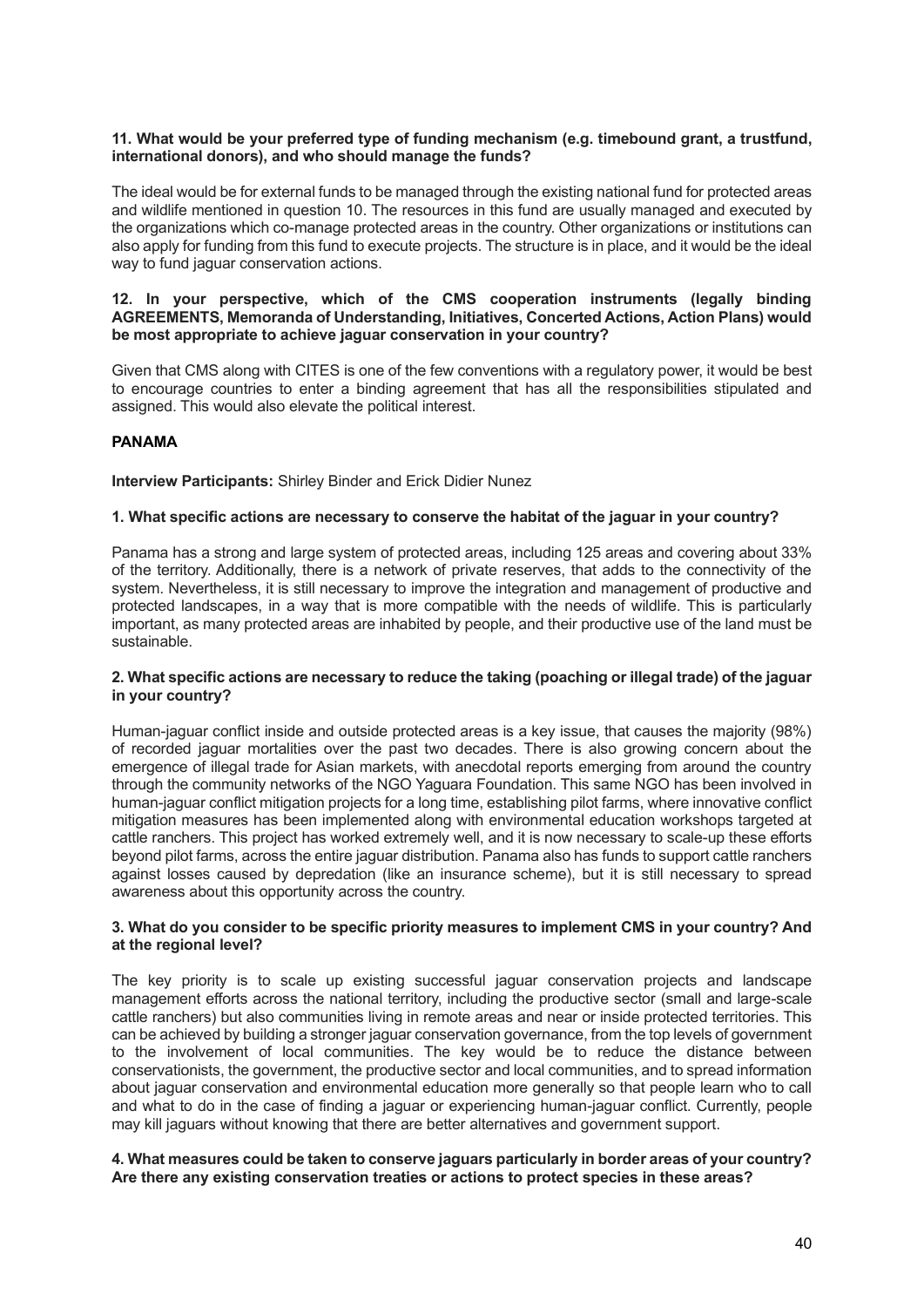**11. What would be your preferred type of funding mechanism (e.g. timebound grant, a trustfund, international donors), and who should manage the funds?**

The ideal would be for external funds to be managed through the existing national fund for protected areas and wildlife mentioned in question 10. The resources in this fund are usually managed and executed by the organizations which co-manage protected areas in the country. Other organizations or institutions can also apply for funding from this fund to execute projects. The structure is in place, and it would be the ideal way to fund jaguar conservation actions.

**12. In your perspective, which of the CMS cooperation instruments (legally binding AGREEMENTS, Memoranda of Understanding, Initiatives, Concerted Actions, Action Plans) would be most appropriate to achieve jaguar conservation in your country?**

Given that CMS along with CITES is one of the few conventions with a regulatory power, it would be best to encourage countries to enter a binding agreement that has all the responsibilities stipulated and assigned. This would also elevate the political interest.

**PANAMA**

**Interview Participants:** Shirley Binder and Erick Didier Nunez

**1. What specific actions are necessary to conserve the habitat of the jaguar in your country?**

Panama has a strong and large system of protected areas, including 125 areas and covering about 33% of the territory. Additionally, there is a network of private reserves, that adds to the connectivity of the system. Nevertheless, it is still necessary to improve the integration and management of productive and protected landscapes, in a way that is more compatible with the needs of wildlife. This is particularly important, as many protected areas are inhabited by people, and their productive use of the land must be sustainable.

**2. What specific actions are necessary to reduce the taking (poaching or illegal trade) of the jaguar in your country?**

Human-jaguar conflict inside and outside protected areas is a key issue, that causes the majority (98%) of recorded jaguar mortalities over the past two decades. There is also growing concern about the emergence of illegal trade for Asian markets, with anecdotal reports emerging from around the country through the community networks of the NGO Yaguara Foundation. This same NGO has been involved in human-jaguar conflict mitigation projects for a long time, establishing pilot farms, where innovative conflict mitigation measures has been implemented along with environmental education workshops targeted at cattle ranchers. This project has worked extremely well, and it is now necessary to scale-up these efforts beyond pilot farms, across the entire jaguar distribution. Panama also has funds to support cattle ranchers against losses caused by depredation (like an insurance scheme), but it is still necessary to spread awareness about this opportunity across the country.

**3. What do you consider to be specific priority measures to implement CMS in your country? And at the regional level?**

The key priority is to scale up existing successful jaguar conservation projects and landscape management efforts across the national territory, including the productive sector (small and large-scale cattle ranchers) but also communities living in remote areas and near or inside protected territories. This can be achieved by building a stronger jaguar conservation governance, from the top levels of government to the involvement of local communities. The key would be to reduce the distance between conservationists, the government, the productive sector and local communities, and to spread information about jaguar conservation and environmental education more generally so that people learn who to call and what to do in the case of finding a jaguar or experiencing human-jaguar conflict. Currently, people may kill jaguars without knowing that there are better alternatives and government support.

**4. What measures could be taken to conserve jaguars particularly in border areas of your country? Are there any existing conservation treaties or actions to protect species in these areas?**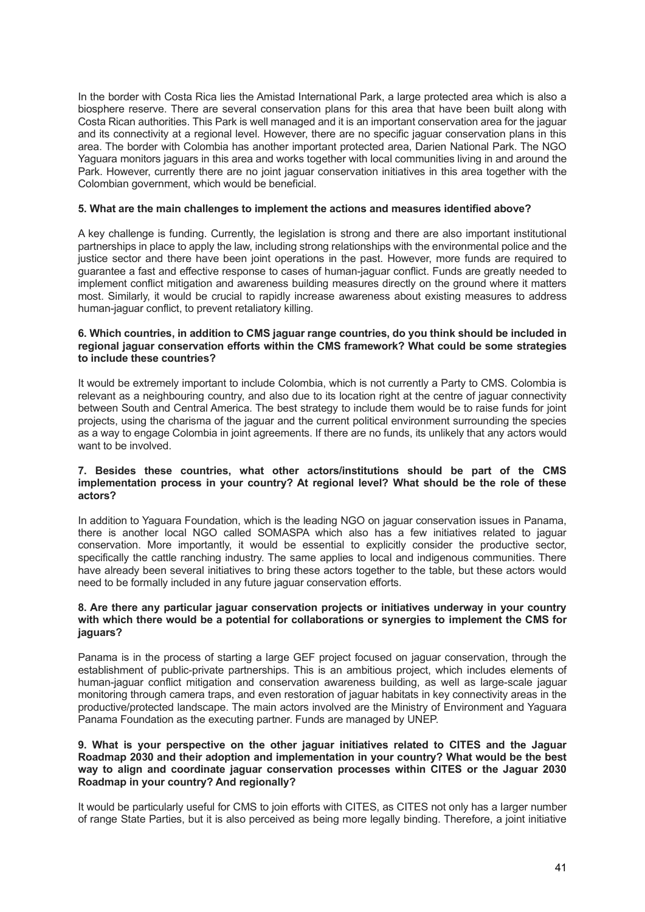In the border with Costa Rica lies the Amistad International Park, a large protected area which is also a biosphere reserve. There are several conservation plans for this area that have been built along with Costa Rican authorities. This Park is well managed and it is an important conservation area for the jaguar and its connectivity at a regional level. However, there are no specific jaguar conservation plans in this area. The border with Colombia has another important protected area, Darien National Park. The NGO Yaguara monitors jaguars in this area and works together with local communities living in and around the Park. However, currently there are no joint jaguar conservation initiatives in this area together with the Colombian government, which would be beneficial.

**5. What are the main challenges to implement the actions and measures identified above?**

A key challenge is funding. Currently, the legislation is strong and there are also important institutional partnerships in place to apply the law, including strong relationships with the environmental police and the justice sector and there have been joint operations in the past. However, more funds are required to guarantee a fast and effective response to cases of human-jaguar conflict. Funds are greatly needed to implement conflict mitigation and awareness building measures directly on the ground where it matters most. Similarly, it would be crucial to rapidly increase awareness about existing measures to address human-jaguar conflict, to prevent retaliatory killing.

**6. Which countries, in addition to CMS jaguar range countries, do you think should be included in regional jaguar conservation efforts within the CMS framework? What could be some strategies to include these countries?**

It would be extremely important to include Colombia, which is not currently a Party to CMS. Colombia is relevant as a neighbouring country, and also due to its location right at the centre of jaguar connectivity between South and Central America. The best strategy to include them would be to raise funds for joint projects, using the charisma of the jaguar and the current political environment surrounding the species as a way to engage Colombia in joint agreements. If there are no funds, its unlikely that any actors would want to be involved.

**7. Besides these countries, what other actors/institutions should be part of the CMS implementation process in your country? At regional level? What should be the role of these actors?**

In addition to Yaguara Foundation, which is the leading NGO on jaguar conservation issues in Panama, there is another local NGO called SOMASPA which also has a few initiatives related to jaguar conservation. More importantly, it would be essential to explicitly consider the productive sector, specifically the cattle ranching industry. The same applies to local and indigenous communities. There have already been several initiatives to bring these actors together to the table, but these actors would need to be formally included in any future jaguar conservation efforts.

**8. Are there any particular jaguar conservation projects or initiatives underway in your country with which there would be a potential for collaborations or synergies to implement the CMS for jaguars?**

Panama is in the process of starting a large GEF project focused on jaguar conservation, through the establishment of public-private partnerships. This is an ambitious project, which includes elements of human-jaguar conflict mitigation and conservation awareness building, as well as large-scale jaguar monitoring through camera traps, and even restoration of jaguar habitats in key connectivity areas in the productive/protected landscape. The main actors involved are the Ministry of Environment and Yaguara Panama Foundation as the executing partner. Funds are managed by UNEP.

**9. What is your perspective on the other jaguar initiatives related to CITES and the Jaguar Roadmap 2030 and their adoption and implementation in your country? What would be the best way to align and coordinate jaguar conservation processes within CITES or the Jaguar 2030 Roadmap in your country? And regionally?**

It would be particularly useful for CMS to join efforts with CITES, as CITES not only has a larger number of range State Parties, but it is also perceived as being more legally binding. Therefore, a joint initiative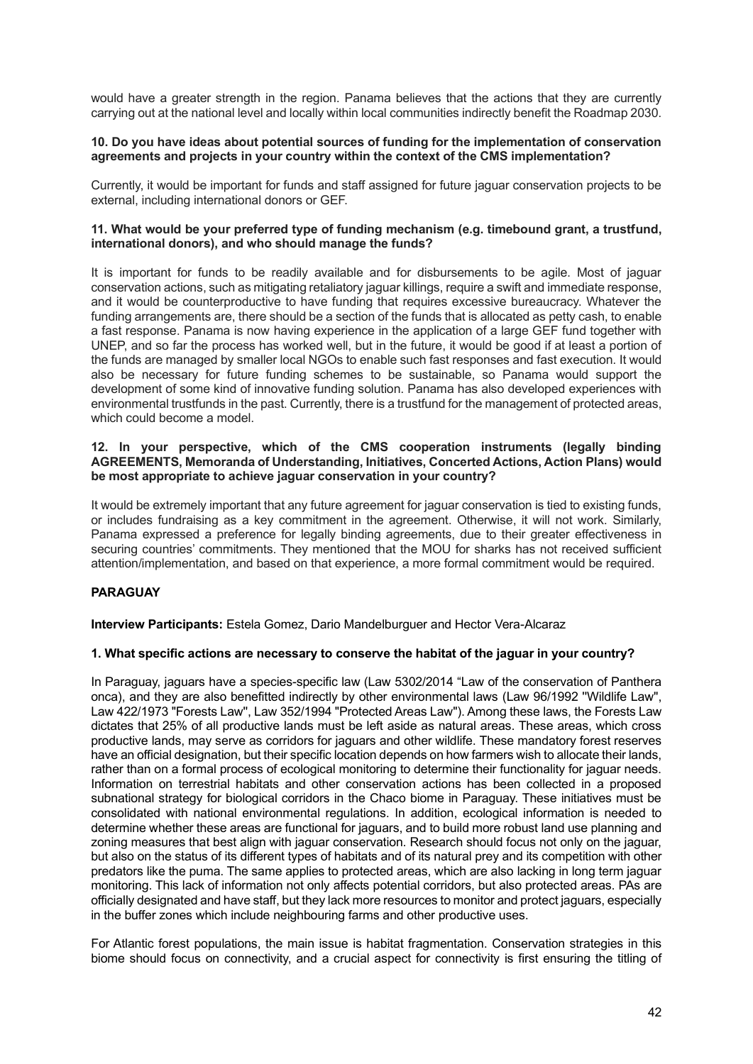would have a greater strength in the region. Panama believes that the actions that they are currently carrying out at the national level and locally within local communities indirectly benefit the Roadmap 2030.

**10. Do you have ideas about potential sources of funding for the implementation of conservation agreements and projects in your country within the context of the CMS implementation?**

Currently, it would be important for funds and staff assigned for future jaguar conservation projects to be external, including international donors or GEF.

**11. What would be your preferred type of funding mechanism (e.g. timebound grant, a trustfund, international donors), and who should manage the funds?**

It is important for funds to be readily available and for disbursements to be agile. Most of jaguar conservation actions, such as mitigating retaliatory jaguar killings, require a swift and immediate response, and it would be counterproductive to have funding that requires excessive bureaucracy. Whatever the funding arrangements are, there should be a section of the funds that is allocated as petty cash, to enable a fast response. Panama is now having experience in the application of a large GEF fund together with UNEP, and so far the process has worked well, but in the future, it would be good if at least a portion of the funds are managed by smaller local NGOs to enable such fast responses and fast execution. It would also be necessary for future funding schemes to be sustainable, so Panama would support the development of some kind of innovative funding solution. Panama has also developed experiences with environmental trustfunds in the past. Currently, there is a trustfund for the management of protected areas, which could become a model.

**12. In your perspective, which of the CMS cooperation instruments (legally binding AGREEMENTS, Memoranda of Understanding, Initiatives, Concerted Actions, Action Plans) would be most appropriate to achieve jaguar conservation in your country?**

It would be extremely important that any future agreement for jaguar conservation is tied to existing funds, or includes fundraising as a key commitment in the agreement. Otherwise, it will not work. Similarly, Panama expressed a preference for legally binding agreements, due to their greater effectiveness in securing countries' commitments. They mentioned that the MOU for sharks has not received sufficient attention/implementation, and based on that experience, a more formal commitment would be required.

**PARAGUAY**

**Interview Participants:** Estela Gomez, Dario Mandelburguer and Hector Vera-Alcaraz

**1. What specific actions are necessary to conserve the habitat of the jaguar in your country?**

In Paraguay, jaguars have a species-specific law (Law 5302/2014 "Law of the conservation of Panthera onca), and they are also benefitted indirectly by other environmental laws (Law 96/1992 "Wildlife Law", Law 422/1973 "Forests Law", Law 352/1994 "Protected Areas Law"). Among these laws, the Forests Law dictates that 25% of all productive lands must be left aside as natural areas. These areas, which cross productive lands, may serve as corridors for jaguars and other wildlife. These mandatory forest reserves have an official designation, but their specific location depends on how farmers wish to allocate their lands, rather than on a formal process of ecological monitoring to determine their functionality for jaguar needs. Information on terrestrial habitats and other conservation actions has been collected in a proposed subnational strategy for biological corridors in the Chaco biome in Paraguay. These initiatives must be consolidated with national environmental regulations. In addition, ecological information is needed to determine whether these areas are functional for jaguars, and to build more robust land use planning and zoning measures that best align with jaguar conservation. Research should focus not only on the jaguar, but also on the status of its different types of habitats and of its natural prey and its competition with other predators like the puma. The same applies to protected areas, which are also lacking in long term jaguar monitoring. This lack of information not only affects potential corridors, but also protected areas. PAs are officially designated and have staff, but they lack more resources to monitor and protect jaguars, especially in the buffer zones which include neighbouring farms and other productive uses.

For Atlantic forest populations, the main issue is habitat fragmentation. Conservation strategies in this biome should focus on connectivity, and a crucial aspect for connectivity is first ensuring the titling of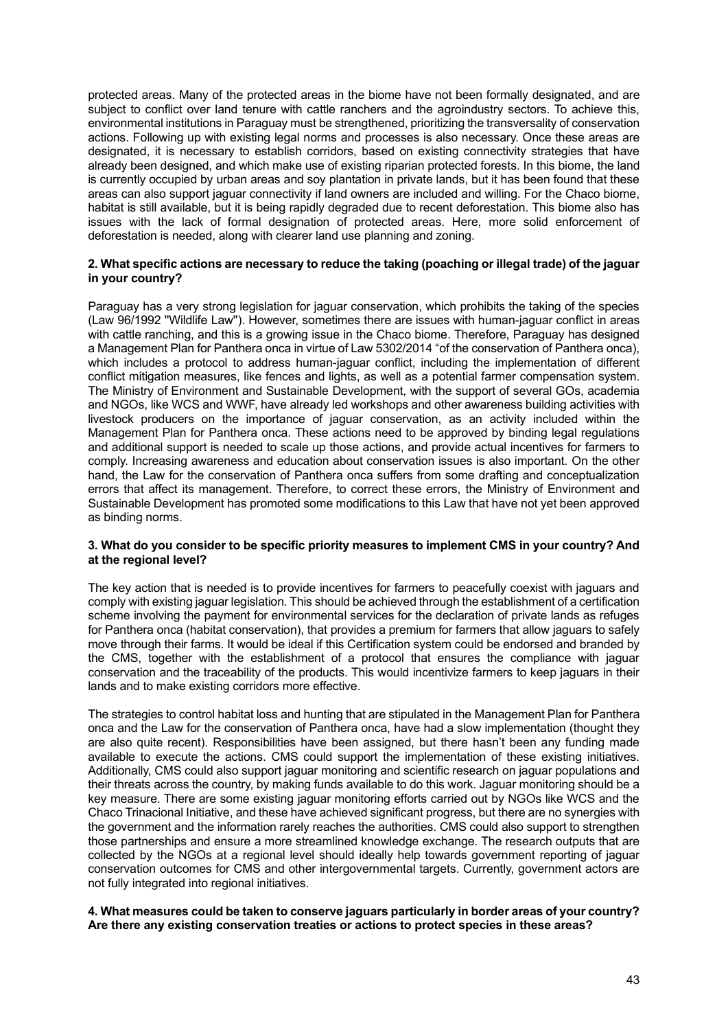protected areas. Many of the protected areas in the biome have not been formally designated, and are subject to conflict over land tenure with cattle ranchers and the agroindustry sectors. To achieve this, environmental institutions in Paraguay must be strengthened, prioritizing the transversality of conservation actions. Following up with existing legal norms and processes is also necessary. Once these areas are designated, it is necessary to establish corridors, based on existing connectivity strategies that have already been designed, and which make use of existing riparian protected forests. In this biome, the land is currently occupied by urban areas and soy plantation in private lands, but it has been found that these areas can also support jaguar connectivity if land owners are included and willing. For the Chaco biome, habitat is still available, but it is being rapidly degraded due to recent deforestation. This biome also has issues with the lack of formal designation of protected areas. Here, more solid enforcement of deforestation is needed, along with clearer land use planning and zoning.

**2. What specific actions are necessary to reduce the taking (poaching or illegal trade) of the jaguar in your country?**

Paraguay has a very strong legislation for jaguar conservation, which prohibits the taking of the species (Law 96/1992 "Wildlife Law"). However, sometimes there are issues with human-jaguar conflict in areas with cattle ranching, and this is a growing issue in the Chaco biome. Therefore, Paraguay has designed a Management Plan for Panthera onca in virtue of Law 5302/2014 "of the conservation of Panthera onca), which includes a protocol to address human-jaguar conflict, including the implementation of different conflict mitigation measures, like fences and lights, as well as a potential farmer compensation system. The Ministry of Environment and Sustainable Development, with the support of several GOs, academia and NGOs, like WCS and WWF, have already led workshops and other awareness building activities with livestock producers on the importance of jaguar conservation, as an activity included within the Management Plan for Panthera onca. These actions need to be approved by binding legal regulations and additional support is needed to scale up those actions, and provide actual incentives for farmers to comply. Increasing awareness and education about conservation issues is also important. On the other hand, the Law for the conservation of Panthera onca suffers from some drafting and conceptualization errors that affect its management. Therefore, to correct these errors, the Ministry of Environment and Sustainable Development has promoted some modifications to this Law that have not yet been approved as binding norms.

**3. What do you consider to be specific priority measures to implement CMS in your country? And at the regional level?**

The key action that is needed is to provide incentives for farmers to peacefully coexist with jaguars and comply with existing jaguar legislation. This should be achieved through the establishment of a certification scheme involving the payment for environmental services for the declaration of private lands as refuges for Panthera onca (habitat conservation), that provides a premium for farmers that allow jaguars to safely move through their farms. It would be ideal if this Certification system could be endorsed and branded by the CMS, together with the establishment of a protocol that ensures the compliance with jaguar conservation and the traceability of the products. This would incentivize farmers to keep jaguars in their lands and to make existing corridors more effective.

The strategies to control habitat loss and hunting that are stipulated in the Management Plan for Panthera onca and the Law for the conservation of Panthera onca, have had a slow implementation (thought they are also quite recent). Responsibilities have been assigned, but there hasn't been any funding made available to execute the actions. CMS could support the implementation of these existing initiatives. Additionally, CMS could also support jaguar monitoring and scientific research on jaguar populations and their threats across the country, by making funds available to do this work. Jaguar monitoring should be a key measure. There are some existing jaguar monitoring efforts carried out by NGOs like WCS and the Chaco Trinacional Initiative, and these have achieved significant progress, but there are no synergies with the government and the information rarely reaches the authorities. CMS could also support to strengthen those partnerships and ensure a more streamlined knowledge exchange. The research outputs that are collected by the NGOs at a regional level should ideally help towards government reporting of jaguar conservation outcomes for CMS and other intergovernmental targets. Currently, government actors are not fully integrated into regional initiatives.

**4. What measures could be taken to conserve jaguars particularly in border areas of your country? Are there any existing conservation treaties or actions to protect species in these areas?**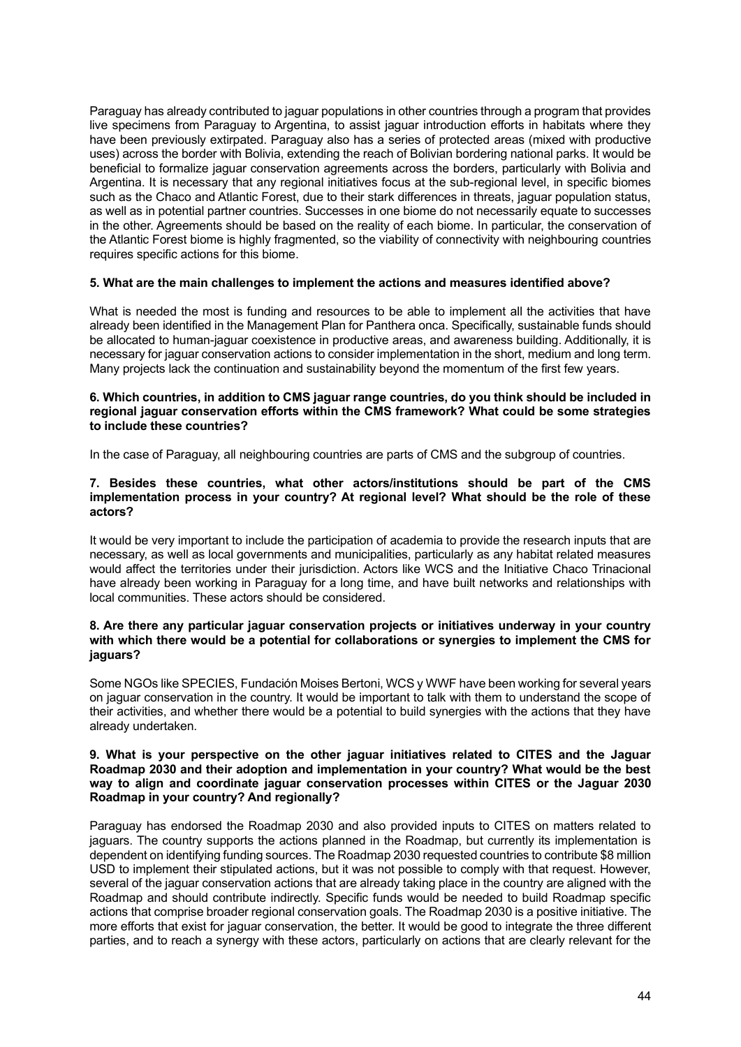Paraguay has already contributed to jaguar populations in other countries through a program that provides live specimens from Paraguay to Argentina, to assist jaguar introduction efforts in habitats where they have been previously extirpated. Paraguay also has a series of protected areas (mixed with productive uses) across the border with Bolivia, extending the reach of Bolivian bordering national parks. It would be beneficial to formalize jaguar conservation agreements across the borders, particularly with Bolivia and Argentina. It is necessary that any regional initiatives focus at the sub-regional level, in specific biomes such as the Chaco and Atlantic Forest, due to their stark differences in threats, jaguar population status, as well as in potential partner countries. Successes in one biome do not necessarily equate to successes in the other. Agreements should be based on the reality of each biome. In particular, the conservation of the Atlantic Forest biome is highly fragmented, so the viability of connectivity with neighbouring countries requires specific actions for this biome.

**5. What are the main challenges to implement the actions and measures identified above?**

What is needed the most is funding and resources to be able to implement all the activities that have already been identified in the Management Plan for Panthera onca. Specifically, sustainable funds should be allocated to human-jaguar coexistence in productive areas, and awareness building. Additionally, it is necessary for jaguar conservation actions to consider implementation in the short, medium and long term. Many projects lack the continuation and sustainability beyond the momentum of the first few years.

**6. Which countries, in addition to CMS jaguar range countries, do you think should be included in regional jaguar conservation efforts within the CMS framework? What could be some strategies to include these countries?**

In the case of Paraguay, all neighbouring countries are parts of CMS and the subgroup of countries.

**7. Besides these countries, what other actors/institutions should be part of the CMS implementation process in your country? At regional level? What should be the role of these actors?**

It would be very important to include the participation of academia to provide the research inputs that are necessary, as well as local governments and municipalities, particularly as any habitat related measures would affect the territories under their jurisdiction. Actors like WCS and the Initiative Chaco Trinacional have already been working in Paraguay for a long time, and have built networks and relationships with local communities. These actors should be considered.

**8. Are there any particular jaguar conservation projects or initiatives underway in your country with which there would be a potential for collaborations or synergies to implement the CMS for jaguars?**

Some NGOs like SPECIES, Fundación Moises Bertoni, WCS y WWF have been working for several years on jaguar conservation in the country. It would be important to talk with them to understand the scope of their activities, and whether there would be a potential to build synergies with the actions that they have already undertaken.

**9. What is your perspective on the other jaguar initiatives related to CITES and the Jaguar Roadmap 2030 and their adoption and implementation in your country? What would be the best way to align and coordinate jaguar conservation processes within CITES or the Jaguar 2030 Roadmap in your country? And regionally?**

Paraguay has endorsed the Roadmap 2030 and also provided inputs to CITES on matters related to jaguars. The country supports the actions planned in the Roadmap, but currently its implementation is dependent on identifying funding sources. The Roadmap 2030 requested countries to contribute \$8 million USD to implement their stipulated actions, but it was not possible to comply with that request. However, several of the jaguar conservation actions that are already taking place in the country are aligned with the Roadmap and should contribute indirectly. Specific funds would be needed to build Roadmap specific actions that comprise broader regional conservation goals. The Roadmap 2030 is a positive initiative. The more efforts that exist for jaguar conservation, the better. It would be good to integrate the three different parties, and to reach a synergy with these actors, particularly on actions that are clearly relevant for the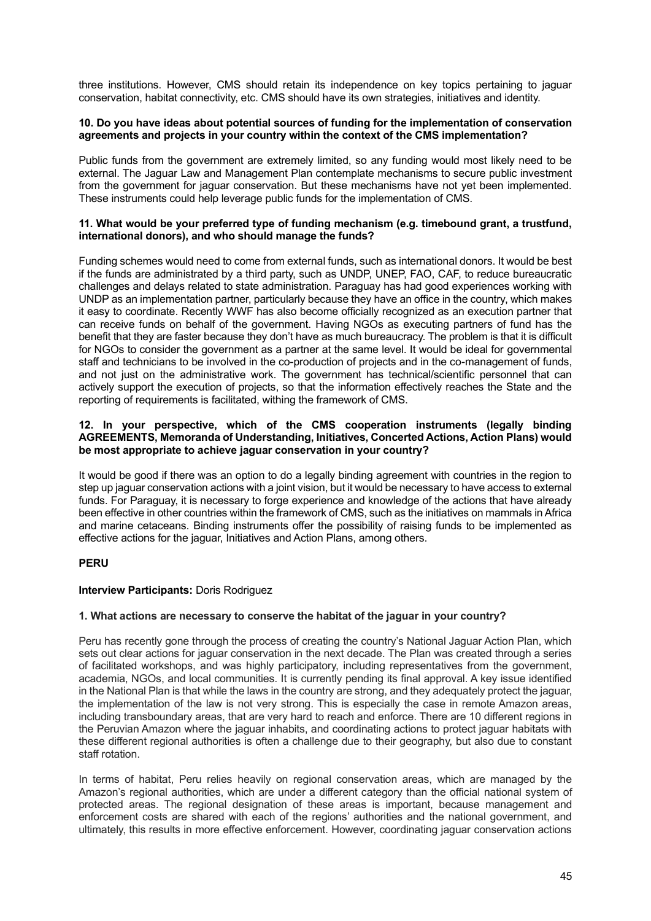three institutions. However, CMS should retain its independence on key topics pertaining to jaguar conservation, habitat connectivity, etc. CMS should have its own strategies, initiatives and identity.

**10. Do you have ideas about potential sources of funding for the implementation of conservation agreements and projects in your country within the context of the CMS implementation?**

Public funds from the government are extremely limited, so any funding would most likely need to be external. The Jaguar Law and Management Plan contemplate mechanisms to secure public investment from the government for jaguar conservation. But these mechanisms have not yet been implemented. These instruments could help leverage public funds for the implementation of CMS.

**11. What would be your preferred type of funding mechanism (e.g. timebound grant, a trustfund, international donors), and who should manage the funds?**

Funding schemes would need to come from external funds, such as international donors. It would be best if the funds are administrated by a third party, such as UNDP, UNEP, FAO, CAF, to reduce bureaucratic challenges and delays related to state administration. Paraguay has had good experiences working with UNDP as an implementation partner, particularly because they have an office in the country, which makes it easy to coordinate. Recently WWF has also become officially recognized as an execution partner that can receive funds on behalf of the government. Having NGOs as executing partners of fund has the benefit that they are faster because they don't have as much bureaucracy. The problem is that it is difficult for NGOs to consider the government as a partner at the same level. It would be ideal for governmental staff and technicians to be involved in the co-production of projects and in the co-management of funds, and not just on the administrative work. The government has technical/scientific personnel that can actively support the execution of projects, so that the information effectively reaches the State and the reporting of requirements is facilitated, withing the framework of CMS.

**12. In your perspective, which of the CMS cooperation instruments (legally binding AGREEMENTS, Memoranda of Understanding, Initiatives, Concerted Actions, Action Plans) would be most appropriate to achieve jaguar conservation in your country?**

It would be good if there was an option to do a legally binding agreement with countries in the region to step up jaguar conservation actions with a joint vision, but it would be necessary to have access to external funds. For Paraguay, it is necessary to forge experience and knowledge of the actions that have already been effective in other countries within the framework of CMS, such as the initiatives on mammals in Africa and marine cetaceans. Binding instruments offer the possibility of raising funds to be implemented as effective actions for the jaguar, Initiatives and Action Plans, among others.

**PERU**

**Interview Participants:** Doris Rodriguez

**1. What actions are necessary to conserve the habitat of the jaguar in your country?**

Peru has recently gone through the process of creating the country's National Jaguar Action Plan, which sets out clear actions for jaguar conservation in the next decade. The Plan was created through a series of facilitated workshops, and was highly participatory, including representatives from the government, academia, NGOs, and local communities. It is currently pending its final approval. A key issue identified in the National Plan is that while the laws in the country are strong, and they adequately protect the jaguar, the implementation of the law is not very strong. This is especially the case in remote Amazon areas, including transboundary areas, that are very hard to reach and enforce. There are 10 different regions in the Peruvian Amazon where the jaguar inhabits, and coordinating actions to protect jaguar habitats with these different regional authorities is often a challenge due to their geography, but also due to constant staff rotation.

In terms of habitat, Peru relies heavily on regional conservation areas, which are managed by the Amazon's regional authorities, which are under a different category than the official national system of protected areas. The regional designation of these areas is important, because management and enforcement costs are shared with each of the regions' authorities and the national government, and ultimately, this results in more effective enforcement. However, coordinating jaguar conservation actions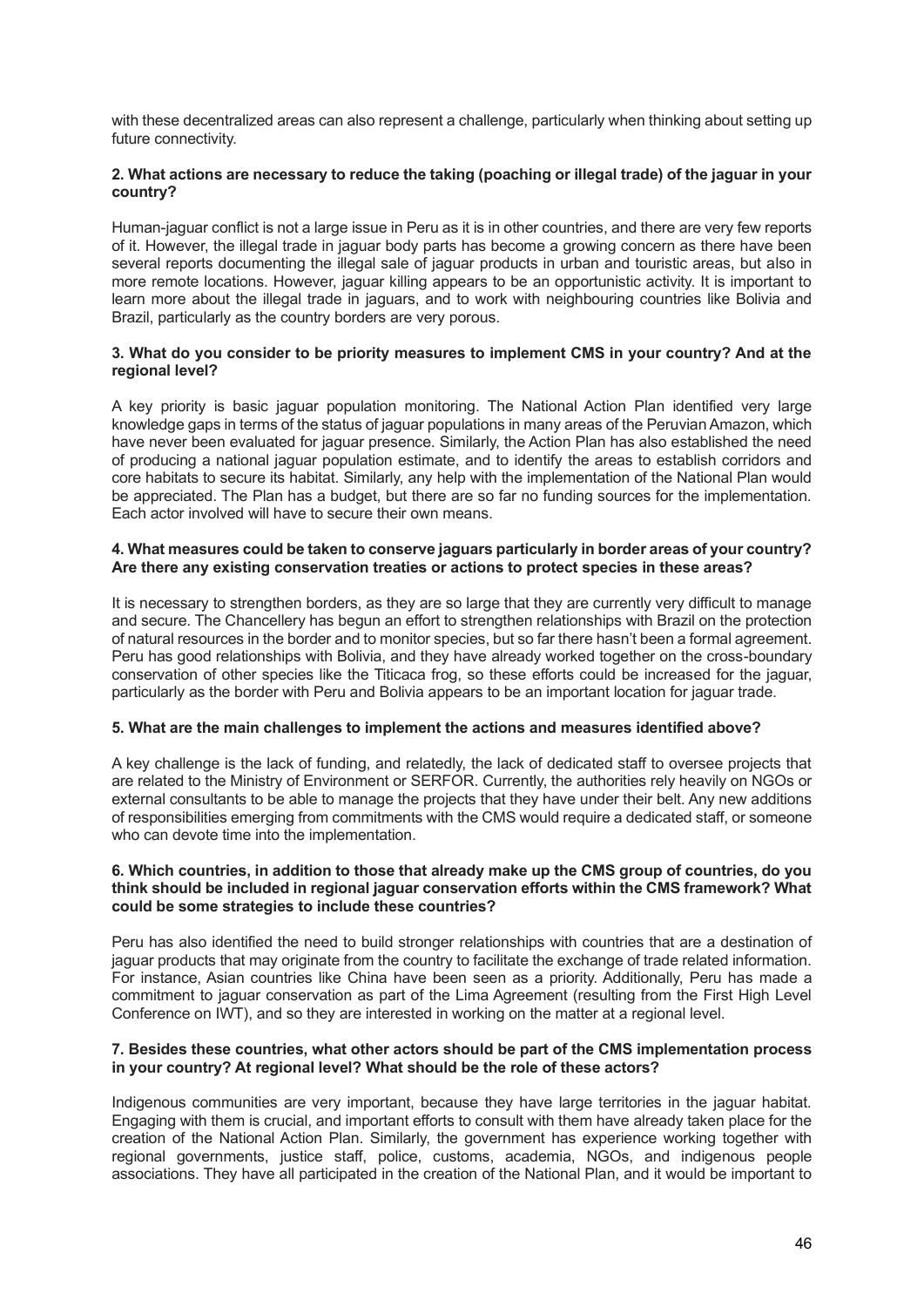with these decentralized areas can also represent a challenge, particularly when thinking about setting up future connectivity.

**2. What actions are necessary to reduce the taking (poaching or illegal trade) of the jaguar in your country?**

Human-jaguar conflict is not a large issue in Peru as it is in other countries, and there are very few reports of it. However, the illegal trade in jaguar body parts has become a growing concern as there have been several reports documenting the illegal sale of jaguar products in urban and touristic areas, but also in more remote locations. However, jaguar killing appears to be an opportunistic activity. It is important to learn more about the illegal trade in jaguars, and to work with neighbouring countries like Bolivia and Brazil, particularly as the country borders are very porous.

**3. What do you consider to be priority measures to implement CMS in your country? And at the regional level?**

A key priority is basic jaguar population monitoring. The National Action Plan identified very large knowledge gaps in terms of the status of jaguar populations in many areas of the Peruvian Amazon, which have never been evaluated for jaguar presence. Similarly, the Action Plan has also established the need of producing a national jaguar population estimate, and to identify the areas to establish corridors and core habitats to secure its habitat. Similarly, any help with the implementation of the National Plan would be appreciated. The Plan has a budget, but there are so far no funding sources for the implementation. Each actor involved will have to secure their own means.

**4. What measures could be taken to conserve jaguars particularly in border areas of your country? Are there any existing conservation treaties or actions to protect species in these areas?**

It is necessary to strengthen borders, as they are so large that they are currently very difficult to manage and secure. The Chancellery has begun an effort to strengthen relationships with Brazil on the protection of natural resources in the border and to monitor species, but so far there hasn't been a formal agreement. Peru has good relationships with Bolivia, and they have already worked together on the cross-boundary conservation of other species like the Titicaca frog, so these efforts could be increased for the jaguar, particularly as the border with Peru and Bolivia appears to be an important location for jaguar trade.

**5. What are the main challenges to implement the actions and measures identified above?**

A key challenge is the lack of funding, and relatedly, the lack of dedicated staff to oversee projects that are related to the Ministry of Environment or SERFOR. Currently, the authorities rely heavily on NGOs or external consultants to be able to manage the projects that they have under their belt. Any new additions of responsibilities emerging from commitments with the CMS would require a dedicated staff, or someone who can devote time into the implementation.

**6. Which countries, in addition to those that already make up the CMS group of countries, do you think should be included in regional jaguar conservation efforts within the CMS framework? What could be some strategies to include these countries?**

Peru has also identified the need to build stronger relationships with countries that are a destination of jaguar products that may originate from the country to facilitate the exchange of trade related information. For instance, Asian countries like China have been seen as a priority. Additionally, Peru has made a commitment to jaguar conservation as part of the Lima Agreement (resulting from the First High Level Conference on IWT), and so they are interested in working on the matter at a regional level.

**7. Besides these countries, what other actors should be part of the CMS implementation process in your country? At regional level? What should be the role of these actors?**

Indigenous communities are very important, because they have large territories in the jaguar habitat. Engaging with them is crucial, and important efforts to consult with them have already taken place for the creation of the National Action Plan. Similarly, the government has experience working together with regional governments, justice staff, police, customs, academia, NGOs, and indigenous people associations. They have all participated in the creation of the National Plan, and it would be important to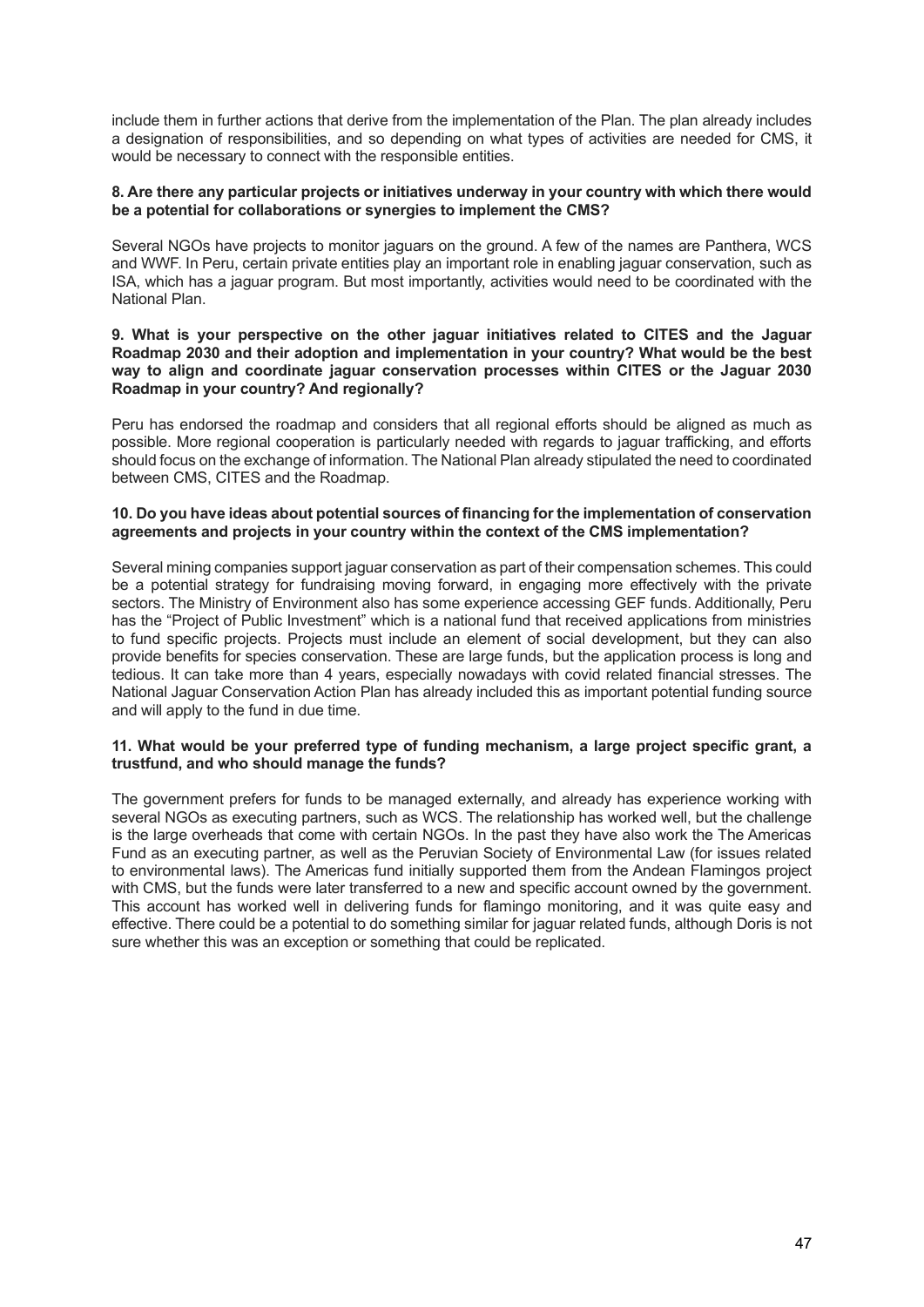include them in further actions that derive from the implementation of the Plan. The plan already includes a designation of responsibilities, and so depending on what types of activities are needed for CMS, it would be necessary to connect with the responsible entities.

**8. Are there any particular projects or initiatives underway in your country with which there would be a potential for collaborations or synergies to implement the CMS?**

Several NGOs have projects to monitor jaguars on the ground. A few of the names are Panthera, WCS and WWF. In Peru, certain private entities play an important role in enabling jaguar conservation, such as ISA, which has a jaguar program. But most importantly, activities would need to be coordinated with the National Plan.

**9. What is your perspective on the other jaguar initiatives related to CITES and the Jaguar Roadmap 2030 and their adoption and implementation in your country? What would be the best way to align and coordinate jaguar conservation processes within CITES or the Jaguar 2030 Roadmap in your country? And regionally?**

Peru has endorsed the roadmap and considers that all regional efforts should be aligned as much as possible. More regional cooperation is particularly needed with regards to jaguar trafficking, and efforts should focus on the exchange of information. The National Plan already stipulated the need to coordinated between CMS, CITES and the Roadmap.

**10. Do you have ideas about potential sources of financing for the implementation of conservation agreements and projects in your country within the context of the CMS implementation?**

Several mining companies support jaguar conservation as part of their compensation schemes. This could be a potential strategy for fundraising moving forward, in engaging more effectively with the private sectors. The Ministry of Environment also has some experience accessing GEF funds. Additionally, Peru has the "Project of Public Investment" which is a national fund that received applications from ministries to fund specific projects. Projects must include an element of social development, but they can also provide benefits for species conservation. These are large funds, but the application process is long and tedious. It can take more than 4 years, especially nowadays with covid related financial stresses. The National Jaguar Conservation Action Plan has already included this as important potential funding source and will apply to the fund in due time.

**11. What would be your preferred type of funding mechanism, a large project specific grant, a trustfund, and who should manage the funds?**

The government prefers for funds to be managed externally, and already has experience working with several NGOs as executing partners, such as WCS. The relationship has worked well, but the challenge is the large overheads that come with certain NGOs. In the past they have also work the The Americas Fund as an executing partner, as well as the Peruvian Society of Environmental Law (for issues related to environmental laws). The Americas fund initially supported them from the Andean Flamingos project with CMS, but the funds were later transferred to a new and specific account owned by the government. This account has worked well in delivering funds for flamingo monitoring, and it was quite easy and effective. There could be a potential to do something similar for jaguar related funds, although Doris is not sure whether this was an exception or something that could be replicated.